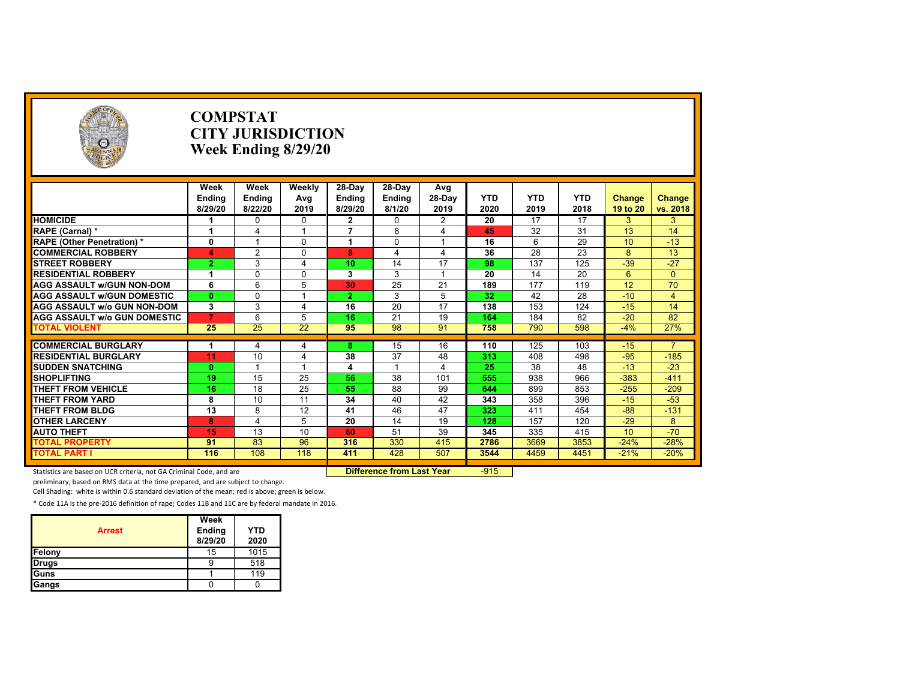# COMPSTAT
# CITY JURISDICTION
# Week Ending 8/29/20

| | Week Ending 8/29/20 | Week Ending 8/22/20 | Weekly Avg 2019 | 28-Day Ending 8/29/20 | 28-Day Ending 8/1/20 | Avg 28-Day 2019 | YTD 2020 | YTD 2019 | YTD 2018 | Change 19 to 20 | Change vs. 2018 |
|---|---|---|---|---|---|---|---|---|---|---|---|
| HOMICIDE | 1 | 0 | 0 | 2 | 0 | 2 | 20 | 17 | 17 | 3 | 3 |
| RAPE (Carnal) * | 1 | 4 | 1 | 7 | 8 | 4 | 45 | 32 | 31 | 13 | 14 |
| RAPE (Other Penetration) * | 0 | 1 | 0 | 1 | 0 | 1 | 16 | 6 | 29 | 10 | -13 |
| COMMERCIAL ROBBERY | 4 | 2 | 0 | 8 | 4 | 4 | 36 | 28 | 23 | 8 | 13 |
| STREET ROBBERY | 2 | 3 | 4 | 10 | 14 | 17 | 98 | 137 | 125 | -39 | -27 |
| RESIDENTIAL ROBBERY | 1 | 0 | 0 | 3 | 3 | 1 | 20 | 14 | 20 | 6 | 0 |
| AGG ASSAULT w/GUN NON-DOM | 6 | 6 | 5 | 30 | 25 | 21 | 189 | 177 | 119 | 12 | 70 |
| AGG ASSAULT w/GUN DOMESTIC | 0 | 0 | 1 | 2 | 3 | 5 | 32 | 42 | 28 | -10 | 4 |
| AGG ASSAULT w/o GUN NON-DOM | 3 | 3 | 4 | 16 | 20 | 17 | 138 | 153 | 124 | -15 | 14 |
| AGG ASSAULT w/o GUN DOMESTIC | 7 | 6 | 5 | 16 | 21 | 19 | 164 | 184 | 82 | -20 | 82 |
| TOTAL VIOLENT | 25 | 25 | 22 | 95 | 98 | 91 | 758 | 790 | 598 | -4% | 27% |
| COMMERCIAL BURGLARY | 1 | 4 | 4 | 8 | 15 | 16 | 110 | 125 | 103 | -15 | 7 |
| RESIDENTIAL BURGLARY | 11 | 10 | 4 | 38 | 37 | 48 | 313 | 408 | 498 | -95 | -185 |
| SUDDEN SNATCHING | 0 | 1 | 1 | 4 | 1 | 4 | 25 | 38 | 48 | -13 | -23 |
| SHOPLIFTING | 19 | 15 | 25 | 56 | 38 | 101 | 555 | 938 | 966 | -383 | -411 |
| THEFT FROM VEHICLE | 16 | 18 | 25 | 55 | 88 | 99 | 644 | 899 | 853 | -255 | -209 |
| THEFT FROM YARD | 8 | 10 | 11 | 34 | 40 | 42 | 343 | 358 | 396 | -15 | -53 |
| THEFT FROM BLDG | 13 | 8 | 12 | 41 | 46 | 47 | 323 | 411 | 454 | -88 | -131 |
| OTHER LARCENY | 8 | 4 | 5 | 20 | 14 | 19 | 128 | 157 | 120 | -29 | 8 |
| AUTO THEFT | 15 | 13 | 10 | 60 | 51 | 39 | 345 | 335 | 415 | 10 | -70 |
| TOTAL PROPERTY | 91 | 83 | 96 | 316 | 330 | 415 | 2786 | 3669 | 3853 | -24% | -28% |
| TOTAL PART I | 116 | 108 | 118 | 411 | 428 | 507 | 3544 | 4459 | 4451 | -21% | -20% |

**Difference from Last Year**: -915

Statistics are based on UCR criteria, not GA Criminal Code, and are preliminary, based on RMS data at the time prepared, and are subject to change.

Cell Shading: white is within 0.6 standard deviation of the mean; red is above; green is below.

* Code 11A is the pre-2016 definition of rape; Codes 11B and 11C are by federal mandate in 2016.

| Arrest | Week Ending 8/29/20 | YTD 2020 |
|---|---|---|
| Felony | 15 | 1015 |
| Drugs | 9 | 518 |
| Guns | 1 | 119 |
| Gangs | 0 | 0 |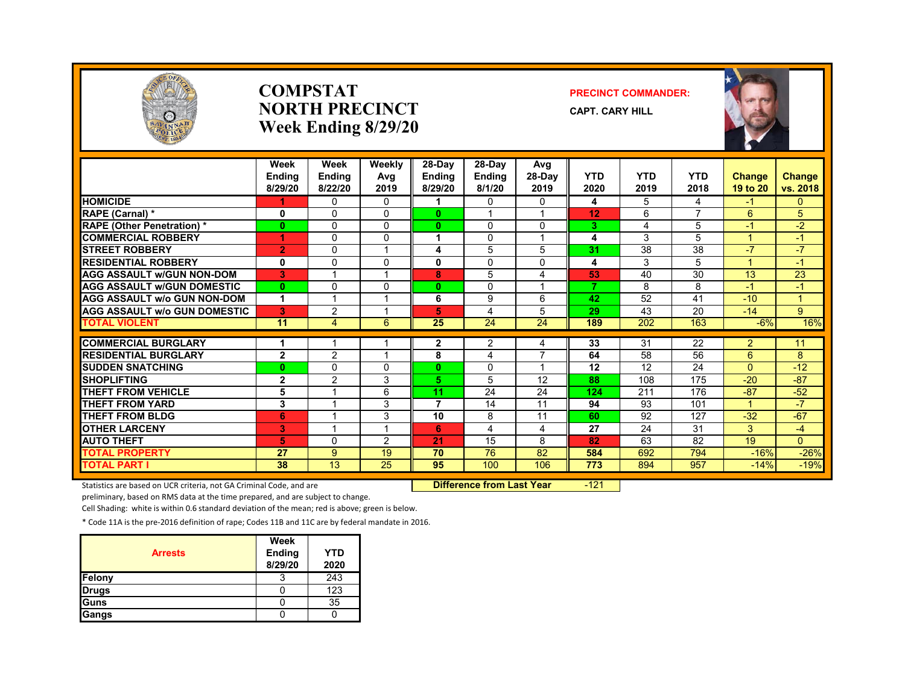# COMPSTAT
# NORTH PRECINCT
# Week Ending 8/29/20

**PRECINCT COMMANDER:**

**CAPT. CARY HILL**

| | Week Ending 8/29/20 | Week Ending 8/22/20 | Weekly Avg 2019 | 28-Day Ending 8/29/20 | 28-Day Ending 8/1/20 | Avg 28-Day 2019 | YTD 2020 | YTD 2019 | YTD 2018 | Change 19 to 20 | Change vs. 2018 |
|---|---|---|---|---|---|---|---|---|---|---|---|
| HOMICIDE | 1 | 0 | 0 | 1 | 0 | 0 | 4 | 5 | 4 | -1 | 0 |
| RAPE (Carnal) * | 0 | 0 | 0 | 0 | 1 | 1 | 12 | 6 | 7 | 6 | 5 |
| RAPE (Other Penetration) * | 0 | 0 | 0 | 0 | 0 | 0 | 3 | 4 | 5 | -1 | -2 |
| COMMERCIAL ROBBERY | 1 | 0 | 0 | 1 | 0 | 1 | 4 | 3 | 5 | 1 | -1 |
| STREET ROBBERY | 2 | 0 | 1 | 4 | 5 | 5 | 31 | 38 | 38 | -7 | -7 |
| RESIDENTIAL ROBBERY | 0 | 0 | 0 | 0 | 0 | 0 | 4 | 3 | 5 | 1 | -1 |
| AGG ASSAULT w/GUN NON-DOM | 3 | 1 | 1 | 8 | 5 | 4 | 53 | 40 | 30 | 13 | 23 |
| AGG ASSAULT w/GUN DOMESTIC | 0 | 0 | 0 | 0 | 0 | 1 | 7 | 8 | 8 | -1 | -1 |
| AGG ASSAULT w/o GUN NON-DOM | 1 | 1 | 1 | 6 | 9 | 6 | 42 | 52 | 41 | -10 | 1 |
| AGG ASSAULT w/o GUN DOMESTIC | 3 | 2 | 1 | 5 | 4 | 5 | 29 | 43 | 20 | -14 | 9 |
| TOTAL VIOLENT | 11 | 4 | 6 | 25 | 24 | 24 | 189 | 202 | 163 | -6% | 16% |
| COMMERCIAL BURGLARY | 1 | 1 | 1 | 2 | 2 | 4 | 33 | 31 | 22 | 2 | 11 |
| RESIDENTIAL BURGLARY | 2 | 2 | 1 | 8 | 4 | 7 | 64 | 58 | 56 | 6 | 8 |
| SUDDEN SNATCHING | 0 | 0 | 0 | 0 | 0 | 1 | 12 | 12 | 24 | 0 | -12 |
| SHOPLIFTING | 2 | 2 | 3 | 5 | 5 | 12 | 88 | 108 | 175 | -20 | -87 |
| THEFT FROM VEHICLE | 5 | 1 | 6 | 11 | 24 | 24 | 124 | 211 | 176 | -87 | -52 |
| THEFT FROM YARD | 3 | 1 | 3 | 7 | 14 | 11 | 94 | 93 | 101 | 1 | -7 |
| THEFT FROM BLDG | 6 | 1 | 3 | 10 | 8 | 11 | 60 | 92 | 127 | -32 | -67 |
| OTHER LARCENY | 3 | 1 | 1 | 6 | 4 | 4 | 27 | 24 | 31 | 3 | -4 |
| AUTO THEFT | 5 | 0 | 2 | 21 | 15 | 8 | 82 | 63 | 82 | 19 | 0 |
| TOTAL PROPERTY | 27 | 9 | 19 | 70 | 76 | 82 | 584 | 692 | 794 | -16% | -26% |
| TOTAL PART I | 38 | 13 | 25 | 95 | 100 | 106 | 773 | 894 | 957 | -14% | -19% |

**Difference from Last Year** -121

Statistics are based on UCR criteria, not GA Criminal Code, and are preliminary, based on RMS data at the time prepared, and are subject to change.

Cell Shading: white is within 0.6 standard deviation of the mean; red is above; green is below.

* Code 11A is the pre-2016 definition of rape; Codes 11B and 11C are by federal mandate in 2016.

| Arrests | Week Ending 8/29/20 | YTD 2020 |
|---|---|---|
| Felony | 3 | 243 |
| Drugs | 0 | 123 |
| Guns | 0 | 35 |
| Gangs | 0 | 0 |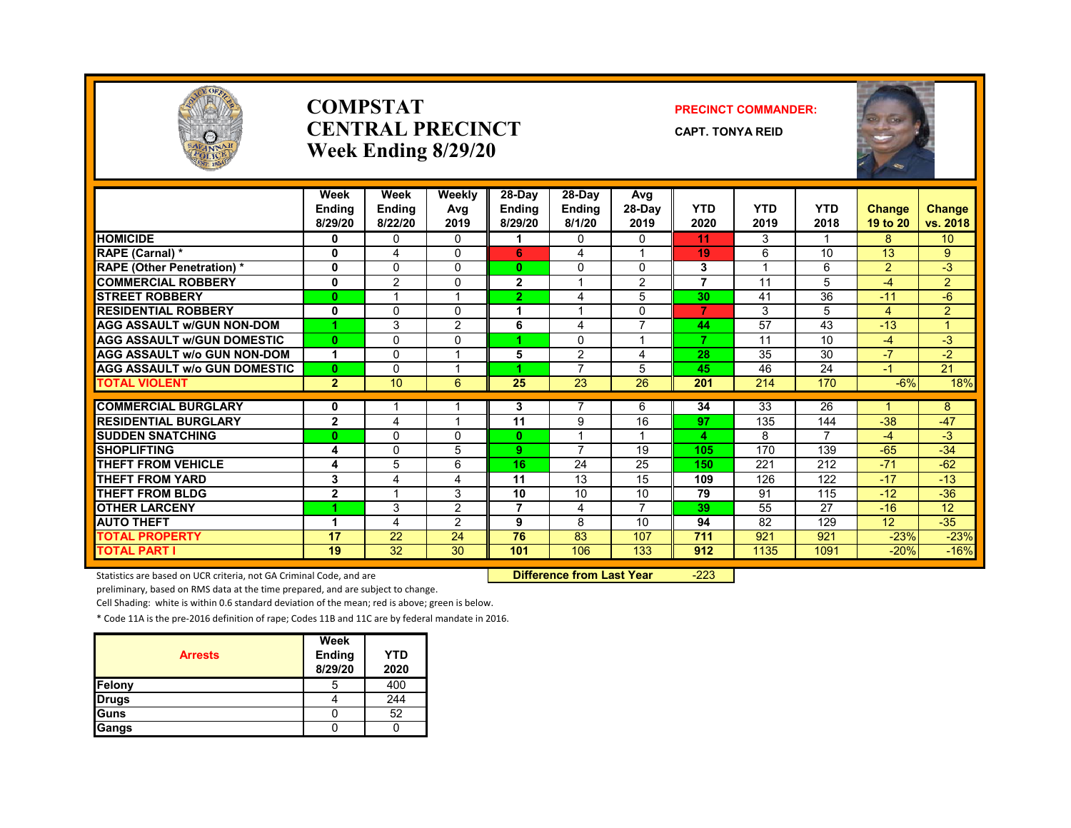# COMPSTAT CENTRAL PRECINCT Week Ending 8/29/20

**PRECINCT COMMANDER:**

**CAPT. TONYA REID**

| | Week Ending 8/29/20 | Week Ending 8/22/20 | Weekly Avg 2019 | 28-Day Ending 8/29/20 | 28-Day Ending 8/1/20 | Avg 28-Day 2019 | YTD 2020 | YTD 2019 | YTD 2018 | Change 19 to 20 | Change vs. 2018 |
|---|---|---|---|---|---|---|---|---|---|---|---|
| HOMICIDE | 0 | 0 | 0 | 1 | 0 | 0 | 11 | 3 | 1 | 8 | 10 |
| RAPE (Carnal) * | 0 | 4 | 0 | 6 | 4 | 1 | 19 | 6 | 10 | 13 | 9 |
| RAPE (Other Penetration) * | 0 | 0 | 0 | 0 | 0 | 0 | 3 | 1 | 6 | 2 | -3 |
| COMMERCIAL ROBBERY | 0 | 2 | 0 | 2 | 1 | 2 | 7 | 11 | 5 | -4 | 2 |
| STREET ROBBERY | 0 | 1 | 1 | 2 | 4 | 5 | 30 | 41 | 36 | -11 | -6 |
| RESIDENTIAL ROBBERY | 0 | 0 | 0 | 1 | 1 | 0 | 7 | 3 | 5 | 4 | 2 |
| AGG ASSAULT w/GUN NON-DOM | 1 | 3 | 2 | 6 | 4 | 7 | 44 | 57 | 43 | -13 | 1 |
| AGG ASSAULT w/GUN DOMESTIC | 0 | 0 | 0 | 1 | 0 | 1 | 7 | 11 | 10 | -4 | -3 |
| AGG ASSAULT w/o GUN NON-DOM | 1 | 0 | 1 | 5 | 2 | 4 | 28 | 35 | 30 | -7 | -2 |
| AGG ASSAULT w/o GUN DOMESTIC | 0 | 0 | 1 | 1 | 7 | 5 | 45 | 46 | 24 | -1 | 21 |
| TOTAL VIOLENT | 2 | 10 | 6 | 25 | 23 | 26 | 201 | 214 | 170 | -6% | 18% |
| COMMERCIAL BURGLARY | 0 | 1 | 1 | 3 | 7 | 6 | 34 | 33 | 26 | 1 | 8 |
| RESIDENTIAL BURGLARY | 2 | 4 | 1 | 11 | 9 | 16 | 97 | 135 | 144 | -38 | -47 |
| SUDDEN SNATCHING | 0 | 0 | 0 | 0 | 1 | 1 | 4 | 8 | 7 | -4 | -3 |
| SHOPLIFTING | 4 | 0 | 5 | 9 | 7 | 19 | 105 | 170 | 139 | -65 | -34 |
| THEFT FROM VEHICLE | 4 | 5 | 6 | 16 | 24 | 25 | 150 | 221 | 212 | -71 | -62 |
| THEFT FROM YARD | 3 | 4 | 4 | 11 | 13 | 15 | 109 | 126 | 122 | -17 | -13 |
| THEFT FROM BLDG | 2 | 1 | 3 | 10 | 10 | 10 | 79 | 91 | 115 | -12 | -36 |
| OTHER LARCENY | 1 | 3 | 2 | 7 | 4 | 7 | 39 | 55 | 27 | -16 | 12 |
| AUTO THEFT | 1 | 4 | 2 | 9 | 8 | 10 | 94 | 82 | 129 | 12 | -35 |
| TOTAL PROPERTY | 17 | 22 | 24 | 76 | 83 | 107 | 711 | 921 | 921 | -23% | -23% |
| TOTAL PART I | 19 | 32 | 30 | 101 | 106 | 133 | 912 | 1135 | 1091 | -20% | -16% |

**Difference from Last Year** -223

Statistics are based on UCR criteria, not GA Criminal Code, and are preliminary, based on RMS data at the time prepared, and are subject to change.

Cell Shading: white is within 0.6 standard deviation of the mean; red is above; green is below.

* Code 11A is the pre-2016 definition of rape; Codes 11B and 11C are by federal mandate in 2016.

| Arrests | Week Ending 8/29/20 | YTD 2020 |
|---|---|---|
| Felony | 5 | 400 |
| Drugs | 4 | 244 |
| Guns | 0 | 52 |
| Gangs | 0 | 0 |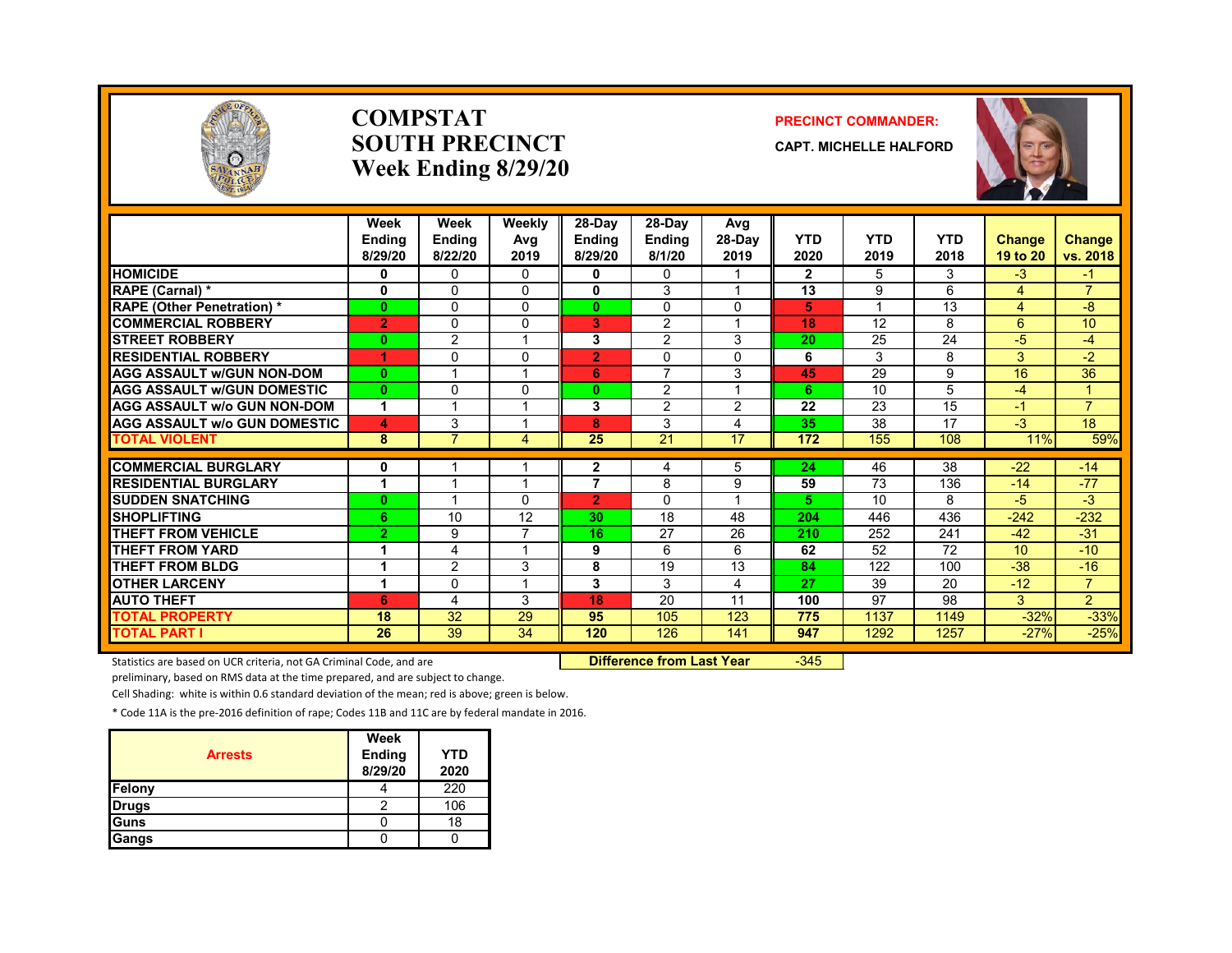# COMPSTAT SOUTH PRECINCT
## Week Ending 8/29/20

**PRECINCT COMMANDER:**
**CAPT. MICHELLE HALFORD**

| | Week Ending 8/29/20 | Week Ending 8/22/20 | Weekly Avg 2019 | 28-Day Ending 8/29/20 | 28-Day Ending 8/1/20 | Avg 28-Day 2019 | YTD 2020 | YTD 2019 | YTD 2018 | Change 19 to 20 | Change vs. 2018 |
|---|---|---|---|---|---|---|---|---|---|---|---|
| HOMICIDE | 0 | 0 | 0 | 0 | 0 | 1 | 2 | 5 | 3 | -3 | -1 |
| RAPE (Carnal) * | 0 | 0 | 0 | 0 | 3 | 1 | 13 | 9 | 6 | 4 | 7 |
| RAPE (Other Penetration) * | 0 | 0 | 0 | 0 | 0 | 0 | 5 | 1 | 13 | 4 | -8 |
| COMMERCIAL ROBBERY | 2 | 0 | 0 | 3 | 2 | 1 | 18 | 12 | 8 | 6 | 10 |
| STREET ROBBERY | 0 | 2 | 1 | 3 | 2 | 3 | 20 | 25 | 24 | -5 | -4 |
| RESIDENTIAL ROBBERY | 1 | 0 | 0 | 2 | 0 | 0 | 6 | 3 | 8 | 3 | -2 |
| AGG ASSAULT w/GUN NON-DOM | 0 | 1 | 1 | 6 | 7 | 3 | 45 | 29 | 9 | 16 | 36 |
| AGG ASSAULT w/GUN DOMESTIC | 0 | 0 | 0 | 0 | 2 | 1 | 6 | 10 | 5 | -4 | 1 |
| AGG ASSAULT w/o GUN NON-DOM | 1 | 1 | 1 | 3 | 2 | 2 | 22 | 23 | 15 | -1 | 7 |
| AGG ASSAULT w/o GUN DOMESTIC | 4 | 3 | 1 | 8 | 3 | 4 | 35 | 38 | 17 | -3 | 18 |
| TOTAL VIOLENT | 8 | 7 | 4 | 25 | 21 | 17 | 172 | 155 | 108 | 11% | 59% |
| COMMERCIAL BURGLARY | 0 | 1 | 1 | 2 | 4 | 5 | 24 | 46 | 38 | -22 | -14 |
| RESIDENTIAL BURGLARY | 1 | 1 | 1 | 7 | 8 | 9 | 59 | 73 | 136 | -14 | -77 |
| SUDDEN SNATCHING | 0 | 1 | 0 | 2 | 0 | 1 | 5 | 10 | 8 | -5 | -3 |
| SHOPLIFTING | 6 | 10 | 12 | 30 | 18 | 48 | 204 | 446 | 436 | -242 | -232 |
| THEFT FROM VEHICLE | 2 | 9 | 7 | 16 | 27 | 26 | 210 | 252 | 241 | -42 | -31 |
| THEFT FROM YARD | 1 | 4 | 1 | 9 | 6 | 6 | 62 | 52 | 72 | 10 | -10 |
| THEFT FROM BLDG | 1 | 2 | 3 | 8 | 19 | 13 | 84 | 122 | 100 | -38 | -16 |
| OTHER LARCENY | 1 | 0 | 1 | 3 | 3 | 4 | 27 | 39 | 20 | -12 | 7 |
| AUTO THEFT | 6 | 4 | 3 | 18 | 20 | 11 | 100 | 97 | 98 | 3 | 2 |
| TOTAL PROPERTY | 18 | 32 | 29 | 95 | 105 | 123 | 775 | 1137 | 1149 | -32% | -33% |
| TOTAL PART I | 26 | 39 | 34 | 120 | 126 | 141 | 947 | 1292 | 1257 | -27% | -25% |

**Difference from Last Year** -345

Statistics are based on UCR criteria, not GA Criminal Code, and are preliminary, based on RMS data at the time prepared, and are subject to change.

Cell Shading: white is within 0.6 standard deviation of the mean; red is above; green is below.

* Code 11A is the pre-2016 definition of rape; Codes 11B and 11C are by federal mandate in 2016.

| Arrests | Week Ending 8/29/20 | YTD 2020 |
|---|---|---|
| Felony | 4 | 220 |
| Drugs | 2 | 106 |
| Guns | 0 | 18 |
| Gangs | 0 | 0 |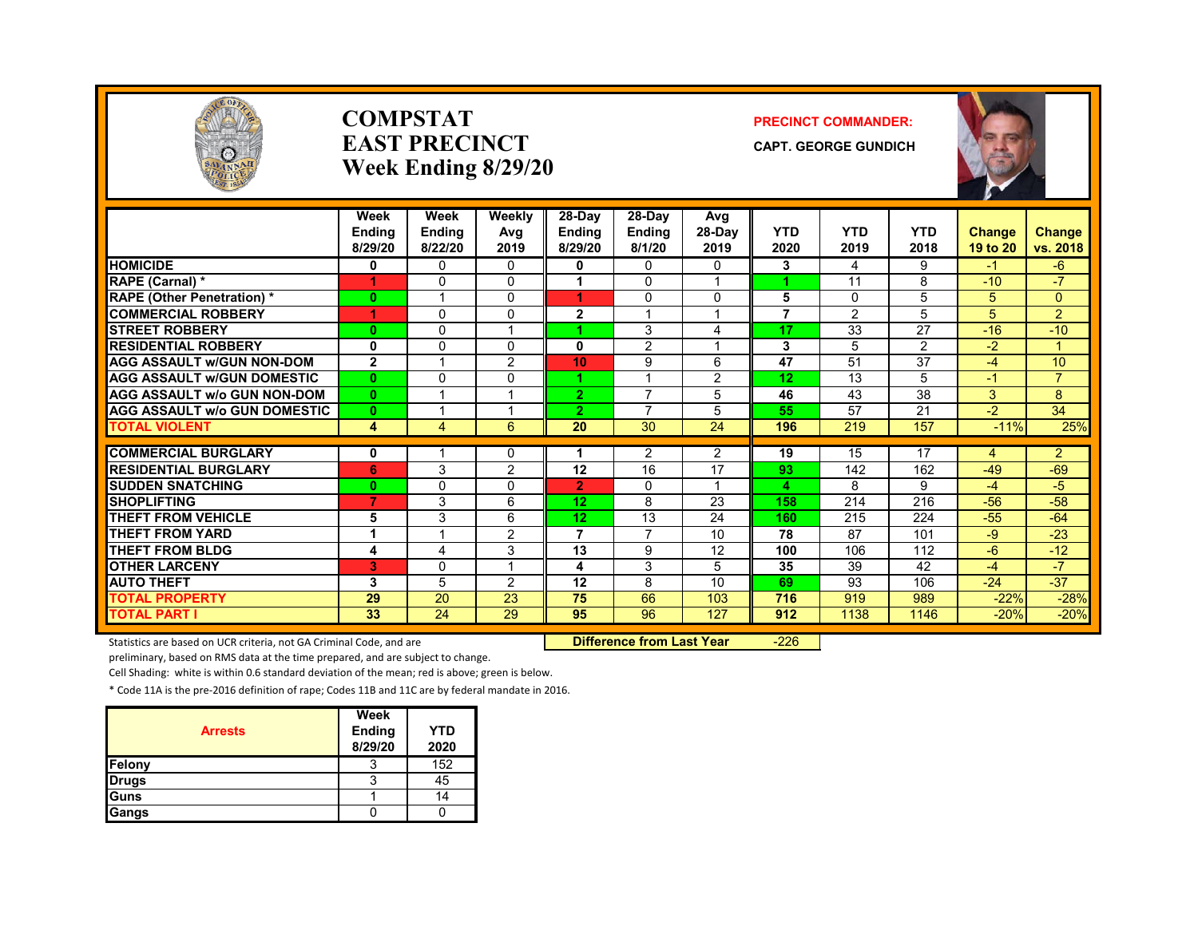# COMPSTAT
# EAST PRECINCT
# Week Ending 8/29/20

**PRECINCT COMMANDER:**

**CAPT. GEORGE GUNDICH**

| | Week Ending 8/29/20 | Week Ending 8/22/20 | Weekly Avg 2019 | 28-Day Ending 8/29/20 | 28-Day Ending 8/1/20 | Avg 28-Day 2019 | YTD 2020 | YTD 2019 | YTD 2018 | Change 19 to 20 | Change vs. 2018 |
|---|---|---|---|---|---|---|---|---|---|---|---|
| HOMICIDE | 0 | 0 | 0 | 0 | 0 | 0 | 3 | 4 | 9 | -1 | -6 |
| RAPE (Carnal) * | 1 | 0 | 0 | 1 | 0 | 1 | 1 | 11 | 8 | -10 | -7 |
| RAPE (Other Penetration) * | 0 | 1 | 0 | 1 | 0 | 0 | 5 | 0 | 5 | 5 | 0 |
| COMMERCIAL ROBBERY | 1 | 0 | 0 | 2 | 1 | 1 | 7 | 2 | 5 | 5 | 2 |
| STREET ROBBERY | 0 | 0 | 1 | 1 | 3 | 4 | 17 | 33 | 27 | -16 | -10 |
| RESIDENTIAL ROBBERY | 0 | 0 | 0 | 0 | 2 | 1 | 3 | 5 | 2 | -2 | 1 |
| AGG ASSAULT w/GUN NON-DOM | 2 | 1 | 2 | 10 | 9 | 6 | 47 | 51 | 37 | -4 | 10 |
| AGG ASSAULT w/GUN DOMESTIC | 0 | 0 | 0 | 1 | 1 | 2 | 12 | 13 | 5 | -1 | 7 |
| AGG ASSAULT w/o GUN NON-DOM | 0 | 1 | 1 | 2 | 7 | 5 | 46 | 43 | 38 | 3 | 8 |
| AGG ASSAULT w/o GUN DOMESTIC | 0 | 1 | 1 | 2 | 7 | 5 | 55 | 57 | 21 | -2 | 34 |
| TOTAL VIOLENT | 4 | 4 | 6 | 20 | 30 | 24 | 196 | 219 | 157 | -11% | 25% |
| COMMERCIAL BURGLARY | 0 | 1 | 0 | 1 | 2 | 2 | 19 | 15 | 17 | 4 | 2 |
| RESIDENTIAL BURGLARY | 6 | 3 | 2 | 12 | 16 | 17 | 93 | 142 | 162 | -49 | -69 |
| SUDDEN SNATCHING | 0 | 0 | 0 | 2 | 0 | 1 | 4 | 8 | 9 | -4 | -5 |
| SHOPLIFTING | 7 | 3 | 6 | 12 | 8 | 23 | 158 | 214 | 216 | -56 | -58 |
| THEFT FROM VEHICLE | 5 | 3 | 6 | 12 | 13 | 24 | 160 | 215 | 224 | -55 | -64 |
| THEFT FROM YARD | 1 | 1 | 2 | 7 | 7 | 10 | 78 | 87 | 101 | -9 | -23 |
| THEFT FROM BLDG | 4 | 4 | 3 | 13 | 9 | 12 | 100 | 106 | 112 | -6 | -12 |
| OTHER LARCENY | 3 | 0 | 1 | 4 | 3 | 5 | 35 | 39 | 42 | -4 | -7 |
| AUTO THEFT | 3 | 5 | 2 | 12 | 8 | 10 | 69 | 93 | 106 | -24 | -37 |
| TOTAL PROPERTY | 29 | 20 | 23 | 75 | 66 | 103 | 716 | 919 | 989 | -22% | -28% |
| TOTAL PART I | 33 | 24 | 29 | 95 | 96 | 127 | 912 | 1138 | 1146 | -20% | -20% |

**Difference from Last Year** -226

Statistics are based on UCR criteria, not GA Criminal Code, and are preliminary, based on RMS data at the time prepared, and are subject to change.

Cell Shading: white is within 0.6 standard deviation of the mean; red is above; green is below.

* Code 11A is the pre-2016 definition of rape; Codes 11B and 11C are by federal mandate in 2016.

| Arrests | Week Ending 8/29/20 | YTD 2020 |
|---|---|---|
| Felony | 3 | 152 |
| Drugs | 3 | 45 |
| Guns | 1 | 14 |
| Gangs | 0 | 0 |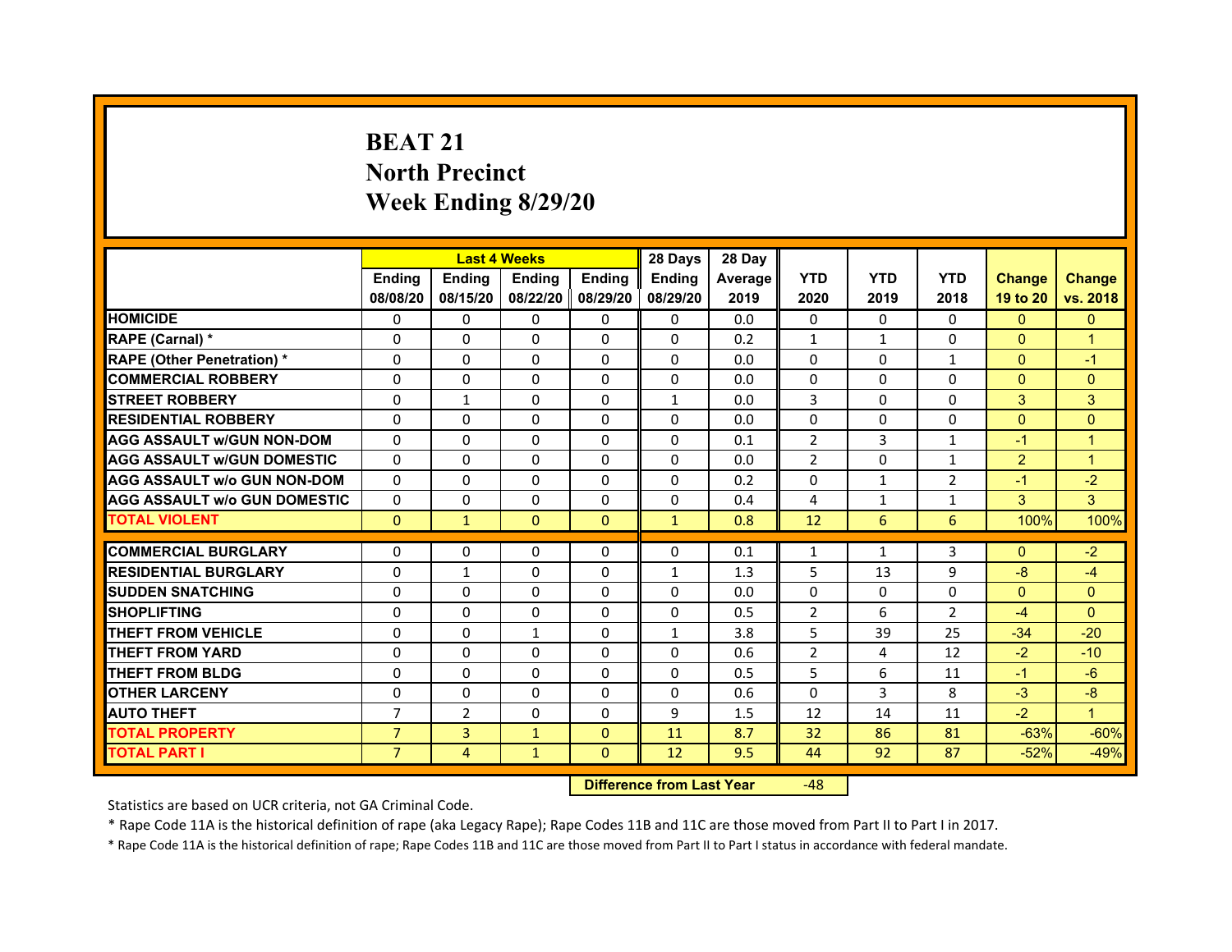# BEAT 21
## North Precinct
## Week Ending 8/29/20

| | Last 4 Weeks | | | | 28 Days | 28 Day | | | | | |
|---|---|---|---|---|---|---|---|---|---|---|---|
| | Ending 08/08/20 | Ending 08/15/20 | Ending 08/22/20 | Ending 08/29/20 | Ending 08/29/20 | Average 2019 | YTD 2020 | YTD 2019 | YTD 2018 | Change 19 to 20 | Change vs. 2018 |
| HOMICIDE | 0 | 0 | 0 | 0 | 0 | 0.0 | 0 | 0 | 0 | 0 | 0 |
| RAPE (Carnal) * | 0 | 0 | 0 | 0 | 0 | 0.2 | 1 | 1 | 0 | 0 | 1 |
| RAPE (Other Penetration) * | 0 | 0 | 0 | 0 | 0 | 0.0 | 0 | 0 | 1 | 0 | -1 |
| COMMERCIAL ROBBERY | 0 | 0 | 0 | 0 | 0 | 0.0 | 0 | 0 | 0 | 0 | 0 |
| STREET ROBBERY | 0 | 1 | 0 | 0 | 1 | 0.0 | 3 | 0 | 0 | 3 | 3 |
| RESIDENTIAL ROBBERY | 0 | 0 | 0 | 0 | 0 | 0.0 | 0 | 0 | 0 | 0 | 0 |
| AGG ASSAULT w/GUN NON-DOM | 0 | 0 | 0 | 0 | 0 | 0.1 | 2 | 3 | 1 | -1 | 1 |
| AGG ASSAULT w/GUN DOMESTIC | 0 | 0 | 0 | 0 | 0 | 0.0 | 2 | 0 | 1 | 2 | 1 |
| AGG ASSAULT w/o GUN NON-DOM | 0 | 0 | 0 | 0 | 0 | 0.2 | 0 | 1 | 2 | -1 | -2 |
| AGG ASSAULT w/o GUN DOMESTIC | 0 | 0 | 0 | 0 | 0 | 0.4 | 4 | 1 | 1 | 3 | 3 |
| TOTAL VIOLENT | 0 | 1 | 0 | 0 | 1 | 0.8 | 12 | 6 | 6 | 100% | 100% |
| COMMERCIAL BURGLARY | 0 | 0 | 0 | 0 | 0 | 0.1 | 1 | 1 | 3 | 0 | -2 |
| RESIDENTIAL BURGLARY | 0 | 1 | 0 | 0 | 1 | 1.3 | 5 | 13 | 9 | -8 | -4 |
| SUDDEN SNATCHING | 0 | 0 | 0 | 0 | 0 | 0.0 | 0 | 0 | 0 | 0 | 0 |
| SHOPLIFTING | 0 | 0 | 0 | 0 | 0 | 0.5 | 2 | 6 | 2 | -4 | 0 |
| THEFT FROM VEHICLE | 0 | 0 | 1 | 0 | 1 | 3.8 | 5 | 39 | 25 | -34 | -20 |
| THEFT FROM YARD | 0 | 0 | 0 | 0 | 0 | 0.6 | 2 | 4 | 12 | -2 | -10 |
| THEFT FROM BLDG | 0 | 0 | 0 | 0 | 0 | 0.5 | 5 | 6 | 11 | -1 | -6 |
| OTHER LARCENY | 0 | 0 | 0 | 0 | 0 | 0.6 | 0 | 3 | 8 | -3 | -8 |
| AUTO THEFT | 7 | 2 | 0 | 0 | 9 | 1.5 | 12 | 14 | 11 | -2 | 1 |
| TOTAL PROPERTY | 7 | 3 | 1 | 0 | 11 | 8.7 | 32 | 86 | 81 | -63% | -60% |
| TOTAL PART I | 7 | 4 | 1 | 0 | 12 | 9.5 | 44 | 92 | 87 | -52% | -49% |

| Difference from Last Year | -48 |
|---|---|

Statistics are based on UCR criteria, not GA Criminal Code.

* Rape Code 11A is the historical definition of rape (aka Legacy Rape); Rape Codes 11B and 11C are those moved from Part II to Part I in 2017.

* Rape Code 11A is the historical definition of rape; Rape Codes 11B and 11C are those moved from Part II to Part I status in accordance with federal mandate.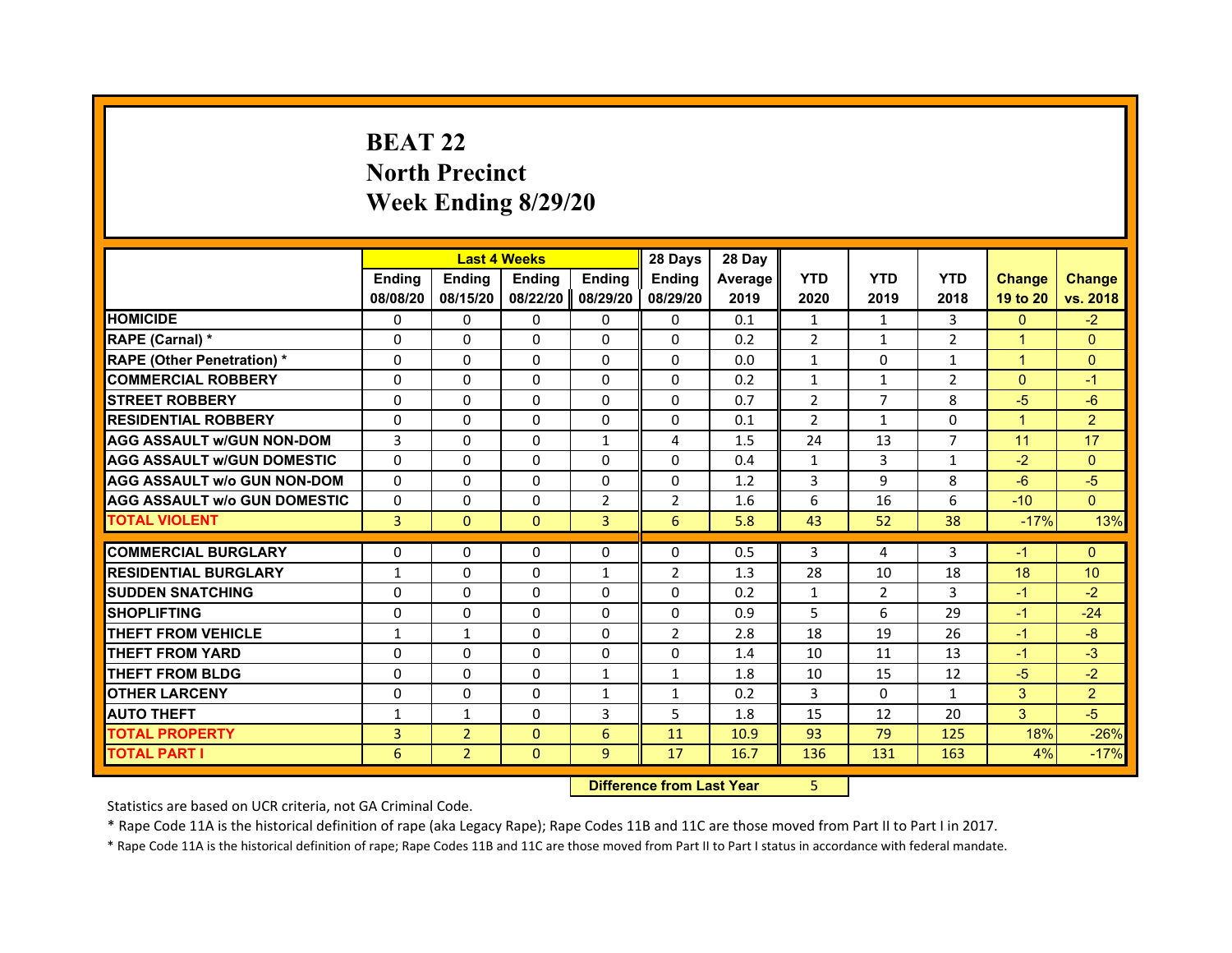# BEAT 22
## North Precinct
## Week Ending 8/29/20

| | Last 4 Weeks | | | | 28 Days | 28 Day | | | | | |
|---|---|---|---|---|---|---|---|---|---|---|---|
| | Ending 08/08/20 | Ending 08/15/20 | Ending 08/22/20 | Ending 08/29/20 | Ending 08/29/20 | Average 2019 | YTD 2020 | YTD 2019 | YTD 2018 | Change 19 to 20 | Change vs. 2018 |
| HOMICIDE | 0 | 0 | 0 | 0 | 0 | 0.1 | 1 | 1 | 3 | 0 | -2 |
| RAPE (Carnal) * | 0 | 0 | 0 | 0 | 0 | 0.2 | 2 | 1 | 2 | 1 | 0 |
| RAPE (Other Penetration) * | 0 | 0 | 0 | 0 | 0 | 0.0 | 1 | 0 | 1 | 1 | 0 |
| COMMERCIAL ROBBERY | 0 | 0 | 0 | 0 | 0 | 0.2 | 1 | 1 | 2 | 0 | -1 |
| STREET ROBBERY | 0 | 0 | 0 | 0 | 0 | 0.7 | 2 | 7 | 8 | -5 | -6 |
| RESIDENTIAL ROBBERY | 0 | 0 | 0 | 0 | 0 | 0.1 | 2 | 1 | 0 | 1 | 2 |
| AGG ASSAULT w/GUN NON-DOM | 3 | 0 | 0 | 1 | 4 | 1.5 | 24 | 13 | 7 | 11 | 17 |
| AGG ASSAULT w/GUN DOMESTIC | 0 | 0 | 0 | 0 | 0 | 0.4 | 1 | 3 | 1 | -2 | 0 |
| AGG ASSAULT w/o GUN NON-DOM | 0 | 0 | 0 | 0 | 0 | 1.2 | 3 | 9 | 8 | -6 | -5 |
| AGG ASSAULT w/o GUN DOMESTIC | 0 | 0 | 0 | 2 | 2 | 1.6 | 6 | 16 | 6 | -10 | 0 |
| TOTAL VIOLENT | 3 | 0 | 0 | 3 | 6 | 5.8 | 43 | 52 | 38 | -17% | 13% |
| COMMERCIAL BURGLARY | 0 | 0 | 0 | 0 | 0 | 0.5 | 3 | 4 | 3 | -1 | 0 |
| RESIDENTIAL BURGLARY | 1 | 0 | 0 | 1 | 2 | 1.3 | 28 | 10 | 18 | 18 | 10 |
| SUDDEN SNATCHING | 0 | 0 | 0 | 0 | 0 | 0.2 | 1 | 2 | 3 | -1 | -2 |
| SHOPLIFTING | 0 | 0 | 0 | 0 | 0 | 0.9 | 5 | 6 | 29 | -1 | -24 |
| THEFT FROM VEHICLE | 1 | 1 | 0 | 0 | 2 | 2.8 | 18 | 19 | 26 | -1 | -8 |
| THEFT FROM YARD | 0 | 0 | 0 | 0 | 0 | 1.4 | 10 | 11 | 13 | -1 | -3 |
| THEFT FROM BLDG | 0 | 0 | 0 | 1 | 1 | 1.8 | 10 | 15 | 12 | -5 | -2 |
| OTHER LARCENY | 0 | 0 | 0 | 1 | 1 | 0.2 | 3 | 0 | 1 | 3 | 2 |
| AUTO THEFT | 1 | 1 | 0 | 3 | 5 | 1.8 | 15 | 12 | 20 | 3 | -5 |
| TOTAL PROPERTY | 3 | 2 | 0 | 6 | 11 | 10.9 | 93 | 79 | 125 | 18% | -26% |
| TOTAL PART I | 6 | 2 | 0 | 9 | 17 | 16.7 | 136 | 131 | 163 | 4% | -17% |

| Difference from Last Year | 5 |
|---|---|

Statistics are based on UCR criteria, not GA Criminal Code.

* Rape Code 11A is the historical definition of rape (aka Legacy Rape); Rape Codes 11B and 11C are those moved from Part II to Part I in 2017.

* Rape Code 11A is the historical definition of rape; Rape Codes 11B and 11C are those moved from Part II to Part I status in accordance with federal mandate.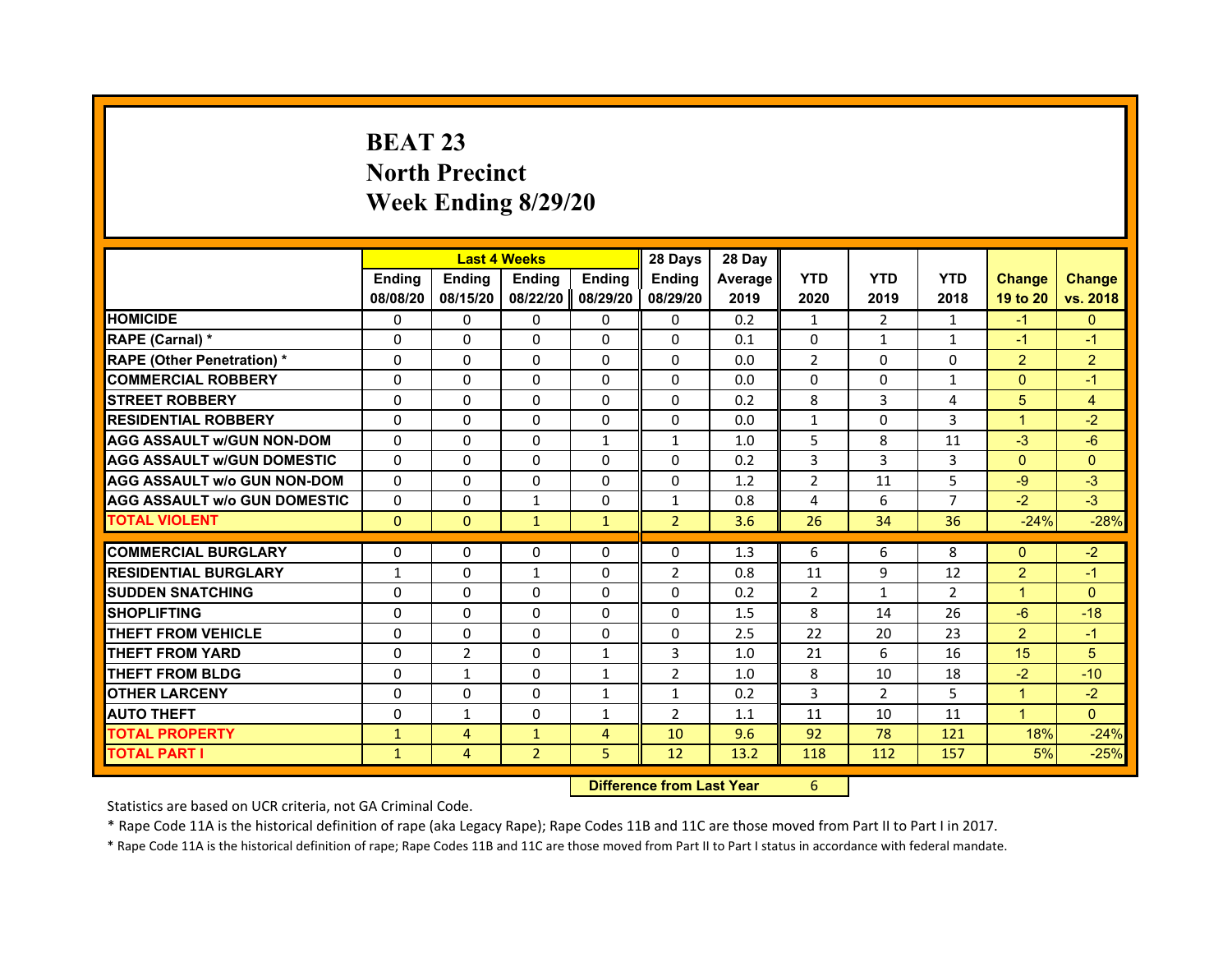# BEAT 23
## North Precinct
## Week Ending 8/29/20

| | Last 4 Weeks | | | | 28 Days | 28 Day | | | | | |
|---|---|---|---|---|---|---|---|---|---|---|---|
| | Ending 08/08/20 | Ending 08/15/20 | Ending 08/22/20 | Ending 08/29/20 | Ending 08/29/20 | Average 2019 | YTD 2020 | YTD 2019 | YTD 2018 | Change 19 to 20 | Change vs. 2018 |
| HOMICIDE | 0 | 0 | 0 | 0 | 0 | 0.2 | 1 | 2 | 1 | -1 | 0 |
| RAPE (Carnal) * | 0 | 0 | 0 | 0 | 0 | 0.1 | 0 | 1 | 1 | -1 | -1 |
| RAPE (Other Penetration) * | 0 | 0 | 0 | 0 | 0 | 0.0 | 2 | 0 | 0 | 2 | 2 |
| COMMERCIAL ROBBERY | 0 | 0 | 0 | 0 | 0 | 0.0 | 0 | 0 | 1 | 0 | -1 |
| STREET ROBBERY | 0 | 0 | 0 | 0 | 0 | 0.2 | 8 | 3 | 4 | 5 | 4 |
| RESIDENTIAL ROBBERY | 0 | 0 | 0 | 0 | 0 | 0.0 | 1 | 0 | 3 | 1 | -2 |
| AGG ASSAULT w/GUN NON-DOM | 0 | 0 | 0 | 1 | 1 | 1.0 | 5 | 8 | 11 | -3 | -6 |
| AGG ASSAULT w/GUN DOMESTIC | 0 | 0 | 0 | 0 | 0 | 0.2 | 3 | 3 | 3 | 0 | 0 |
| AGG ASSAULT w/o GUN NON-DOM | 0 | 0 | 0 | 0 | 0 | 1.2 | 2 | 11 | 5 | -9 | -3 |
| AGG ASSAULT w/o GUN DOMESTIC | 0 | 0 | 1 | 0 | 1 | 0.8 | 4 | 6 | 7 | -2 | -3 |
| TOTAL VIOLENT | 0 | 0 | 1 | 1 | 2 | 3.6 | 26 | 34 | 36 | -24% | -28% |
| COMMERCIAL BURGLARY | 0 | 0 | 0 | 0 | 0 | 1.3 | 6 | 6 | 8 | 0 | -2 |
| RESIDENTIAL BURGLARY | 1 | 0 | 1 | 0 | 2 | 0.8 | 11 | 9 | 12 | 2 | -1 |
| SUDDEN SNATCHING | 0 | 0 | 0 | 0 | 0 | 0.2 | 2 | 1 | 2 | 1 | 0 |
| SHOPLIFTING | 0 | 0 | 0 | 0 | 0 | 1.5 | 8 | 14 | 26 | -6 | -18 |
| THEFT FROM VEHICLE | 0 | 0 | 0 | 0 | 0 | 2.5 | 22 | 20 | 23 | 2 | -1 |
| THEFT FROM YARD | 0 | 2 | 0 | 1 | 3 | 1.0 | 21 | 6 | 16 | 15 | 5 |
| THEFT FROM BLDG | 0 | 1 | 0 | 1 | 2 | 1.0 | 8 | 10 | 18 | -2 | -10 |
| OTHER LARCENY | 0 | 0 | 0 | 1 | 1 | 0.2 | 3 | 2 | 5 | 1 | -2 |
| AUTO THEFT | 0 | 1 | 0 | 1 | 2 | 1.1 | 11 | 10 | 11 | 1 | 0 |
| TOTAL PROPERTY | 1 | 4 | 1 | 4 | 10 | 9.6 | 92 | 78 | 121 | 18% | -24% |
| TOTAL PART I | 1 | 4 | 2 | 5 | 12 | 13.2 | 118 | 112 | 157 | 5% | -25% |

**Difference from Last Year** 6

Statistics are based on UCR criteria, not GA Criminal Code.

* Rape Code 11A is the historical definition of rape (aka Legacy Rape); Rape Codes 11B and 11C are those moved from Part II to Part I in 2017.

* Rape Code 11A is the historical definition of rape; Rape Codes 11B and 11C are those moved from Part II to Part I status in accordance with federal mandate.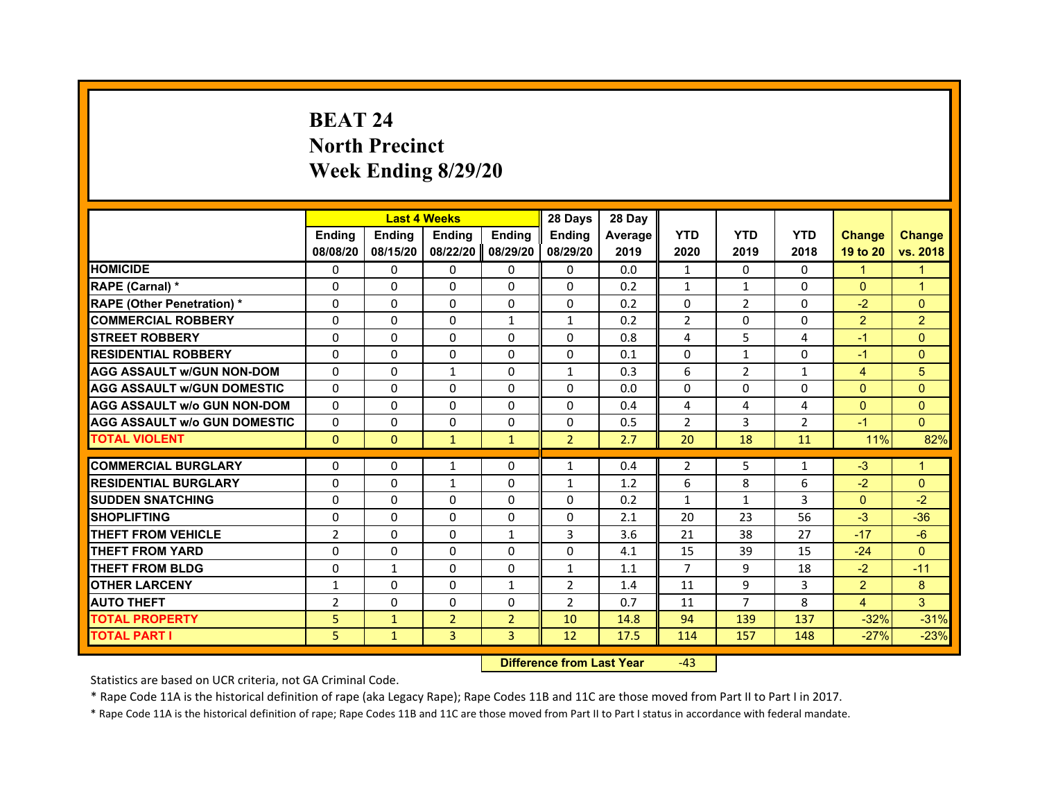# BEAT 24
## North Precinct
## Week Ending 8/29/20

| | Last 4 Weeks | | | | 28 Days | 28 Day | | | | | |
|---|---|---|---|---|---|---|---|---|---|---|---|
| | Ending 08/08/20 | Ending 08/15/20 | Ending 08/22/20 | Ending 08/29/20 | Ending 08/29/20 | Average 2019 | YTD 2020 | YTD 2019 | YTD 2018 | Change 19 to 20 | Change vs. 2018 |
| HOMICIDE | 0 | 0 | 0 | 0 | 0 | 0.0 | 1 | 0 | 0 | 1 | 1 |
| RAPE (Carnal) * | 0 | 0 | 0 | 0 | 0 | 0.2 | 1 | 1 | 0 | 0 | 1 |
| RAPE (Other Penetration) * | 0 | 0 | 0 | 0 | 0 | 0.2 | 0 | 2 | 0 | -2 | 0 |
| COMMERCIAL ROBBERY | 0 | 0 | 0 | 1 | 1 | 0.2 | 2 | 0 | 0 | 2 | 2 |
| STREET ROBBERY | 0 | 0 | 0 | 0 | 0 | 0.8 | 4 | 5 | 4 | -1 | 0 |
| RESIDENTIAL ROBBERY | 0 | 0 | 0 | 0 | 0 | 0.1 | 0 | 1 | 0 | -1 | 0 |
| AGG ASSAULT w/GUN NON-DOM | 0 | 0 | 1 | 0 | 1 | 0.3 | 6 | 2 | 1 | 4 | 5 |
| AGG ASSAULT w/GUN DOMESTIC | 0 | 0 | 0 | 0 | 0 | 0.0 | 0 | 0 | 0 | 0 | 0 |
| AGG ASSAULT w/o GUN NON-DOM | 0 | 0 | 0 | 0 | 0 | 0.4 | 4 | 4 | 4 | 0 | 0 |
| AGG ASSAULT w/o GUN DOMESTIC | 0 | 0 | 0 | 0 | 0 | 0.5 | 2 | 3 | 2 | -1 | 0 |
| TOTAL VIOLENT | 0 | 0 | 1 | 1 | 2 | 2.7 | 20 | 18 | 11 | 11% | 82% |
| COMMERCIAL BURGLARY | 0 | 0 | 1 | 0 | 1 | 0.4 | 2 | 5 | 1 | -3 | 1 |
| RESIDENTIAL BURGLARY | 0 | 0 | 1 | 0 | 1 | 1.2 | 6 | 8 | 6 | -2 | 0 |
| SUDDEN SNATCHING | 0 | 0 | 0 | 0 | 0 | 0.2 | 1 | 1 | 3 | 0 | -2 |
| SHOPLIFTING | 0 | 0 | 0 | 0 | 0 | 2.1 | 20 | 23 | 56 | -3 | -36 |
| THEFT FROM VEHICLE | 2 | 0 | 0 | 1 | 3 | 3.6 | 21 | 38 | 27 | -17 | -6 |
| THEFT FROM YARD | 0 | 0 | 0 | 0 | 0 | 4.1 | 15 | 39 | 15 | -24 | 0 |
| THEFT FROM BLDG | 0 | 1 | 0 | 0 | 1 | 1.1 | 7 | 9 | 18 | -2 | -11 |
| OTHER LARCENY | 1 | 0 | 0 | 1 | 2 | 1.4 | 11 | 9 | 3 | 2 | 8 |
| AUTO THEFT | 2 | 0 | 0 | 0 | 2 | 0.7 | 11 | 7 | 8 | 4 | 3 |
| TOTAL PROPERTY | 5 | 1 | 2 | 2 | 10 | 14.8 | 94 | 139 | 137 | -32% | -31% |
| TOTAL PART I | 5 | 1 | 3 | 3 | 12 | 17.5 | 114 | 157 | 148 | -27% | -23% |

| Difference from Last Year | -43 |
|---|---|

Statistics are based on UCR criteria, not GA Criminal Code.

* Rape Code 11A is the historical definition of rape (aka Legacy Rape); Rape Codes 11B and 11C are those moved from Part II to Part I in 2017.

* Rape Code 11A is the historical definition of rape; Rape Codes 11B and 11C are those moved from Part II to Part I status in accordance with federal mandate.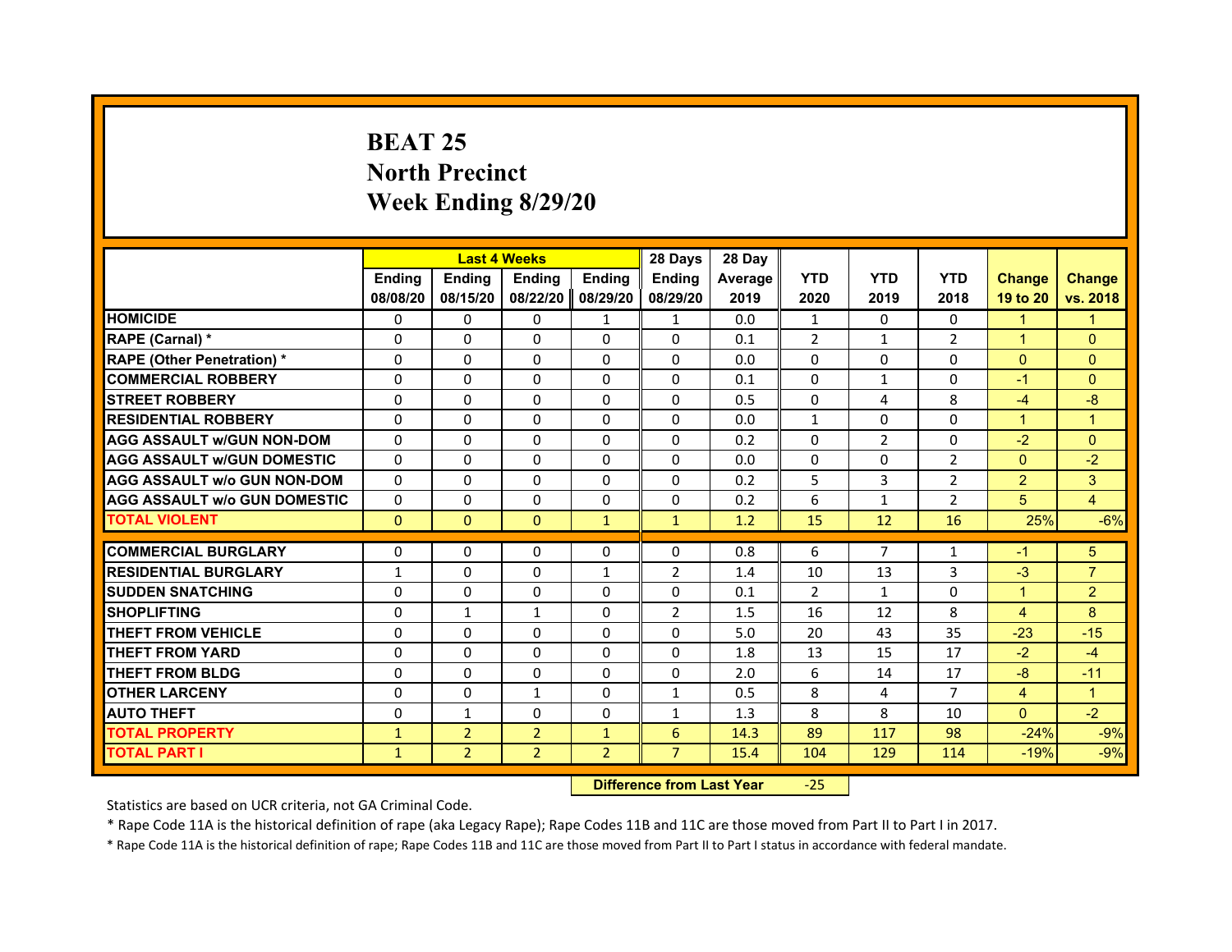# BEAT 25
## North Precinct
## Week Ending 8/29/20

| | Last 4 Weeks | | | | 28 Days | 28 Day | | | | | |
|---|---|---|---|---|---|---|---|---|---|---|---|
| | Ending 08/08/20 | Ending 08/15/20 | Ending 08/22/20 | Ending 08/29/20 | Ending 08/29/20 | Average 2019 | YTD 2020 | YTD 2019 | YTD 2018 | Change 19 to 20 | Change vs. 2018 |
| HOMICIDE | 0 | 0 | 0 | 1 | 1 | 0.0 | 1 | 0 | 0 | 1 | 1 |
| RAPE (Carnal) * | 0 | 0 | 0 | 0 | 0 | 0.1 | 2 | 1 | 2 | 1 | 0 |
| RAPE (Other Penetration) * | 0 | 0 | 0 | 0 | 0 | 0.0 | 0 | 0 | 0 | 0 | 0 |
| COMMERCIAL ROBBERY | 0 | 0 | 0 | 0 | 0 | 0.1 | 0 | 1 | 0 | -1 | 0 |
| STREET ROBBERY | 0 | 0 | 0 | 0 | 0 | 0.5 | 0 | 4 | 8 | -4 | -8 |
| RESIDENTIAL ROBBERY | 0 | 0 | 0 | 0 | 0 | 0.0 | 1 | 0 | 0 | 1 | 1 |
| AGG ASSAULT w/GUN NON-DOM | 0 | 0 | 0 | 0 | 0 | 0.2 | 0 | 2 | 0 | -2 | 0 |
| AGG ASSAULT w/GUN DOMESTIC | 0 | 0 | 0 | 0 | 0 | 0.0 | 0 | 0 | 2 | 0 | -2 |
| AGG ASSAULT w/o GUN NON-DOM | 0 | 0 | 0 | 0 | 0 | 0.2 | 5 | 3 | 2 | 2 | 3 |
| AGG ASSAULT w/o GUN DOMESTIC | 0 | 0 | 0 | 0 | 0 | 0.2 | 6 | 1 | 2 | 5 | 4 |
| TOTAL VIOLENT | 0 | 0 | 0 | 1 | 1 | 1.2 | 15 | 12 | 16 | 25% | -6% |
| COMMERCIAL BURGLARY | 0 | 0 | 0 | 0 | 0 | 0.8 | 6 | 7 | 1 | -1 | 5 |
| RESIDENTIAL BURGLARY | 1 | 0 | 0 | 1 | 2 | 1.4 | 10 | 13 | 3 | -3 | 7 |
| SUDDEN SNATCHING | 0 | 0 | 0 | 0 | 0 | 0.1 | 2 | 1 | 0 | 1 | 2 |
| SHOPLIFTING | 0 | 1 | 1 | 0 | 2 | 1.5 | 16 | 12 | 8 | 4 | 8 |
| THEFT FROM VEHICLE | 0 | 0 | 0 | 0 | 0 | 5.0 | 20 | 43 | 35 | -23 | -15 |
| THEFT FROM YARD | 0 | 0 | 0 | 0 | 0 | 1.8 | 13 | 15 | 17 | -2 | -4 |
| THEFT FROM BLDG | 0 | 0 | 0 | 0 | 0 | 2.0 | 6 | 14 | 17 | -8 | -11 |
| OTHER LARCENY | 0 | 0 | 1 | 0 | 1 | 0.5 | 8 | 4 | 7 | 4 | 1 |
| AUTO THEFT | 0 | 1 | 0 | 0 | 1 | 1.3 | 8 | 8 | 10 | 0 | -2 |
| TOTAL PROPERTY | 1 | 2 | 2 | 1 | 6 | 14.3 | 89 | 117 | 98 | -24% | -9% |
| TOTAL PART I | 1 | 2 | 2 | 2 | 7 | 15.4 | 104 | 129 | 114 | -19% | -9% |

**Difference from Last Year** -25

Statistics are based on UCR criteria, not GA Criminal Code.

* Rape Code 11A is the historical definition of rape (aka Legacy Rape); Rape Codes 11B and 11C are those moved from Part II to Part I in 2017.

* Rape Code 11A is the historical definition of rape; Rape Codes 11B and 11C are those moved from Part II to Part I status in accordance with federal mandate.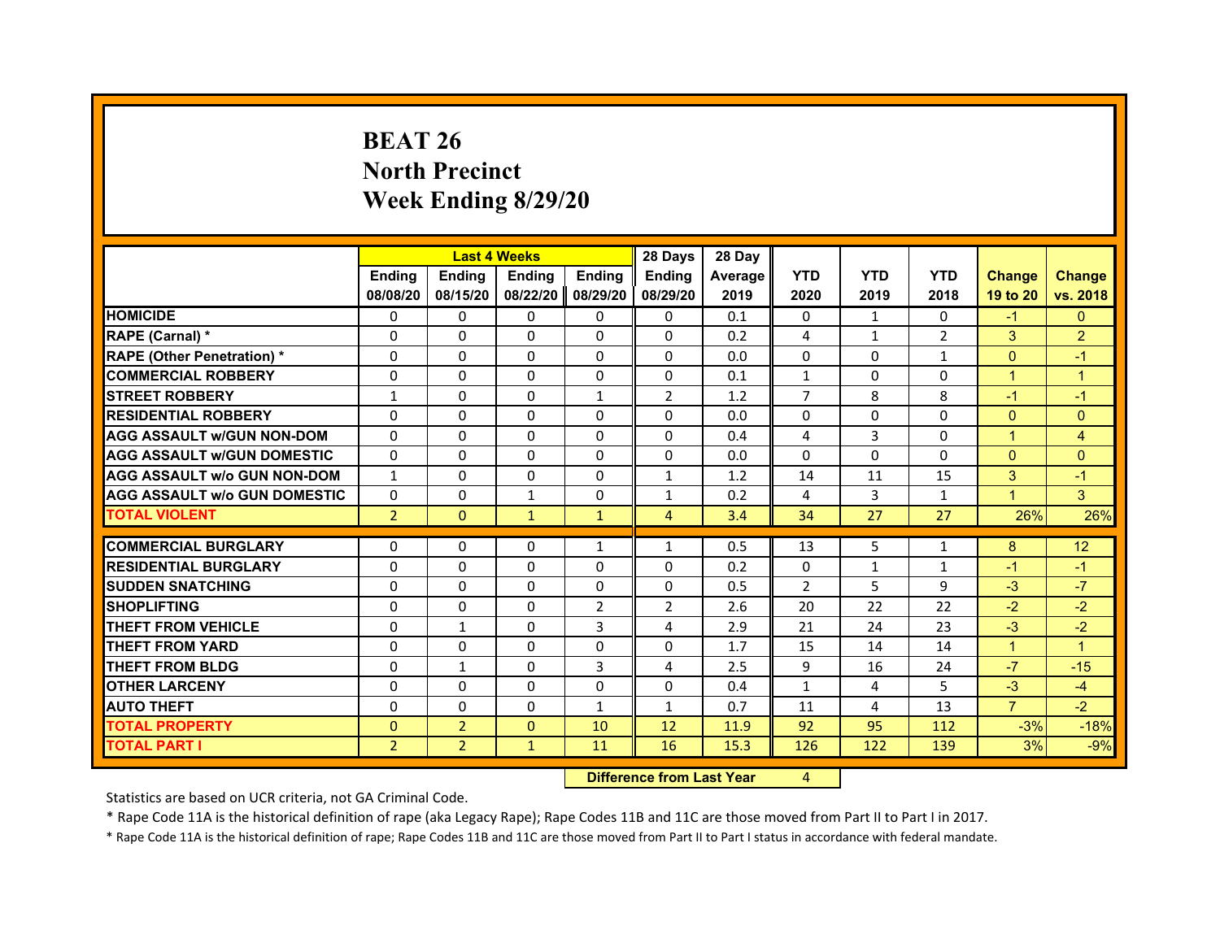# BEAT 26
# North Precinct
# Week Ending 8/29/20

| | Last 4 Weeks | | | | 28 Days | 28 Day | | | | | |
|---|---|---|---|---|---|---|---|---|---|---|---|
| | Ending 08/08/20 | Ending 08/15/20 | Ending 08/22/20 | Ending 08/29/20 | Ending 08/29/20 | Average 2019 | YTD 2020 | YTD 2019 | YTD 2018 | Change 19 to 20 | Change vs. 2018 |
| HOMICIDE | 0 | 0 | 0 | 0 | 0 | 0.1 | 0 | 1 | 0 | -1 | 0 |
| RAPE (Carnal) * | 0 | 0 | 0 | 0 | 0 | 0.2 | 4 | 1 | 2 | 3 | 2 |
| RAPE (Other Penetration) * | 0 | 0 | 0 | 0 | 0 | 0.0 | 0 | 0 | 1 | 0 | -1 |
| COMMERCIAL ROBBERY | 0 | 0 | 0 | 0 | 0 | 0.1 | 1 | 0 | 0 | 1 | 1 |
| STREET ROBBERY | 1 | 0 | 0 | 1 | 2 | 1.2 | 7 | 8 | 8 | -1 | -1 |
| RESIDENTIAL ROBBERY | 0 | 0 | 0 | 0 | 0 | 0.0 | 0 | 0 | 0 | 0 | 0 |
| AGG ASSAULT w/GUN NON-DOM | 0 | 0 | 0 | 0 | 0 | 0.4 | 4 | 3 | 0 | 1 | 4 |
| AGG ASSAULT w/GUN DOMESTIC | 0 | 0 | 0 | 0 | 0 | 0.0 | 0 | 0 | 0 | 0 | 0 |
| AGG ASSAULT w/o GUN NON-DOM | 1 | 0 | 0 | 0 | 1 | 1.2 | 14 | 11 | 15 | 3 | -1 |
| AGG ASSAULT w/o GUN DOMESTIC | 0 | 0 | 1 | 0 | 1 | 0.2 | 4 | 3 | 1 | 1 | 3 |
| TOTAL VIOLENT | 2 | 0 | 1 | 1 | 4 | 3.4 | 34 | 27 | 27 | 26% | 26% |
| COMMERCIAL BURGLARY | 0 | 0 | 0 | 1 | 1 | 0.5 | 13 | 5 | 1 | 8 | 12 |
| RESIDENTIAL BURGLARY | 0 | 0 | 0 | 0 | 0 | 0.2 | 0 | 1 | 1 | -1 | -1 |
| SUDDEN SNATCHING | 0 | 0 | 0 | 0 | 0 | 0.5 | 2 | 5 | 9 | -3 | -7 |
| SHOPLIFTING | 0 | 0 | 0 | 2 | 2 | 2.6 | 20 | 22 | 22 | -2 | -2 |
| THEFT FROM VEHICLE | 0 | 1 | 0 | 3 | 4 | 2.9 | 21 | 24 | 23 | -3 | -2 |
| THEFT FROM YARD | 0 | 0 | 0 | 0 | 0 | 1.7 | 15 | 14 | 14 | 1 | 1 |
| THEFT FROM BLDG | 0 | 1 | 0 | 3 | 4 | 2.5 | 9 | 16 | 24 | -7 | -15 |
| OTHER LARCENY | 0 | 0 | 0 | 0 | 0 | 0.4 | 1 | 4 | 5 | -3 | -4 |
| AUTO THEFT | 0 | 0 | 0 | 1 | 1 | 0.7 | 11 | 4 | 13 | 7 | -2 |
| TOTAL PROPERTY | 0 | 2 | 0 | 10 | 12 | 11.9 | 92 | 95 | 112 | -3% | -18% |
| TOTAL PART I | 2 | 2 | 1 | 11 | 16 | 15.3 | 126 | 122 | 139 | 3% | -9% |

**Difference from Last Year** 4

Statistics are based on UCR criteria, not GA Criminal Code.

* Rape Code 11A is the historical definition of rape (aka Legacy Rape); Rape Codes 11B and 11C are those moved from Part II to Part I in 2017.

* Rape Code 11A is the historical definition of rape; Rape Codes 11B and 11C are those moved from Part II to Part I status in accordance with federal mandate.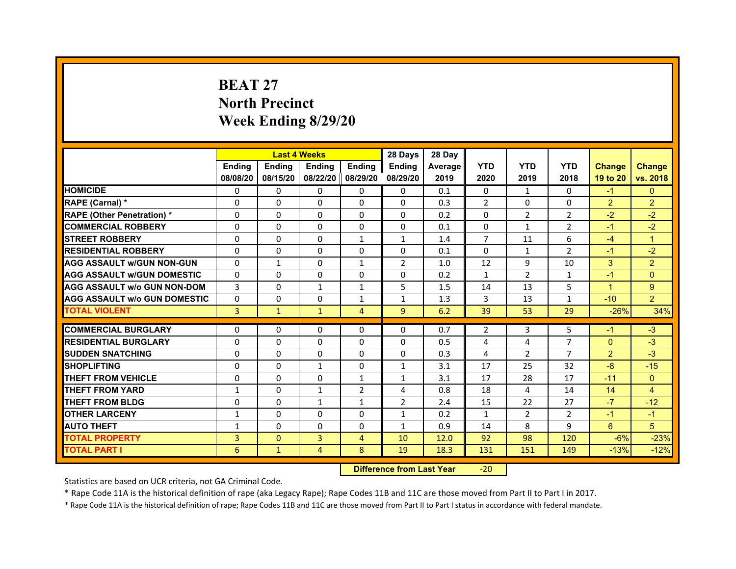# BEAT 27
# North Precinct
# Week Ending 8/29/20

| | Last 4 Weeks | | | | 28 Days | 28 Day | | | | | |
|---|---|---|---|---|---|---|---|---|---|---|---|
| | Ending 08/08/20 | Ending 08/15/20 | Ending 08/22/20 | Ending 08/29/20 | Ending 08/29/20 | Average 2019 | YTD 2020 | YTD 2019 | YTD 2018 | Change 19 to 20 | Change vs. 2018 |
| HOMICIDE | 0 | 0 | 0 | 0 | 0 | 0.1 | 0 | 1 | 0 | -1 | 0 |
| RAPE (Carnal) * | 0 | 0 | 0 | 0 | 0 | 0.3 | 2 | 0 | 0 | 2 | 2 |
| RAPE (Other Penetration) * | 0 | 0 | 0 | 0 | 0 | 0.2 | 0 | 2 | 2 | -2 | -2 |
| COMMERCIAL ROBBERY | 0 | 0 | 0 | 0 | 0 | 0.1 | 0 | 1 | 2 | -1 | -2 |
| STREET ROBBERY | 0 | 0 | 0 | 1 | 1 | 1.4 | 7 | 11 | 6 | -4 | 1 |
| RESIDENTIAL ROBBERY | 0 | 0 | 0 | 0 | 0 | 0.1 | 0 | 1 | 2 | -1 | -2 |
| AGG ASSAULT w/GUN NON-GUN | 0 | 1 | 0 | 1 | 2 | 1.0 | 12 | 9 | 10 | 3 | 2 |
| AGG ASSAULT w/GUN DOMESTIC | 0 | 0 | 0 | 0 | 0 | 0.2 | 1 | 2 | 1 | -1 | 0 |
| AGG ASSAULT w/o GUN NON-DOM | 3 | 0 | 1 | 1 | 5 | 1.5 | 14 | 13 | 5 | 1 | 9 |
| AGG ASSAULT w/o GUN DOMESTIC | 0 | 0 | 0 | 1 | 1 | 1.3 | 3 | 13 | 1 | -10 | 2 |
| TOTAL VIOLENT | 3 | 1 | 1 | 4 | 9 | 6.2 | 39 | 53 | 29 | -26% | 34% |
| COMMERCIAL BURGLARY | 0 | 0 | 0 | 0 | 0 | 0.7 | 2 | 3 | 5 | -1 | -3 |
| RESIDENTIAL BURGLARY | 0 | 0 | 0 | 0 | 0 | 0.5 | 4 | 4 | 7 | 0 | -3 |
| SUDDEN SNATCHING | 0 | 0 | 0 | 0 | 0 | 0.3 | 4 | 2 | 7 | 2 | -3 |
| SHOPLIFTING | 0 | 0 | 1 | 0 | 1 | 3.1 | 17 | 25 | 32 | -8 | -15 |
| THEFT FROM VEHICLE | 0 | 0 | 0 | 1 | 1 | 3.1 | 17 | 28 | 17 | -11 | 0 |
| THEFT FROM YARD | 1 | 0 | 1 | 2 | 4 | 0.8 | 18 | 4 | 14 | 14 | 4 |
| THEFT FROM BLDG | 0 | 0 | 1 | 1 | 2 | 2.4 | 15 | 22 | 27 | -7 | -12 |
| OTHER LARCENY | 1 | 0 | 0 | 0 | 1 | 0.2 | 1 | 2 | 2 | -1 | -1 |
| AUTO THEFT | 1 | 0 | 0 | 0 | 1 | 0.9 | 14 | 8 | 9 | 6 | 5 |
| TOTAL PROPERTY | 3 | 0 | 3 | 4 | 10 | 12.0 | 92 | 98 | 120 | -6% | -23% |
| TOTAL PART I | 6 | 1 | 4 | 8 | 19 | 18.3 | 131 | 151 | 149 | -13% | -12% |

**Difference from Last Year** -20

Statistics are based on UCR criteria, not GA Criminal Code.

* Rape Code 11A is the historical definition of rape (aka Legacy Rape); Rape Codes 11B and 11C are those moved from Part II to Part I in 2017.

* Rape Code 11A is the historical definition of rape; Rape Codes 11B and 11C are those moved from Part II to Part I status in accordance with federal mandate.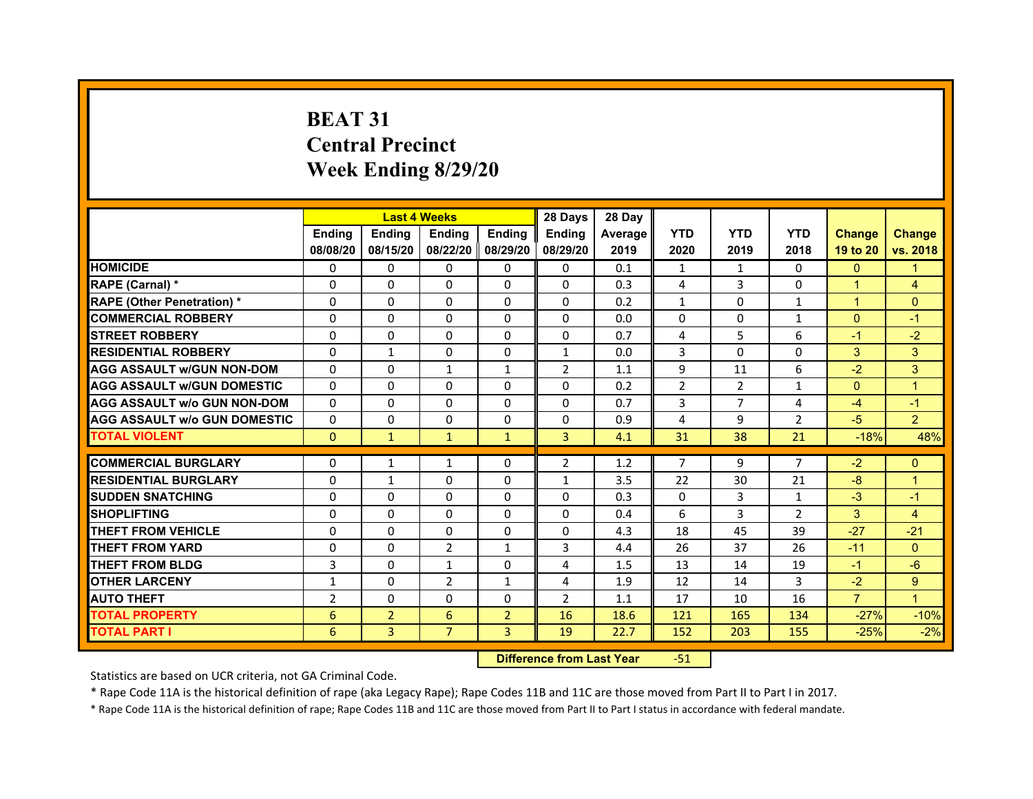# BEAT 31
## Central Precinct
## Week Ending 8/29/20

| | Last 4 Weeks | | | | 28 Days | 28 Day | | | | | |
|---|---|---|---|---|---|---|---|---|---|---|---|
| | Ending 08/08/20 | Ending 08/15/20 | Ending 08/22/20 | Ending 08/29/20 | Ending 08/29/20 | Average 2019 | YTD 2020 | YTD 2019 | YTD 2018 | Change 19 to 20 | Change vs. 2018 |
| HOMICIDE | 0 | 0 | 0 | 0 | 0 | 0.1 | 1 | 1 | 0 | 0 | 1 |
| RAPE (Carnal) * | 0 | 0 | 0 | 0 | 0 | 0.3 | 4 | 3 | 0 | 1 | 4 |
| RAPE (Other Penetration) * | 0 | 0 | 0 | 0 | 0 | 0.2 | 1 | 0 | 1 | 1 | 0 |
| COMMERCIAL ROBBERY | 0 | 0 | 0 | 0 | 0 | 0.0 | 0 | 0 | 1 | 0 | -1 |
| STREET ROBBERY | 0 | 0 | 0 | 0 | 0 | 0.7 | 4 | 5 | 6 | -1 | -2 |
| RESIDENTIAL ROBBERY | 0 | 1 | 0 | 0 | 1 | 0.0 | 3 | 0 | 0 | 3 | 3 |
| AGG ASSAULT w/GUN NON-DOM | 0 | 0 | 1 | 1 | 2 | 1.1 | 9 | 11 | 6 | -2 | 3 |
| AGG ASSAULT w/GUN DOMESTIC | 0 | 0 | 0 | 0 | 0 | 0.2 | 2 | 2 | 1 | 0 | 1 |
| AGG ASSAULT w/o GUN NON-DOM | 0 | 0 | 0 | 0 | 0 | 0.7 | 3 | 7 | 4 | -4 | -1 |
| AGG ASSAULT w/o GUN DOMESTIC | 0 | 0 | 0 | 0 | 0 | 0.9 | 4 | 9 | 2 | -5 | 2 |
| TOTAL VIOLENT | 0 | 1 | 1 | 1 | 3 | 4.1 | 31 | 38 | 21 | -18% | 48% |
| COMMERCIAL BURGLARY | 0 | 1 | 1 | 0 | 2 | 1.2 | 7 | 9 | 7 | -2 | 0 |
| RESIDENTIAL BURGLARY | 0 | 1 | 0 | 0 | 1 | 3.5 | 22 | 30 | 21 | -8 | 1 |
| SUDDEN SNATCHING | 0 | 0 | 0 | 0 | 0 | 0.3 | 0 | 3 | 1 | -3 | -1 |
| SHOPLIFTING | 0 | 0 | 0 | 0 | 0 | 0.4 | 6 | 3 | 2 | 3 | 4 |
| THEFT FROM VEHICLE | 0 | 0 | 0 | 0 | 0 | 4.3 | 18 | 45 | 39 | -27 | -21 |
| THEFT FROM YARD | 0 | 0 | 2 | 1 | 3 | 4.4 | 26 | 37 | 26 | -11 | 0 |
| THEFT FROM BLDG | 3 | 0 | 1 | 0 | 4 | 1.5 | 13 | 14 | 19 | -1 | -6 |
| OTHER LARCENY | 1 | 0 | 2 | 1 | 4 | 1.9 | 12 | 14 | 3 | -2 | 9 |
| AUTO THEFT | 2 | 0 | 0 | 0 | 2 | 1.1 | 17 | 10 | 16 | 7 | 1 |
| TOTAL PROPERTY | 6 | 2 | 6 | 2 | 16 | 18.6 | 121 | 165 | 134 | -27% | -10% |
| TOTAL PART I | 6 | 3 | 7 | 3 | 19 | 22.7 | 152 | 203 | 155 | -25% | -2% |

**Difference from Last Year** -51

Statistics are based on UCR criteria, not GA Criminal Code.

* Rape Code 11A is the historical definition of rape (aka Legacy Rape); Rape Codes 11B and 11C are those moved from Part II to Part I in 2017.

* Rape Code 11A is the historical definition of rape; Rape Codes 11B and 11C are those moved from Part II to Part I status in accordance with federal mandate.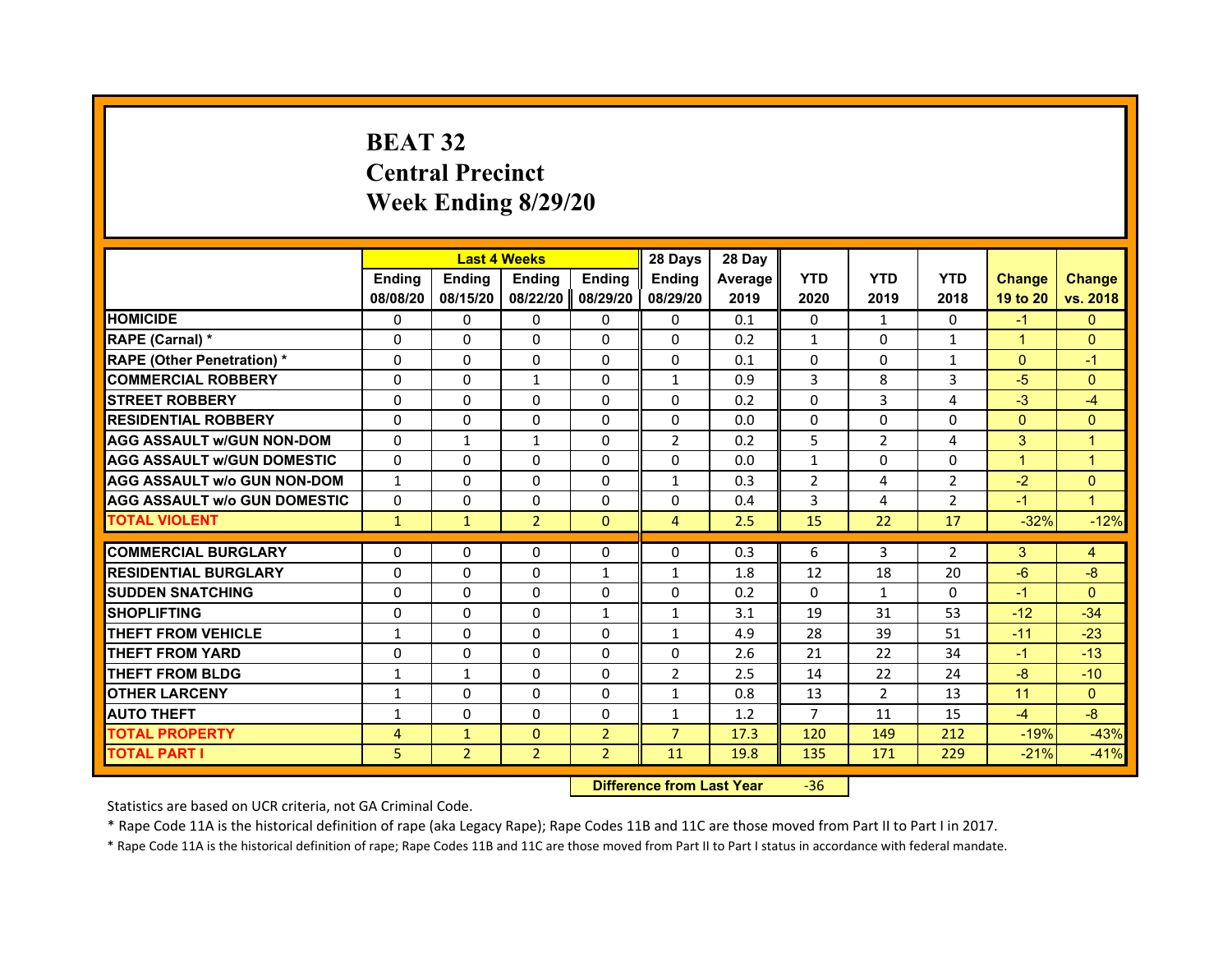# BEAT 32
# Central Precinct
# Week Ending 8/29/20

| | Last 4 Weeks | | | | 28 Days | 28 Day | | | | | |
|---|---|---|---|---|---|---|---|---|---|---|---|
| | Ending 08/08/20 | Ending 08/15/20 | Ending 08/22/20 | Ending 08/29/20 | Ending 08/29/20 | Average 2019 | YTD 2020 | YTD 2019 | YTD 2018 | Change 19 to 20 | Change vs. 2018 |
| HOMICIDE | 0 | 0 | 0 | 0 | 0 | 0.1 | 0 | 1 | 0 | -1 | 0 |
| RAPE (Carnal) * | 0 | 0 | 0 | 0 | 0 | 0.2 | 1 | 0 | 1 | 1 | 0 |
| RAPE (Other Penetration) * | 0 | 0 | 0 | 0 | 0 | 0.1 | 0 | 0 | 1 | 0 | -1 |
| COMMERCIAL ROBBERY | 0 | 0 | 1 | 0 | 1 | 0.9 | 3 | 8 | 3 | -5 | 0 |
| STREET ROBBERY | 0 | 0 | 0 | 0 | 0 | 0.2 | 0 | 3 | 4 | -3 | -4 |
| RESIDENTIAL ROBBERY | 0 | 0 | 0 | 0 | 0 | 0.0 | 0 | 0 | 0 | 0 | 0 |
| AGG ASSAULT w/GUN NON-DOM | 0 | 1 | 1 | 0 | 2 | 0.2 | 5 | 2 | 4 | 3 | 1 |
| AGG ASSAULT w/GUN DOMESTIC | 0 | 0 | 0 | 0 | 0 | 0.0 | 1 | 0 | 0 | 1 | 1 |
| AGG ASSAULT w/o GUN NON-DOM | 1 | 0 | 0 | 0 | 1 | 0.3 | 2 | 4 | 2 | -2 | 0 |
| AGG ASSAULT w/o GUN DOMESTIC | 0 | 0 | 0 | 0 | 0 | 0.4 | 3 | 4 | 2 | -1 | 1 |
| TOTAL VIOLENT | 1 | 1 | 2 | 0 | 4 | 2.5 | 15 | 22 | 17 | -32% | -12% |
| COMMERCIAL BURGLARY | 0 | 0 | 0 | 0 | 0 | 0.3 | 6 | 3 | 2 | 3 | 4 |
| RESIDENTIAL BURGLARY | 0 | 0 | 0 | 1 | 1 | 1.8 | 12 | 18 | 20 | -6 | -8 |
| SUDDEN SNATCHING | 0 | 0 | 0 | 0 | 0 | 0.2 | 0 | 1 | 0 | -1 | 0 |
| SHOPLIFTING | 0 | 0 | 0 | 1 | 1 | 3.1 | 19 | 31 | 53 | -12 | -34 |
| THEFT FROM VEHICLE | 1 | 0 | 0 | 0 | 1 | 4.9 | 28 | 39 | 51 | -11 | -23 |
| THEFT FROM YARD | 0 | 0 | 0 | 0 | 0 | 2.6 | 21 | 22 | 34 | -1 | -13 |
| THEFT FROM BLDG | 1 | 1 | 0 | 0 | 2 | 2.5 | 14 | 22 | 24 | -8 | -10 |
| OTHER LARCENY | 1 | 0 | 0 | 0 | 1 | 0.8 | 13 | 2 | 13 | 11 | 0 |
| AUTO THEFT | 1 | 0 | 0 | 0 | 1 | 1.2 | 7 | 11 | 15 | -4 | -8 |
| TOTAL PROPERTY | 4 | 1 | 0 | 2 | 7 | 17.3 | 120 | 149 | 212 | -19% | -43% |
| TOTAL PART I | 5 | 2 | 2 | 2 | 11 | 19.8 | 135 | 171 | 229 | -21% | -41% |

**Difference from Last Year** -36

Statistics are based on UCR criteria, not GA Criminal Code.

* Rape Code 11A is the historical definition of rape (aka Legacy Rape); Rape Codes 11B and 11C are those moved from Part II to Part I in 2017.

* Rape Code 11A is the historical definition of rape; Rape Codes 11B and 11C are those moved from Part II to Part I status in accordance with federal mandate.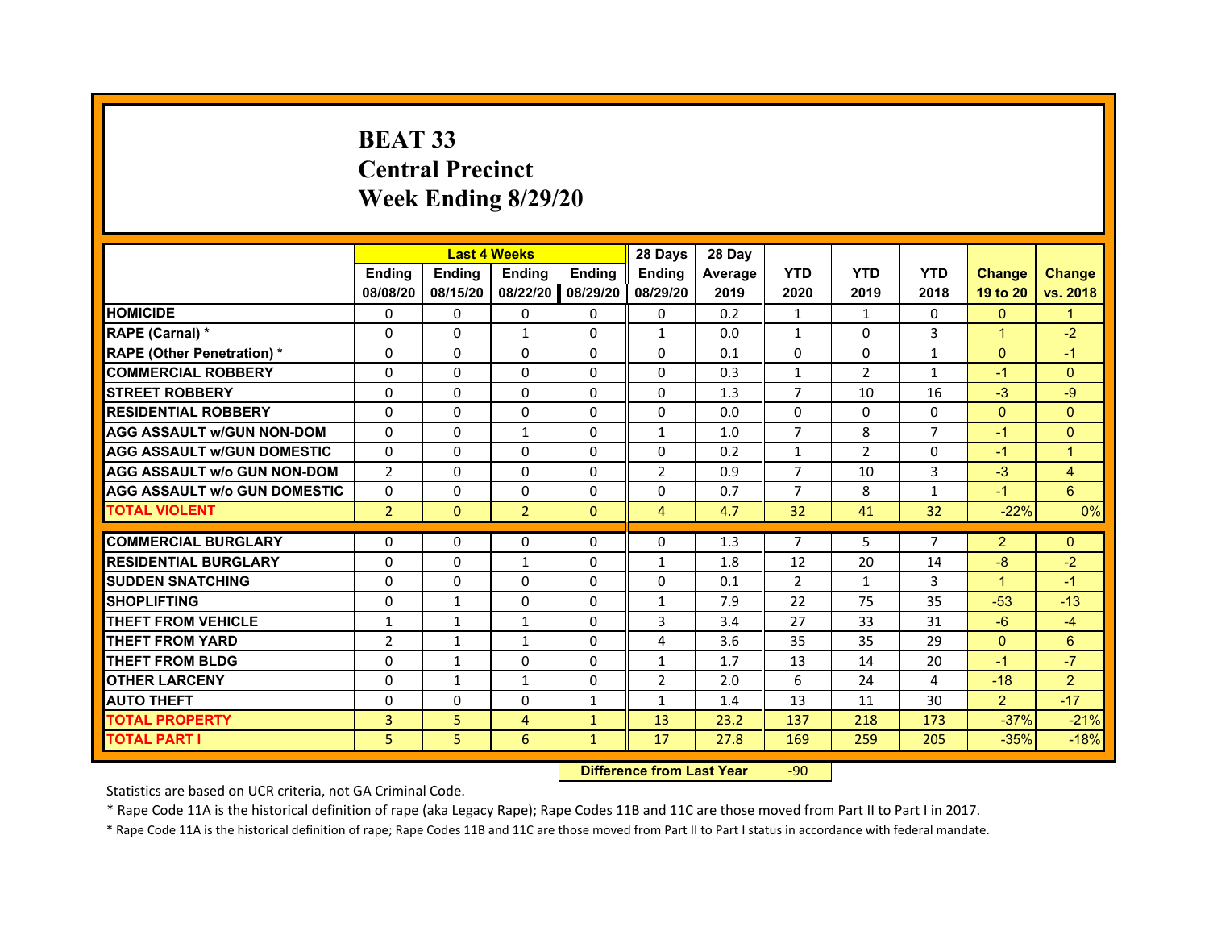# BEAT 33
# Central Precinct
# Week Ending 8/29/20

| | Last 4 Weeks | | | | 28 Days | 28 Day | | | | | |
|---|---|---|---|---|---|---|---|---|---|---|---|
| | Ending 08/08/20 | Ending 08/15/20 | Ending 08/22/20 | Ending 08/29/20 | Ending 08/29/20 | Average 2019 | YTD 2020 | YTD 2019 | YTD 2018 | Change 19 to 20 | Change vs. 2018 |
| HOMICIDE | 0 | 0 | 0 | 0 | 0 | 0.2 | 1 | 1 | 0 | 0 | 1 |
| RAPE (Carnal) * | 0 | 0 | 1 | 0 | 1 | 0.0 | 1 | 0 | 3 | 1 | -2 |
| RAPE (Other Penetration) * | 0 | 0 | 0 | 0 | 0 | 0.1 | 0 | 0 | 1 | 0 | -1 |
| COMMERCIAL ROBBERY | 0 | 0 | 0 | 0 | 0 | 0.3 | 1 | 2 | 1 | -1 | 0 |
| STREET ROBBERY | 0 | 0 | 0 | 0 | 0 | 1.3 | 7 | 10 | 16 | -3 | -9 |
| RESIDENTIAL ROBBERY | 0 | 0 | 0 | 0 | 0 | 0.0 | 0 | 0 | 0 | 0 | 0 |
| AGG ASSAULT w/GUN NON-DOM | 0 | 0 | 1 | 0 | 1 | 1.0 | 7 | 8 | 7 | -1 | 0 |
| AGG ASSAULT w/GUN DOMESTIC | 0 | 0 | 0 | 0 | 0 | 0.2 | 1 | 2 | 0 | -1 | 1 |
| AGG ASSAULT w/o GUN NON-DOM | 2 | 0 | 0 | 0 | 2 | 0.9 | 7 | 10 | 3 | -3 | 4 |
| AGG ASSAULT w/o GUN DOMESTIC | 0 | 0 | 0 | 0 | 0 | 0.7 | 7 | 8 | 1 | -1 | 6 |
| TOTAL VIOLENT | 2 | 0 | 2 | 0 | 4 | 4.7 | 32 | 41 | 32 | -22% | 0% |
| COMMERCIAL BURGLARY | 0 | 0 | 0 | 0 | 0 | 1.3 | 7 | 5 | 7 | 2 | 0 |
| RESIDENTIAL BURGLARY | 0 | 0 | 1 | 0 | 1 | 1.8 | 12 | 20 | 14 | -8 | -2 |
| SUDDEN SNATCHING | 0 | 0 | 0 | 0 | 0 | 0.1 | 2 | 1 | 3 | 1 | -1 |
| SHOPLIFTING | 0 | 1 | 0 | 0 | 1 | 7.9 | 22 | 75 | 35 | -53 | -13 |
| THEFT FROM VEHICLE | 1 | 1 | 1 | 0 | 3 | 3.4 | 27 | 33 | 31 | -6 | -4 |
| THEFT FROM YARD | 2 | 1 | 1 | 0 | 4 | 3.6 | 35 | 35 | 29 | 0 | 6 |
| THEFT FROM BLDG | 0 | 1 | 0 | 0 | 1 | 1.7 | 13 | 14 | 20 | -1 | -7 |
| OTHER LARCENY | 0 | 1 | 1 | 0 | 2 | 2.0 | 6 | 24 | 4 | -18 | 2 |
| AUTO THEFT | 0 | 0 | 0 | 1 | 1 | 1.4 | 13 | 11 | 30 | 2 | -17 |
| TOTAL PROPERTY | 3 | 5 | 4 | 1 | 13 | 23.2 | 137 | 218 | 173 | -37% | -21% |
| TOTAL PART I | 5 | 5 | 6 | 1 | 17 | 27.8 | 169 | 259 | 205 | -35% | -18% |

**Difference from Last Year** -90

Statistics are based on UCR criteria, not GA Criminal Code.

* Rape Code 11A is the historical definition of rape (aka Legacy Rape); Rape Codes 11B and 11C are those moved from Part II to Part I in 2017.

* Rape Code 11A is the historical definition of rape; Rape Codes 11B and 11C are those moved from Part II to Part I status in accordance with federal mandate.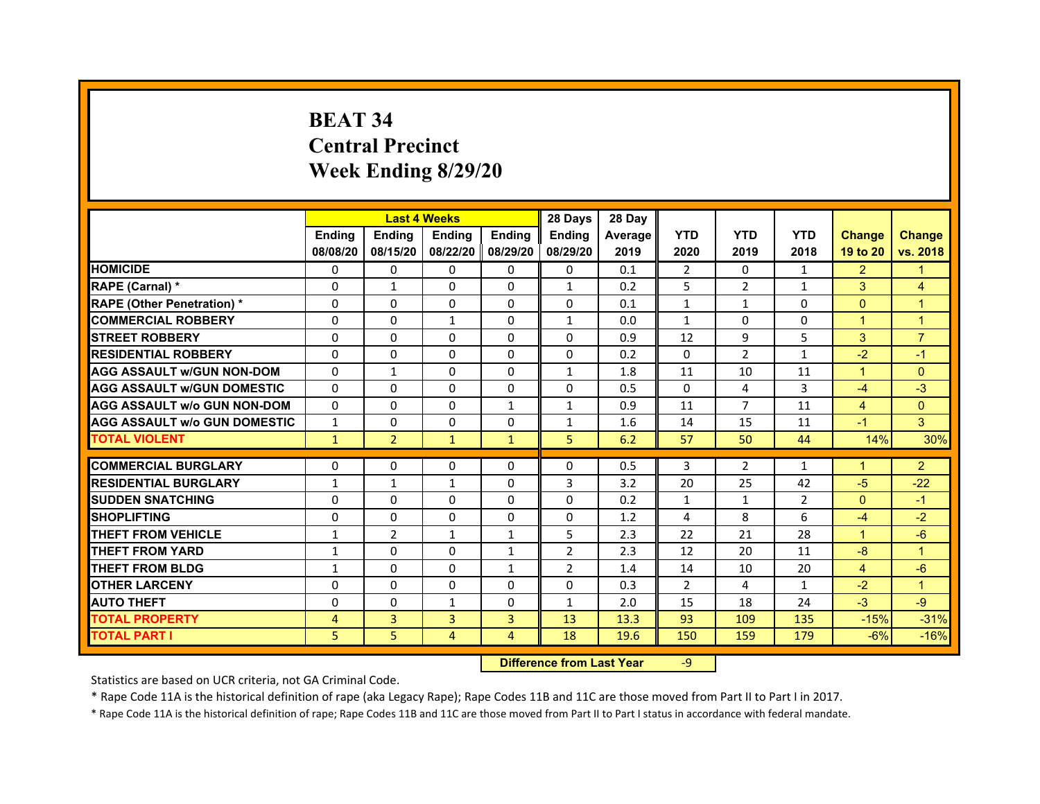# BEAT 34
## Central Precinct
## Week Ending 8/29/20

| | Last 4 Weeks | | | | 28 Days | 28 Day | | | | | |
|---|---|---|---|---|---|---|---|---|---|---|---|
| | Ending 08/08/20 | Ending 08/15/20 | Ending 08/22/20 | Ending 08/29/20 | Ending 08/29/20 | Average 2019 | YTD 2020 | YTD 2019 | YTD 2018 | Change 19 to 20 | Change vs. 2018 |
| HOMICIDE | 0 | 0 | 0 | 0 | 0 | 0.1 | 2 | 0 | 1 | 2 | 1 |
| RAPE (Carnal) * | 0 | 1 | 0 | 0 | 1 | 0.2 | 5 | 2 | 1 | 3 | 4 |
| RAPE (Other Penetration) * | 0 | 0 | 0 | 0 | 0 | 0.1 | 1 | 1 | 0 | 0 | 1 |
| COMMERCIAL ROBBERY | 0 | 0 | 1 | 0 | 1 | 0.0 | 1 | 0 | 0 | 1 | 1 |
| STREET ROBBERY | 0 | 0 | 0 | 0 | 0 | 0.9 | 12 | 9 | 5 | 3 | 7 |
| RESIDENTIAL ROBBERY | 0 | 0 | 0 | 0 | 0 | 0.2 | 0 | 2 | 1 | -2 | -1 |
| AGG ASSAULT w/GUN NON-DOM | 0 | 1 | 0 | 0 | 1 | 1.8 | 11 | 10 | 11 | 1 | 0 |
| AGG ASSAULT w/GUN DOMESTIC | 0 | 0 | 0 | 0 | 0 | 0.5 | 0 | 4 | 3 | -4 | -3 |
| AGG ASSAULT w/o GUN NON-DOM | 0 | 0 | 0 | 1 | 1 | 0.9 | 11 | 7 | 11 | 4 | 0 |
| AGG ASSAULT w/o GUN DOMESTIC | 1 | 0 | 0 | 0 | 1 | 1.6 | 14 | 15 | 11 | -1 | 3 |
| TOTAL VIOLENT | 1 | 2 | 1 | 1 | 5 | 6.2 | 57 | 50 | 44 | 14% | 30% |
| COMMERCIAL BURGLARY | 0 | 0 | 0 | 0 | 0 | 0.5 | 3 | 2 | 1 | 1 | 2 |
| RESIDENTIAL BURGLARY | 1 | 1 | 1 | 0 | 3 | 3.2 | 20 | 25 | 42 | -5 | -22 |
| SUDDEN SNATCHING | 0 | 0 | 0 | 0 | 0 | 0.2 | 1 | 1 | 2 | 0 | -1 |
| SHOPLIFTING | 0 | 0 | 0 | 0 | 0 | 1.2 | 4 | 8 | 6 | -4 | -2 |
| THEFT FROM VEHICLE | 1 | 2 | 1 | 1 | 5 | 2.3 | 22 | 21 | 28 | 1 | -6 |
| THEFT FROM YARD | 1 | 0 | 0 | 1 | 2 | 2.3 | 12 | 20 | 11 | -8 | 1 |
| THEFT FROM BLDG | 1 | 0 | 0 | 1 | 2 | 1.4 | 14 | 10 | 20 | 4 | -6 |
| OTHER LARCENY | 0 | 0 | 0 | 0 | 0 | 0.3 | 2 | 4 | 1 | -2 | 1 |
| AUTO THEFT | 0 | 0 | 1 | 0 | 1 | 2.0 | 15 | 18 | 24 | -3 | -9 |
| TOTAL PROPERTY | 4 | 3 | 3 | 3 | 13 | 13.3 | 93 | 109 | 135 | -15% | -31% |
| TOTAL PART I | 5 | 5 | 4 | 4 | 18 | 19.6 | 150 | 159 | 179 | -6% | -16% |

**Difference from Last Year** -9

Statistics are based on UCR criteria, not GA Criminal Code.

* Rape Code 11A is the historical definition of rape (aka Legacy Rape); Rape Codes 11B and 11C are those moved from Part II to Part I in 2017.

* Rape Code 11A is the historical definition of rape; Rape Codes 11B and 11C are those moved from Part II to Part I status in accordance with federal mandate.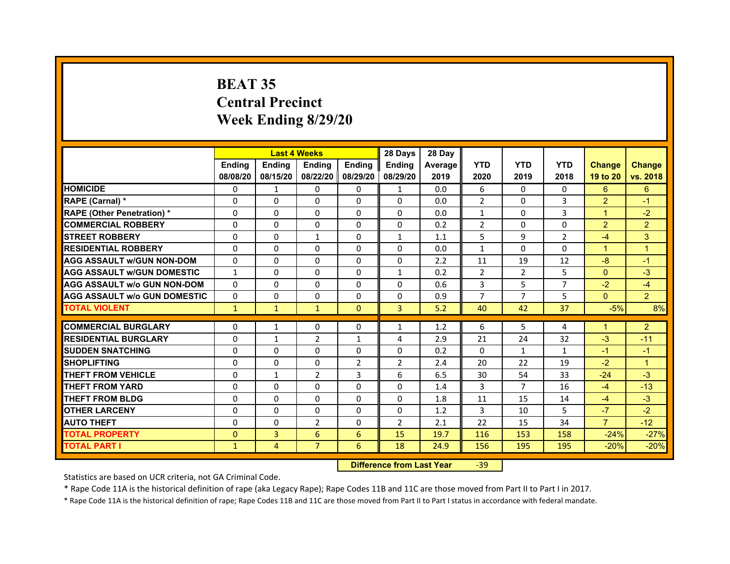# BEAT 35
# Central Precinct
# Week Ending 8/29/20

| | Last 4 Weeks | | | | 28 Days | 28 Day | | | | | |
|---|---|---|---|---|---|---|---|---|---|---|---|
| | Ending 08/08/20 | Ending 08/15/20 | Ending 08/22/20 | Ending 08/29/20 | Ending 08/29/20 | Average 2019 | YTD 2020 | YTD 2019 | YTD 2018 | Change 19 to 20 | Change vs. 2018 |
| HOMICIDE | 0 | 1 | 0 | 0 | 1 | 0.0 | 6 | 0 | 0 | 6 | 6 |
| RAPE (Carnal) * | 0 | 0 | 0 | 0 | 0 | 0.0 | 2 | 0 | 3 | 2 | -1 |
| RAPE (Other Penetration) * | 0 | 0 | 0 | 0 | 0 | 0.0 | 1 | 0 | 3 | 1 | -2 |
| COMMERCIAL ROBBERY | 0 | 0 | 0 | 0 | 0 | 0.2 | 2 | 0 | 0 | 2 | 2 |
| STREET ROBBERY | 0 | 0 | 1 | 0 | 1 | 1.1 | 5 | 9 | 2 | -4 | 3 |
| RESIDENTIAL ROBBERY | 0 | 0 | 0 | 0 | 0 | 0.0 | 1 | 0 | 0 | 1 | 1 |
| AGG ASSAULT w/GUN NON-DOM | 0 | 0 | 0 | 0 | 0 | 2.2 | 11 | 19 | 12 | -8 | -1 |
| AGG ASSAULT w/GUN DOMESTIC | 1 | 0 | 0 | 0 | 1 | 0.2 | 2 | 2 | 5 | 0 | -3 |
| AGG ASSAULT w/o GUN NON-DOM | 0 | 0 | 0 | 0 | 0 | 0.6 | 3 | 5 | 7 | -2 | -4 |
| AGG ASSAULT w/o GUN DOMESTIC | 0 | 0 | 0 | 0 | 0 | 0.9 | 7 | 7 | 5 | 0 | 2 |
| TOTAL VIOLENT | 1 | 1 | 1 | 0 | 3 | 5.2 | 40 | 42 | 37 | -5% | 8% |
| COMMERCIAL BURGLARY | 0 | 1 | 0 | 0 | 1 | 1.2 | 6 | 5 | 4 | 1 | 2 |
| RESIDENTIAL BURGLARY | 0 | 1 | 2 | 1 | 4 | 2.9 | 21 | 24 | 32 | -3 | -11 |
| SUDDEN SNATCHING | 0 | 0 | 0 | 0 | 0 | 0.2 | 0 | 1 | 1 | -1 | -1 |
| SHOPLIFTING | 0 | 0 | 0 | 2 | 2 | 2.4 | 20 | 22 | 19 | -2 | 1 |
| THEFT FROM VEHICLE | 0 | 1 | 2 | 3 | 6 | 6.5 | 30 | 54 | 33 | -24 | -3 |
| THEFT FROM YARD | 0 | 0 | 0 | 0 | 0 | 1.4 | 3 | 7 | 16 | -4 | -13 |
| THEFT FROM BLDG | 0 | 0 | 0 | 0 | 0 | 1.8 | 11 | 15 | 14 | -4 | -3 |
| OTHER LARCENY | 0 | 0 | 0 | 0 | 0 | 1.2 | 3 | 10 | 5 | -7 | -2 |
| AUTO THEFT | 0 | 0 | 2 | 0 | 2 | 2.1 | 22 | 15 | 34 | 7 | -12 |
| TOTAL PROPERTY | 0 | 3 | 6 | 6 | 15 | 19.7 | 116 | 153 | 158 | -24% | -27% |
| TOTAL PART I | 1 | 4 | 7 | 6 | 18 | 24.9 | 156 | 195 | 195 | -20% | -20% |

| Difference from Last Year | -39 |
|---|---|

Statistics are based on UCR criteria, not GA Criminal Code.

* Rape Code 11A is the historical definition of rape (aka Legacy Rape); Rape Codes 11B and 11C are those moved from Part II to Part I in 2017.

* Rape Code 11A is the historical definition of rape; Rape Codes 11B and 11C are those moved from Part II to Part I status in accordance with federal mandate.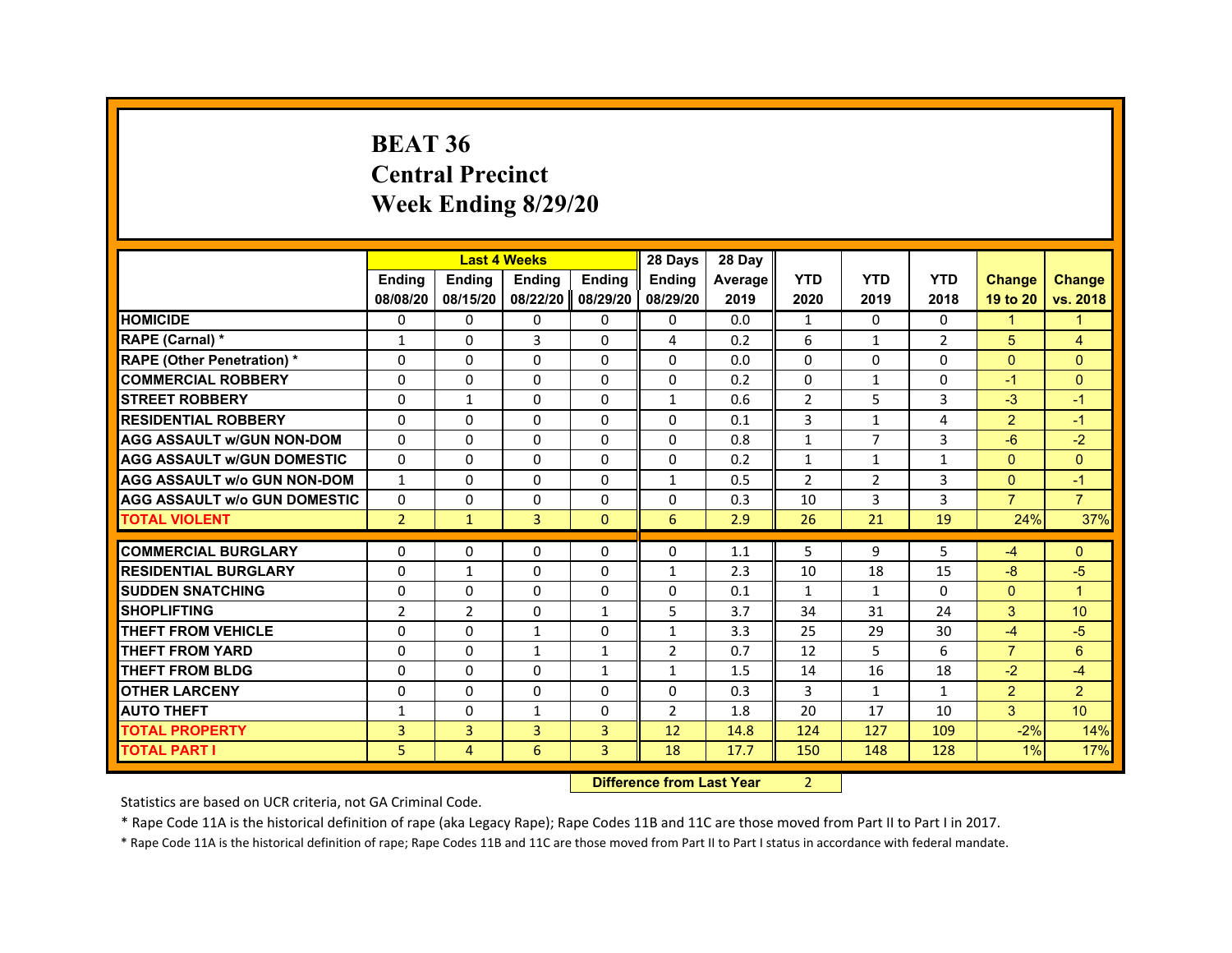# BEAT 36
# Central Precinct
# Week Ending 8/29/20

| | Last 4 Weeks | | | | 28 Days | 28 Day | | | | | |
|---|---|---|---|---|---|---|---|---|---|---|---|
| | Ending 08/08/20 | Ending 08/15/20 | Ending 08/22/20 | Ending 08/29/20 | Ending 08/29/20 | Average 2019 | YTD 2020 | YTD 2019 | YTD 2018 | Change 19 to 20 | Change vs. 2018 |
| HOMICIDE | 0 | 0 | 0 | 0 | 0 | 0.0 | 1 | 0 | 0 | 1 | 1 |
| RAPE (Carnal) * | 1 | 0 | 3 | 0 | 4 | 0.2 | 6 | 1 | 2 | 5 | 4 |
| RAPE (Other Penetration) * | 0 | 0 | 0 | 0 | 0 | 0.0 | 0 | 0 | 0 | 0 | 0 |
| COMMERCIAL ROBBERY | 0 | 0 | 0 | 0 | 0 | 0.2 | 0 | 1 | 0 | -1 | 0 |
| STREET ROBBERY | 0 | 1 | 0 | 0 | 1 | 0.6 | 2 | 5 | 3 | -3 | -1 |
| RESIDENTIAL ROBBERY | 0 | 0 | 0 | 0 | 0 | 0.1 | 3 | 1 | 4 | 2 | -1 |
| AGG ASSAULT w/GUN NON-DOM | 0 | 0 | 0 | 0 | 0 | 0.8 | 1 | 7 | 3 | -6 | -2 |
| AGG ASSAULT w/GUN DOMESTIC | 0 | 0 | 0 | 0 | 0 | 0.2 | 1 | 1 | 1 | 0 | 0 |
| AGG ASSAULT w/o GUN NON-DOM | 1 | 0 | 0 | 0 | 1 | 0.5 | 2 | 2 | 3 | 0 | -1 |
| AGG ASSAULT w/o GUN DOMESTIC | 0 | 0 | 0 | 0 | 0 | 0.3 | 10 | 3 | 3 | 7 | 7 |
| TOTAL VIOLENT | 2 | 1 | 3 | 0 | 6 | 2.9 | 26 | 21 | 19 | 24% | 37% |
| COMMERCIAL BURGLARY | 0 | 0 | 0 | 0 | 0 | 1.1 | 5 | 9 | 5 | -4 | 0 |
| RESIDENTIAL BURGLARY | 0 | 1 | 0 | 0 | 1 | 2.3 | 10 | 18 | 15 | -8 | -5 |
| SUDDEN SNATCHING | 0 | 0 | 0 | 0 | 0 | 0.1 | 1 | 1 | 0 | 0 | 1 |
| SHOPLIFTING | 2 | 2 | 0 | 1 | 5 | 3.7 | 34 | 31 | 24 | 3 | 10 |
| THEFT FROM VEHICLE | 0 | 0 | 1 | 0 | 1 | 3.3 | 25 | 29 | 30 | -4 | -5 |
| THEFT FROM YARD | 0 | 0 | 1 | 1 | 2 | 0.7 | 12 | 5 | 6 | 7 | 6 |
| THEFT FROM BLDG | 0 | 0 | 0 | 1 | 1 | 1.5 | 14 | 16 | 18 | -2 | -4 |
| OTHER LARCENY | 0 | 0 | 0 | 0 | 0 | 0.3 | 3 | 1 | 1 | 2 | 2 |
| AUTO THEFT | 1 | 0 | 1 | 0 | 2 | 1.8 | 20 | 17 | 10 | 3 | 10 |
| TOTAL PROPERTY | 3 | 3 | 3 | 3 | 12 | 14.8 | 124 | 127 | 109 | -2% | 14% |
| TOTAL PART I | 5 | 4 | 6 | 3 | 18 | 17.7 | 150 | 148 | 128 | 1% | 17% |

| Difference from Last Year | 2 |
|---|---|

Statistics are based on UCR criteria, not GA Criminal Code.

* Rape Code 11A is the historical definition of rape (aka Legacy Rape); Rape Codes 11B and 11C are those moved from Part II to Part I in 2017.

* Rape Code 11A is the historical definition of rape; Rape Codes 11B and 11C are those moved from Part II to Part I status in accordance with federal mandate.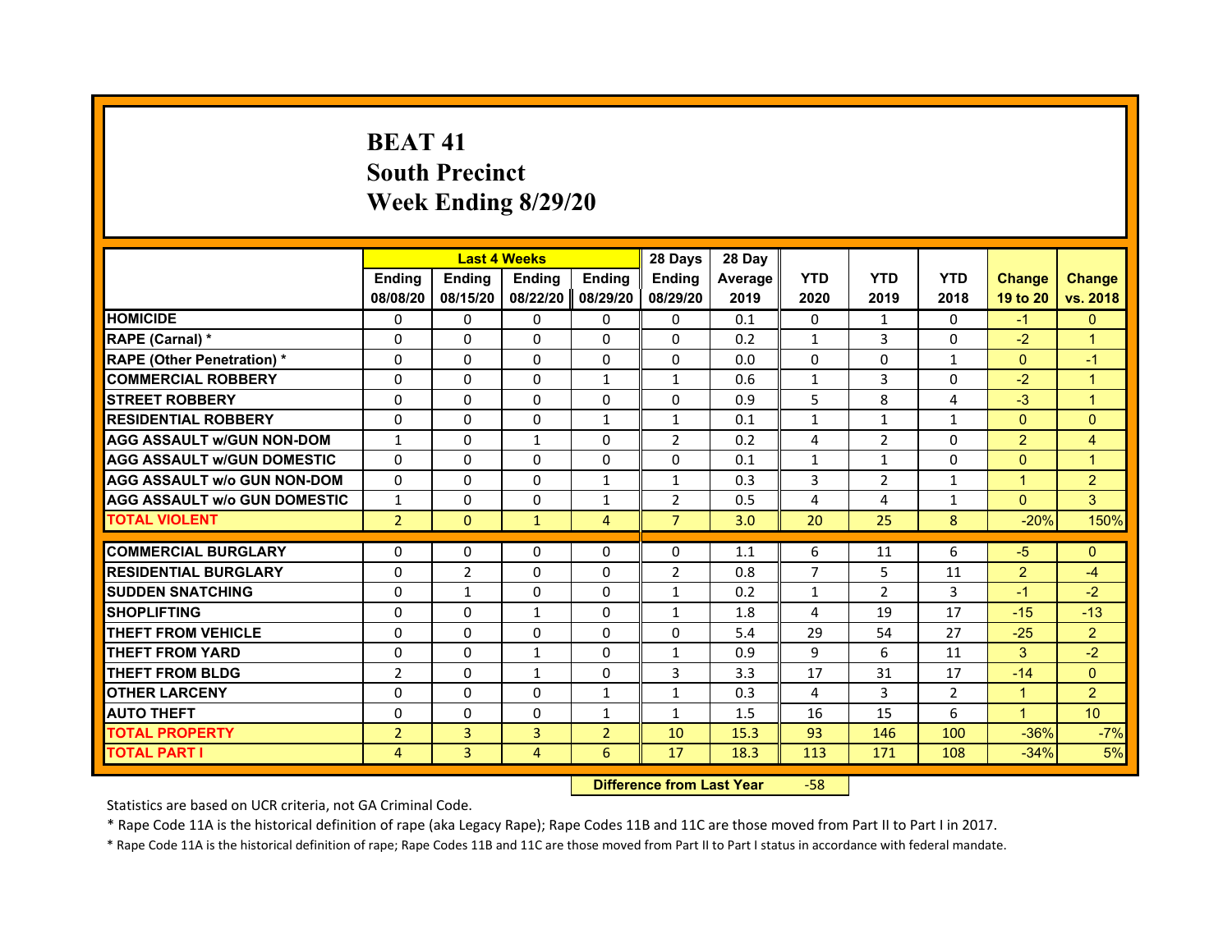# BEAT 41
## South Precinct
## Week Ending 8/29/20

| | Last 4 Weeks | | | | 28 Days | 28 Day | | | | | |
|---|---|---|---|---|---|---|---|---|---|---|---|
| | Ending 08/08/20 | Ending 08/15/20 | Ending 08/22/20 | Ending 08/29/20 | Ending 08/29/20 | Average 2019 | YTD 2020 | YTD 2019 | YTD 2018 | Change 19 to 20 | Change vs. 2018 |
| HOMICIDE | 0 | 0 | 0 | 0 | 0 | 0.1 | 0 | 1 | 0 | -1 | 0 |
| RAPE (Carnal) * | 0 | 0 | 0 | 0 | 0 | 0.2 | 1 | 3 | 0 | -2 | 1 |
| RAPE (Other Penetration) * | 0 | 0 | 0 | 0 | 0 | 0.0 | 0 | 0 | 1 | 0 | -1 |
| COMMERCIAL ROBBERY | 0 | 0 | 0 | 1 | 1 | 0.6 | 1 | 3 | 0 | -2 | 1 |
| STREET ROBBERY | 0 | 0 | 0 | 0 | 0 | 0.9 | 5 | 8 | 4 | -3 | 1 |
| RESIDENTIAL ROBBERY | 0 | 0 | 0 | 1 | 1 | 0.1 | 1 | 1 | 1 | 0 | 0 |
| AGG ASSAULT w/GUN NON-DOM | 1 | 0 | 1 | 0 | 2 | 0.2 | 4 | 2 | 0 | 2 | 4 |
| AGG ASSAULT w/GUN DOMESTIC | 0 | 0 | 0 | 0 | 0 | 0.1 | 1 | 1 | 0 | 0 | 1 |
| AGG ASSAULT w/o GUN NON-DOM | 0 | 0 | 0 | 1 | 1 | 0.3 | 3 | 2 | 1 | 1 | 2 |
| AGG ASSAULT w/o GUN DOMESTIC | 1 | 0 | 0 | 1 | 2 | 0.5 | 4 | 4 | 1 | 0 | 3 |
| TOTAL VIOLENT | 2 | 0 | 1 | 4 | 7 | 3.0 | 20 | 25 | 8 | -20% | 150% |
| COMMERCIAL BURGLARY | 0 | 0 | 0 | 0 | 0 | 1.1 | 6 | 11 | 6 | -5 | 0 |
| RESIDENTIAL BURGLARY | 0 | 2 | 0 | 0 | 2 | 0.8 | 7 | 5 | 11 | 2 | -4 |
| SUDDEN SNATCHING | 0 | 1 | 0 | 0 | 1 | 0.2 | 1 | 2 | 3 | -1 | -2 |
| SHOPLIFTING | 0 | 0 | 1 | 0 | 1 | 1.8 | 4 | 19 | 17 | -15 | -13 |
| THEFT FROM VEHICLE | 0 | 0 | 0 | 0 | 0 | 5.4 | 29 | 54 | 27 | -25 | 2 |
| THEFT FROM YARD | 0 | 0 | 1 | 0 | 1 | 0.9 | 9 | 6 | 11 | 3 | -2 |
| THEFT FROM BLDG | 2 | 0 | 1 | 0 | 3 | 3.3 | 17 | 31 | 17 | -14 | 0 |
| OTHER LARCENY | 0 | 0 | 0 | 1 | 1 | 0.3 | 4 | 3 | 2 | 1 | 2 |
| AUTO THEFT | 0 | 0 | 0 | 1 | 1 | 1.5 | 16 | 15 | 6 | 1 | 10 |
| TOTAL PROPERTY | 2 | 3 | 3 | 2 | 10 | 15.3 | 93 | 146 | 100 | -36% | -7% |
| TOTAL PART I | 4 | 3 | 4 | 6 | 17 | 18.3 | 113 | 171 | 108 | -34% | 5% |

**Difference from Last Year** -58

Statistics are based on UCR criteria, not GA Criminal Code.

* Rape Code 11A is the historical definition of rape (aka Legacy Rape); Rape Codes 11B and 11C are those moved from Part II to Part I in 2017.

* Rape Code 11A is the historical definition of rape; Rape Codes 11B and 11C are those moved from Part II to Part I status in accordance with federal mandate.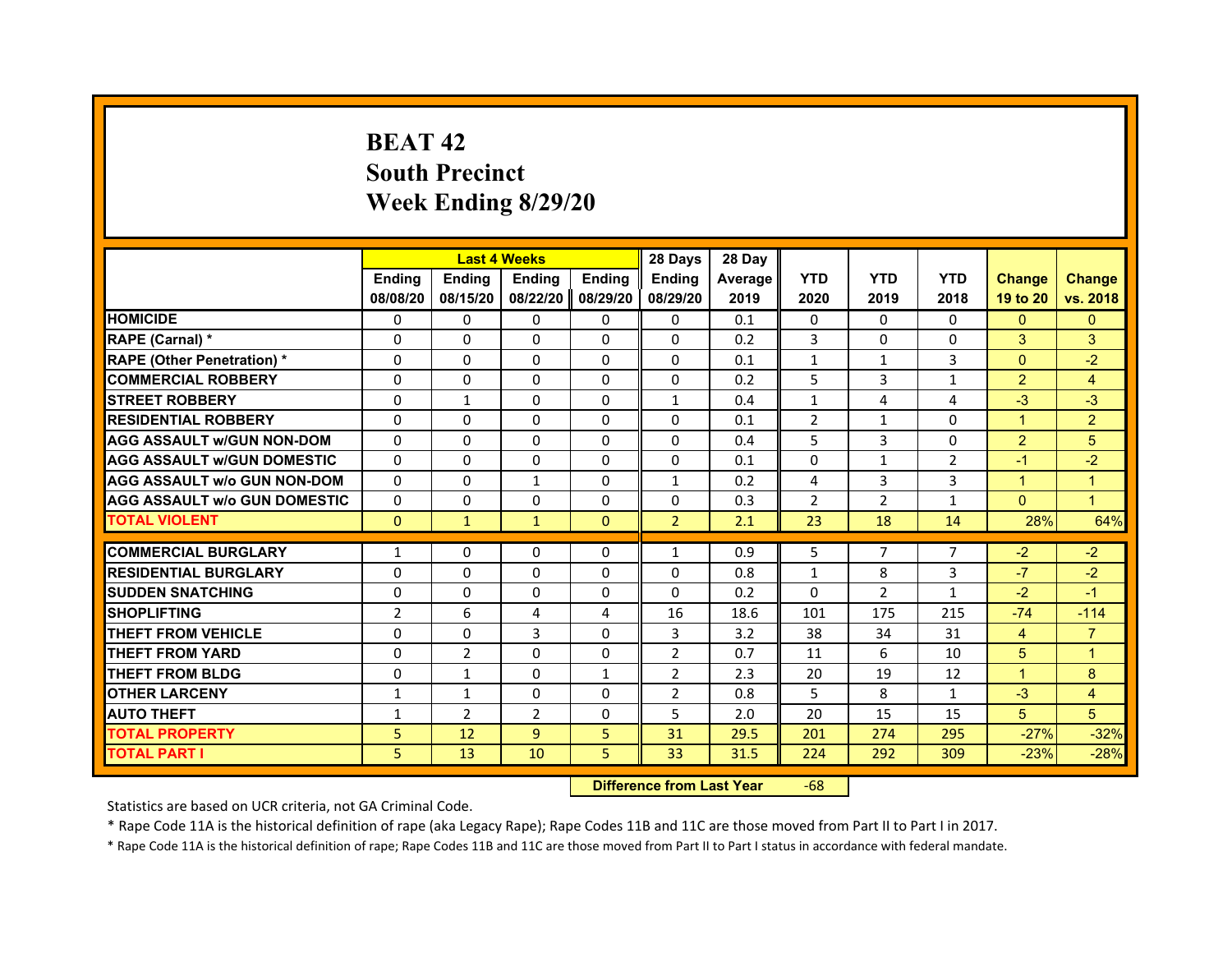# BEAT 42
## South Precinct
## Week Ending 8/29/20

| | Last 4 Weeks | | | | 28 Days | 28 Day | | | | | |
|---|---|---|---|---|---|---|---|---|---|---|---|
| | Ending 08/08/20 | Ending 08/15/20 | Ending 08/22/20 | Ending 08/29/20 | Ending 08/29/20 | Average 2019 | YTD 2020 | YTD 2019 | YTD 2018 | Change 19 to 20 | Change vs. 2018 |
| HOMICIDE | 0 | 0 | 0 | 0 | 0 | 0.1 | 0 | 0 | 0 | 0 | 0 |
| RAPE (Carnal) * | 0 | 0 | 0 | 0 | 0 | 0.2 | 3 | 0 | 0 | 3 | 3 |
| RAPE (Other Penetration) * | 0 | 0 | 0 | 0 | 0 | 0.1 | 1 | 1 | 3 | 0 | -2 |
| COMMERCIAL ROBBERY | 0 | 0 | 0 | 0 | 0 | 0.2 | 5 | 3 | 1 | 2 | 4 |
| STREET ROBBERY | 0 | 1 | 0 | 0 | 1 | 0.4 | 1 | 4 | 4 | -3 | -3 |
| RESIDENTIAL ROBBERY | 0 | 0 | 0 | 0 | 0 | 0.1 | 2 | 1 | 0 | 1 | 2 |
| AGG ASSAULT w/GUN NON-DOM | 0 | 0 | 0 | 0 | 0 | 0.4 | 5 | 3 | 0 | 2 | 5 |
| AGG ASSAULT w/GUN DOMESTIC | 0 | 0 | 0 | 0 | 0 | 0.1 | 0 | 1 | 2 | -1 | -2 |
| AGG ASSAULT w/o GUN NON-DOM | 0 | 0 | 1 | 0 | 1 | 0.2 | 4 | 3 | 3 | 1 | 1 |
| AGG ASSAULT w/o GUN DOMESTIC | 0 | 0 | 0 | 0 | 0 | 0.3 | 2 | 2 | 1 | 0 | 1 |
| TOTAL VIOLENT | 0 | 1 | 1 | 0 | 2 | 2.1 | 23 | 18 | 14 | 28% | 64% |
| COMMERCIAL BURGLARY | 1 | 0 | 0 | 0 | 1 | 0.9 | 5 | 7 | 7 | -2 | -2 |
| RESIDENTIAL BURGLARY | 0 | 0 | 0 | 0 | 0 | 0.8 | 1 | 8 | 3 | -7 | -2 |
| SUDDEN SNATCHING | 0 | 0 | 0 | 0 | 0 | 0.2 | 0 | 2 | 1 | -2 | -1 |
| SHOPLIFTING | 2 | 6 | 4 | 4 | 16 | 18.6 | 101 | 175 | 215 | -74 | -114 |
| THEFT FROM VEHICLE | 0 | 0 | 3 | 0 | 3 | 3.2 | 38 | 34 | 31 | 4 | 7 |
| THEFT FROM YARD | 0 | 2 | 0 | 0 | 2 | 0.7 | 11 | 6 | 10 | 5 | 1 |
| THEFT FROM BLDG | 0 | 1 | 0 | 1 | 2 | 2.3 | 20 | 19 | 12 | 1 | 8 |
| OTHER LARCENY | 1 | 1 | 0 | 0 | 2 | 0.8 | 5 | 8 | 1 | -3 | 4 |
| AUTO THEFT | 1 | 2 | 2 | 0 | 5 | 2.0 | 20 | 15 | 15 | 5 | 5 |
| TOTAL PROPERTY | 5 | 12 | 9 | 5 | 31 | 29.5 | 201 | 274 | 295 | -27% | -32% |
| TOTAL PART I | 5 | 13 | 10 | 5 | 33 | 31.5 | 224 | 292 | 309 | -23% | -28% |

**Difference from Last Year** -68

Statistics are based on UCR criteria, not GA Criminal Code.

* Rape Code 11A is the historical definition of rape (aka Legacy Rape); Rape Codes 11B and 11C are those moved from Part II to Part I in 2017.

* Rape Code 11A is the historical definition of rape; Rape Codes 11B and 11C are those moved from Part II to Part I status in accordance with federal mandate.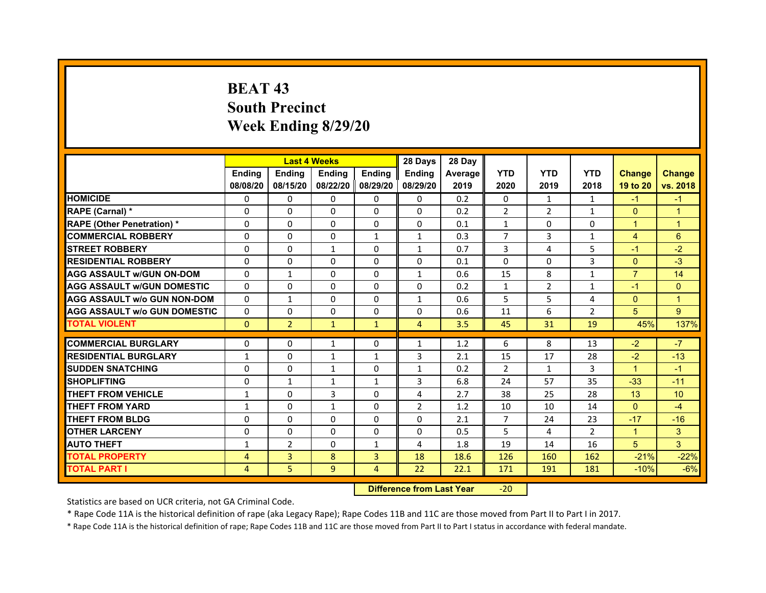# BEAT 43
## South Precinct
## Week Ending 8/29/20

| | Last 4 Weeks | | | | 28 Days | 28 Day | | | | | |
|---|---|---|---|---|---|---|---|---|---|---|---|
| | Ending 08/08/20 | Ending 08/15/20 | Ending 08/22/20 | Ending 08/29/20 | Ending 08/29/20 | Average 2019 | YTD 2020 | YTD 2019 | YTD 2018 | Change 19 to 20 | Change vs. 2018 |
| HOMICIDE | 0 | 0 | 0 | 0 | 0 | 0.2 | 0 | 1 | 1 | -1 | -1 |
| RAPE (Carnal) * | 0 | 0 | 0 | 0 | 0 | 0.2 | 2 | 2 | 1 | 0 | 1 |
| RAPE (Other Penetration) * | 0 | 0 | 0 | 0 | 0 | 0.1 | 1 | 0 | 0 | 1 | 1 |
| COMMERCIAL ROBBERY | 0 | 0 | 0 | 1 | 1 | 0.3 | 7 | 3 | 1 | 4 | 6 |
| STREET ROBBERY | 0 | 0 | 1 | 0 | 1 | 0.7 | 3 | 4 | 5 | -1 | -2 |
| RESIDENTIAL ROBBERY | 0 | 0 | 0 | 0 | 0 | 0.1 | 0 | 0 | 3 | 0 | -3 |
| AGG ASSAULT w/GUN ON-DOM | 0 | 1 | 0 | 0 | 1 | 0.6 | 15 | 8 | 1 | 7 | 14 |
| AGG ASSAULT w/GUN DOMESTIC | 0 | 0 | 0 | 0 | 0 | 0.2 | 1 | 2 | 1 | -1 | 0 |
| AGG ASSAULT w/o GUN NON-DOM | 0 | 1 | 0 | 0 | 1 | 0.6 | 5 | 5 | 4 | 0 | 1 |
| AGG ASSAULT w/o GUN DOMESTIC | 0 | 0 | 0 | 0 | 0 | 0.6 | 11 | 6 | 2 | 5 | 9 |
| TOTAL VIOLENT | 0 | 2 | 1 | 1 | 4 | 3.5 | 45 | 31 | 19 | 45% | 137% |
| COMMERCIAL BURGLARY | 0 | 0 | 1 | 0 | 1 | 1.2 | 6 | 8 | 13 | -2 | -7 |
| RESIDENTIAL BURGLARY | 1 | 0 | 1 | 1 | 3 | 2.1 | 15 | 17 | 28 | -2 | -13 |
| SUDDEN SNATCHING | 0 | 0 | 1 | 0 | 1 | 0.2 | 2 | 1 | 3 | 1 | -1 |
| SHOPLIFTING | 0 | 1 | 1 | 1 | 3 | 6.8 | 24 | 57 | 35 | -33 | -11 |
| THEFT FROM VEHICLE | 1 | 0 | 3 | 0 | 4 | 2.7 | 38 | 25 | 28 | 13 | 10 |
| THEFT FROM YARD | 1 | 0 | 1 | 0 | 2 | 1.2 | 10 | 10 | 14 | 0 | -4 |
| THEFT FROM BLDG | 0 | 0 | 0 | 0 | 0 | 2.1 | 7 | 24 | 23 | -17 | -16 |
| OTHER LARCENY | 0 | 0 | 0 | 0 | 0 | 0.5 | 5 | 4 | 2 | 1 | 3 |
| AUTO THEFT | 1 | 2 | 0 | 1 | 4 | 1.8 | 19 | 14 | 16 | 5 | 3 |
| TOTAL PROPERTY | 4 | 3 | 8 | 3 | 18 | 18.6 | 126 | 160 | 162 | -21% | -22% |
| TOTAL PART I | 4 | 5 | 9 | 4 | 22 | 22.1 | 171 | 191 | 181 | -10% | -6% |

**Difference from Last Year** -20

Statistics are based on UCR criteria, not GA Criminal Code.

* Rape Code 11A is the historical definition of rape (aka Legacy Rape); Rape Codes 11B and 11C are those moved from Part II to Part I in 2017.

* Rape Code 11A is the historical definition of rape; Rape Codes 11B and 11C are those moved from Part II to Part I status in accordance with federal mandate.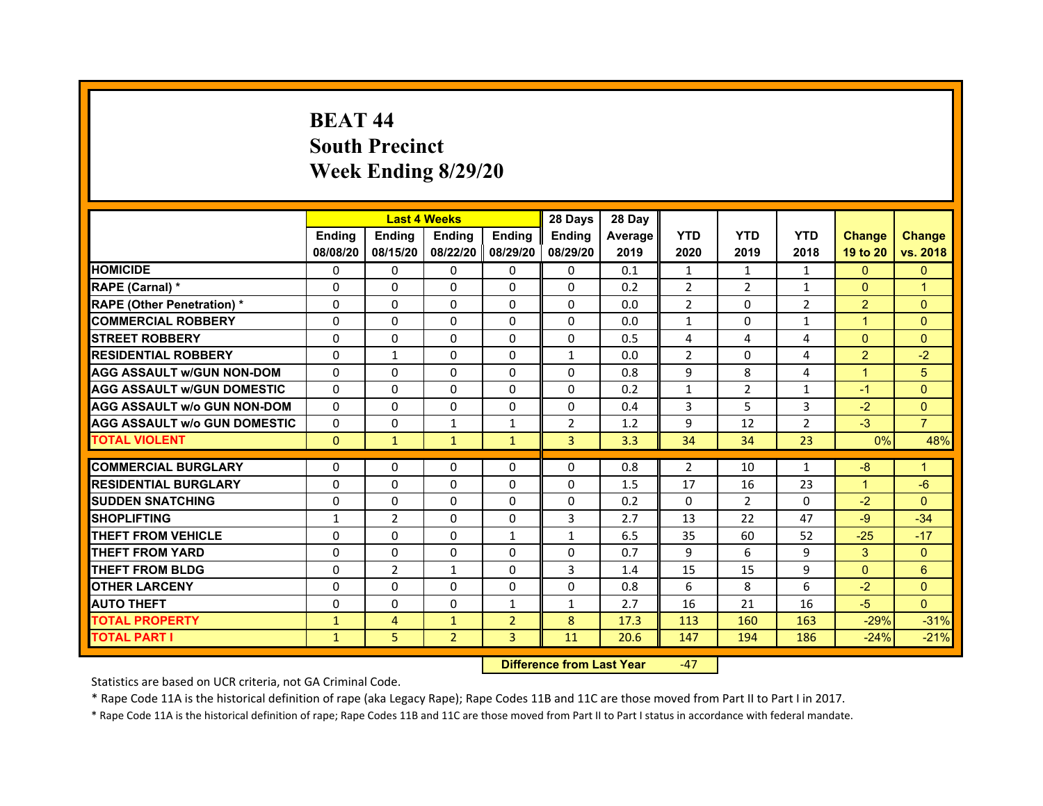# BEAT 44
## South Precinct
## Week Ending 8/29/20

| | Last 4 Weeks | | | | 28 Days | 28 Day | | | | | |
|---|---|---|---|---|---|---|---|---|---|---|---|
| | Ending 08/08/20 | Ending 08/15/20 | Ending 08/22/20 | Ending 08/29/20 | Ending 08/29/20 | Average 2019 | YTD 2020 | YTD 2019 | YTD 2018 | Change 19 to 20 | Change vs. 2018 |
| HOMICIDE | 0 | 0 | 0 | 0 | 0 | 0.1 | 1 | 1 | 1 | 0 | 0 |
| RAPE (Carnal) * | 0 | 0 | 0 | 0 | 0 | 0.2 | 2 | 2 | 1 | 0 | 1 |
| RAPE (Other Penetration) * | 0 | 0 | 0 | 0 | 0 | 0.0 | 2 | 0 | 2 | 2 | 0 |
| COMMERCIAL ROBBERY | 0 | 0 | 0 | 0 | 0 | 0.0 | 1 | 0 | 1 | 1 | 0 |
| STREET ROBBERY | 0 | 0 | 0 | 0 | 0 | 0.5 | 4 | 4 | 4 | 0 | 0 |
| RESIDENTIAL ROBBERY | 0 | 1 | 0 | 0 | 1 | 0.0 | 2 | 0 | 4 | 2 | -2 |
| AGG ASSAULT w/GUN NON-DOM | 0 | 0 | 0 | 0 | 0 | 0.8 | 9 | 8 | 4 | 1 | 5 |
| AGG ASSAULT w/GUN DOMESTIC | 0 | 0 | 0 | 0 | 0 | 0.2 | 1 | 2 | 1 | -1 | 0 |
| AGG ASSAULT w/o GUN NON-DOM | 0 | 0 | 0 | 0 | 0 | 0.4 | 3 | 5 | 3 | -2 | 0 |
| AGG ASSAULT w/o GUN DOMESTIC | 0 | 0 | 1 | 1 | 2 | 1.2 | 9 | 12 | 2 | -3 | 7 |
| TOTAL VIOLENT | 0 | 1 | 1 | 1 | 3 | 3.3 | 34 | 34 | 23 | 0% | 48% |
| COMMERCIAL BURGLARY | 0 | 0 | 0 | 0 | 0 | 0.8 | 2 | 10 | 1 | -8 | 1 |
| RESIDENTIAL BURGLARY | 0 | 0 | 0 | 0 | 0 | 1.5 | 17 | 16 | 23 | 1 | -6 |
| SUDDEN SNATCHING | 0 | 0 | 0 | 0 | 0 | 0.2 | 0 | 2 | 0 | -2 | 0 |
| SHOPLIFTING | 1 | 2 | 0 | 0 | 3 | 2.7 | 13 | 22 | 47 | -9 | -34 |
| THEFT FROM VEHICLE | 0 | 0 | 0 | 1 | 1 | 6.5 | 35 | 60 | 52 | -25 | -17 |
| THEFT FROM YARD | 0 | 0 | 0 | 0 | 0 | 0.7 | 9 | 6 | 9 | 3 | 0 |
| THEFT FROM BLDG | 0 | 2 | 1 | 0 | 3 | 1.4 | 15 | 15 | 9 | 0 | 6 |
| OTHER LARCENY | 0 | 0 | 0 | 0 | 0 | 0.8 | 6 | 8 | 6 | -2 | 0 |
| AUTO THEFT | 0 | 0 | 0 | 1 | 1 | 2.7 | 16 | 21 | 16 | -5 | 0 |
| TOTAL PROPERTY | 1 | 4 | 1 | 2 | 8 | 17.3 | 113 | 160 | 163 | -29% | -31% |
| TOTAL PART I | 1 | 5 | 2 | 3 | 11 | 20.6 | 147 | 194 | 186 | -24% | -21% |

**Difference from Last Year** -47

Statistics are based on UCR criteria, not GA Criminal Code.

* Rape Code 11A is the historical definition of rape (aka Legacy Rape); Rape Codes 11B and 11C are those moved from Part II to Part I in 2017.

* Rape Code 11A is the historical definition of rape; Rape Codes 11B and 11C are those moved from Part II to Part I status in accordance with federal mandate.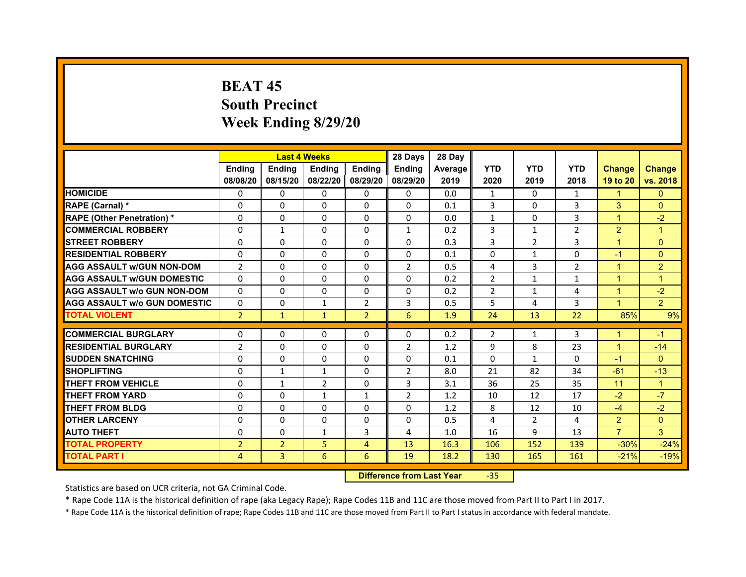# BEAT 45
## South Precinct
## Week Ending 8/29/20

| | Last 4 Weeks | | | | 28 Days | 28 Day | | | | | |
|---|---|---|---|---|---|---|---|---|---|---|---|
| | Ending 08/08/20 | Ending 08/15/20 | Ending 08/22/20 | Ending 08/29/20 | Ending 08/29/20 | Average 2019 | YTD 2020 | YTD 2019 | YTD 2018 | Change 19 to 20 | Change vs. 2018 |
| HOMICIDE | 0 | 0 | 0 | 0 | 0 | 0.0 | 1 | 0 | 1 | 1 | 0 |
| RAPE (Carnal) * | 0 | 0 | 0 | 0 | 0 | 0.1 | 3 | 0 | 3 | 3 | 0 |
| RAPE (Other Penetration) * | 0 | 0 | 0 | 0 | 0 | 0.0 | 1 | 0 | 3 | 1 | -2 |
| COMMERCIAL ROBBERY | 0 | 1 | 0 | 0 | 1 | 0.2 | 3 | 1 | 2 | 2 | 1 |
| STREET ROBBERY | 0 | 0 | 0 | 0 | 0 | 0.3 | 3 | 2 | 3 | 1 | 0 |
| RESIDENTIAL ROBBERY | 0 | 0 | 0 | 0 | 0 | 0.1 | 0 | 1 | 0 | -1 | 0 |
| AGG ASSAULT w/GUN NON-DOM | 2 | 0 | 0 | 0 | 2 | 0.5 | 4 | 3 | 2 | 1 | 2 |
| AGG ASSAULT w/GUN DOMESTIC | 0 | 0 | 0 | 0 | 0 | 0.2 | 2 | 1 | 1 | 1 | 1 |
| AGG ASSAULT w/o GUN NON-DOM | 0 | 0 | 0 | 0 | 0 | 0.2 | 2 | 1 | 4 | 1 | -2 |
| AGG ASSAULT w/o GUN DOMESTIC | 0 | 0 | 1 | 2 | 3 | 0.5 | 5 | 4 | 3 | 1 | 2 |
| TOTAL VIOLENT | 2 | 1 | 1 | 2 | 6 | 1.9 | 24 | 13 | 22 | 85% | 9% |
| COMMERCIAL BURGLARY | 0 | 0 | 0 | 0 | 0 | 0.2 | 2 | 1 | 3 | 1 | -1 |
| RESIDENTIAL BURGLARY | 2 | 0 | 0 | 0 | 2 | 1.2 | 9 | 8 | 23 | 1 | -14 |
| SUDDEN SNATCHING | 0 | 0 | 0 | 0 | 0 | 0.1 | 0 | 1 | 0 | -1 | 0 |
| SHOPLIFTING | 0 | 1 | 1 | 0 | 2 | 8.0 | 21 | 82 | 34 | -61 | -13 |
| THEFT FROM VEHICLE | 0 | 1 | 2 | 0 | 3 | 3.1 | 36 | 25 | 35 | 11 | 1 |
| THEFT FROM YARD | 0 | 0 | 1 | 1 | 2 | 1.2 | 10 | 12 | 17 | -2 | -7 |
| THEFT FROM BLDG | 0 | 0 | 0 | 0 | 0 | 1.2 | 8 | 12 | 10 | -4 | -2 |
| OTHER LARCENY | 0 | 0 | 0 | 0 | 0 | 0.5 | 4 | 2 | 4 | 2 | 0 |
| AUTO THEFT | 0 | 0 | 1 | 3 | 4 | 1.0 | 16 | 9 | 13 | 7 | 3 |
| TOTAL PROPERTY | 2 | 2 | 5 | 4 | 13 | 16.3 | 106 | 152 | 139 | -30% | -24% |
| TOTAL PART I | 4 | 3 | 6 | 6 | 19 | 18.2 | 130 | 165 | 161 | -21% | -19% |

**Difference from Last Year** -35

Statistics are based on UCR criteria, not GA Criminal Code.

* Rape Code 11A is the historical definition of rape (aka Legacy Rape); Rape Codes 11B and 11C are those moved from Part II to Part I in 2017.

* Rape Code 11A is the historical definition of rape; Rape Codes 11B and 11C are those moved from Part II to Part I status in accordance with federal mandate.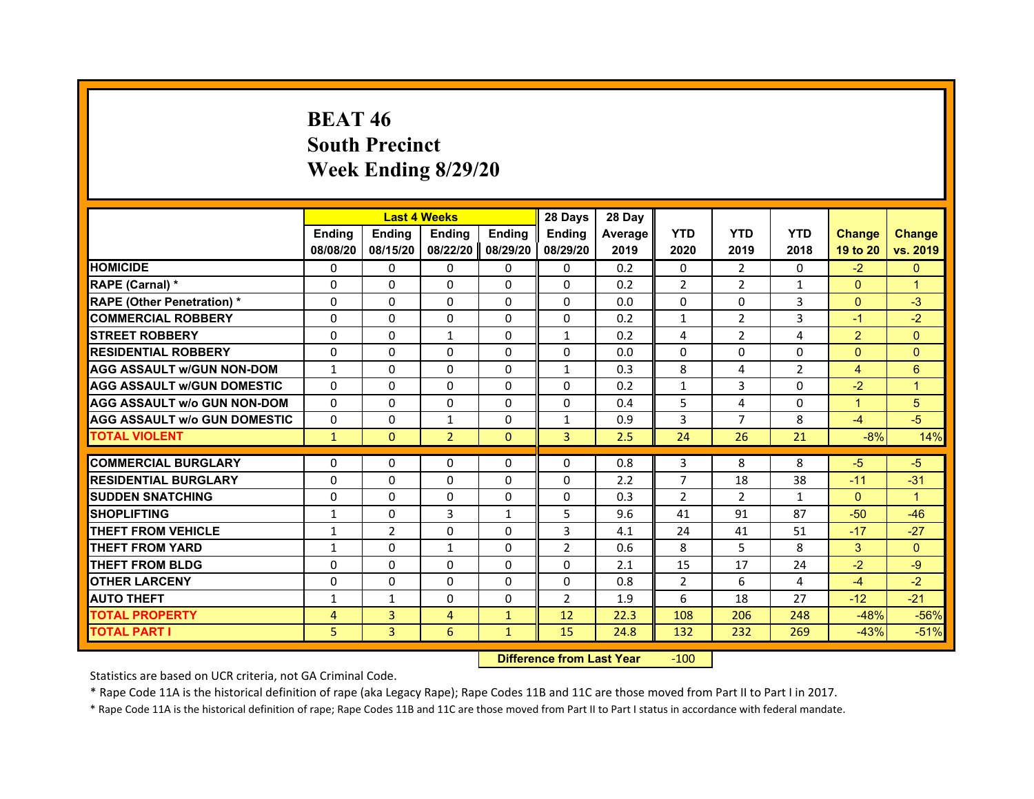# BEAT 46
# South Precinct
# Week Ending 8/29/20

| | Last 4 Weeks | | | | 28 Days | 28 Day | | | | | |
|---|---|---|---|---|---|---|---|---|---|---|---|
| | Ending 08/08/20 | Ending 08/15/20 | Ending 08/22/20 | Ending 08/29/20 | Ending 08/29/20 | Average 2019 | YTD 2020 | YTD 2019 | YTD 2018 | Change 19 to 20 | Change vs. 2019 |
| HOMICIDE | 0 | 0 | 0 | 0 | 0 | 0.2 | 0 | 2 | 0 | -2 | 0 |
| RAPE (Carnal) * | 0 | 0 | 0 | 0 | 0 | 0.2 | 2 | 2 | 1 | 0 | 1 |
| RAPE (Other Penetration) * | 0 | 0 | 0 | 0 | 0 | 0.0 | 0 | 0 | 3 | 0 | -3 |
| COMMERCIAL ROBBERY | 0 | 0 | 0 | 0 | 0 | 0.2 | 1 | 2 | 3 | -1 | -2 |
| STREET ROBBERY | 0 | 0 | 1 | 0 | 1 | 0.2 | 4 | 2 | 4 | 2 | 0 |
| RESIDENTIAL ROBBERY | 0 | 0 | 0 | 0 | 0 | 0.0 | 0 | 0 | 0 | 0 | 0 |
| AGG ASSAULT w/GUN NON-DOM | 1 | 0 | 0 | 0 | 1 | 0.3 | 8 | 4 | 2 | 4 | 6 |
| AGG ASSAULT w/GUN DOMESTIC | 0 | 0 | 0 | 0 | 0 | 0.2 | 1 | 3 | 0 | -2 | 1 |
| AGG ASSAULT w/o GUN NON-DOM | 0 | 0 | 0 | 0 | 0 | 0.4 | 5 | 4 | 0 | 1 | 5 |
| AGG ASSAULT w/o GUN DOMESTIC | 0 | 0 | 1 | 0 | 1 | 0.9 | 3 | 7 | 8 | -4 | -5 |
| TOTAL VIOLENT | 1 | 0 | 2 | 0 | 3 | 2.5 | 24 | 26 | 21 | -8% | 14% |
| COMMERCIAL BURGLARY | 0 | 0 | 0 | 0 | 0 | 0.8 | 3 | 8 | 8 | -5 | -5 |
| RESIDENTIAL BURGLARY | 0 | 0 | 0 | 0 | 0 | 2.2 | 7 | 18 | 38 | -11 | -31 |
| SUDDEN SNATCHING | 0 | 0 | 0 | 0 | 0 | 0.3 | 2 | 2 | 1 | 0 | 1 |
| SHOPLIFTING | 1 | 0 | 3 | 1 | 5 | 9.6 | 41 | 91 | 87 | -50 | -46 |
| THEFT FROM VEHICLE | 1 | 2 | 0 | 0 | 3 | 4.1 | 24 | 41 | 51 | -17 | -27 |
| THEFT FROM YARD | 1 | 0 | 1 | 0 | 2 | 0.6 | 8 | 5 | 8 | 3 | 0 |
| THEFT FROM BLDG | 0 | 0 | 0 | 0 | 0 | 2.1 | 15 | 17 | 24 | -2 | -9 |
| OTHER LARCENY | 0 | 0 | 0 | 0 | 0 | 0.8 | 2 | 6 | 4 | -4 | -2 |
| AUTO THEFT | 1 | 1 | 0 | 0 | 2 | 1.9 | 6 | 18 | 27 | -12 | -21 |
| TOTAL PROPERTY | 4 | 3 | 4 | 1 | 12 | 22.3 | 108 | 206 | 248 | -48% | -56% |
| TOTAL PART I | 5 | 3 | 6 | 1 | 15 | 24.8 | 132 | 232 | 269 | -43% | -51% |

**Difference from Last Year** -100

Statistics are based on UCR criteria, not GA Criminal Code.

* Rape Code 11A is the historical definition of rape (aka Legacy Rape); Rape Codes 11B and 11C are those moved from Part II to Part I in 2017.

* Rape Code 11A is the historical definition of rape; Rape Codes 11B and 11C are those moved from Part II to Part I status in accordance with federal mandate.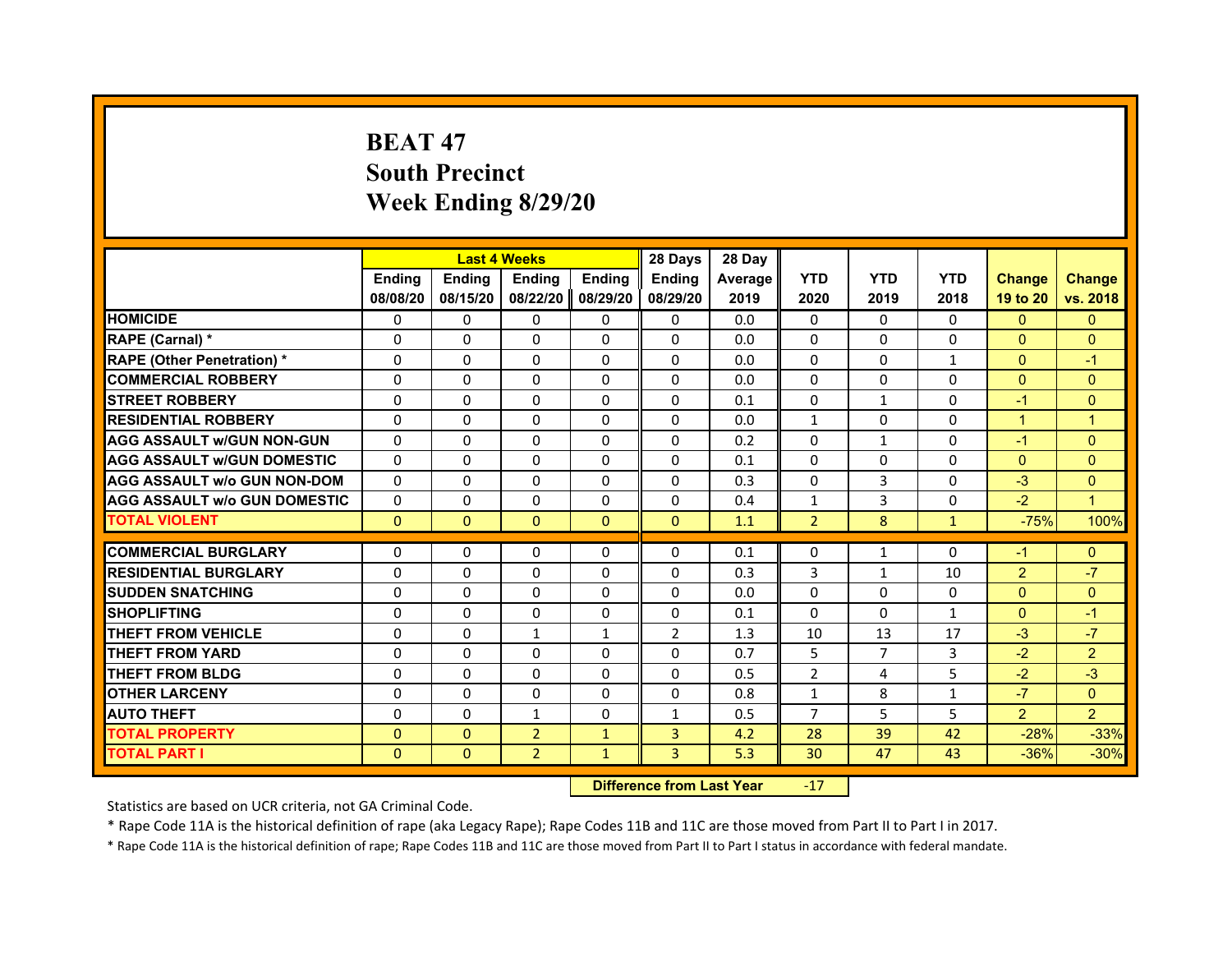# BEAT 47
# South Precinct
# Week Ending 8/29/20

| | Last 4 Weeks | | | | 28 Days | 28 Day | | | | | |
|---|---|---|---|---|---|---|---|---|---|---|---|
| | Ending 08/08/20 | Ending 08/15/20 | Ending 08/22/20 | Ending 08/29/20 | Ending 08/29/20 | Average 2019 | YTD 2020 | YTD 2019 | YTD 2018 | Change 19 to 20 | Change vs. 2018 |
| HOMICIDE | 0 | 0 | 0 | 0 | 0 | 0.0 | 0 | 0 | 0 | 0 | 0 |
| RAPE (Carnal) * | 0 | 0 | 0 | 0 | 0 | 0.0 | 0 | 0 | 0 | 0 | 0 |
| RAPE (Other Penetration) * | 0 | 0 | 0 | 0 | 0 | 0.0 | 0 | 0 | 1 | 0 | -1 |
| COMMERCIAL ROBBERY | 0 | 0 | 0 | 0 | 0 | 0.0 | 0 | 0 | 0 | 0 | 0 |
| STREET ROBBERY | 0 | 0 | 0 | 0 | 0 | 0.1 | 0 | 1 | 0 | -1 | 0 |
| RESIDENTIAL ROBBERY | 0 | 0 | 0 | 0 | 0 | 0.0 | 1 | 0 | 0 | 1 | 1 |
| AGG ASSAULT w/GUN NON-GUN | 0 | 0 | 0 | 0 | 0 | 0.2 | 0 | 1 | 0 | -1 | 0 |
| AGG ASSAULT w/GUN DOMESTIC | 0 | 0 | 0 | 0 | 0 | 0.1 | 0 | 0 | 0 | 0 | 0 |
| AGG ASSAULT w/o GUN NON-DOM | 0 | 0 | 0 | 0 | 0 | 0.3 | 0 | 3 | 0 | -3 | 0 |
| AGG ASSAULT w/o GUN DOMESTIC | 0 | 0 | 0 | 0 | 0 | 0.4 | 1 | 3 | 0 | -2 | 1 |
| TOTAL VIOLENT | 0 | 0 | 0 | 0 | 0 | 1.1 | 2 | 8 | 1 | -75% | 100% |
| COMMERCIAL BURGLARY | 0 | 0 | 0 | 0 | 0 | 0.1 | 0 | 1 | 0 | -1 | 0 |
| RESIDENTIAL BURGLARY | 0 | 0 | 0 | 0 | 0 | 0.3 | 3 | 1 | 10 | 2 | -7 |
| SUDDEN SNATCHING | 0 | 0 | 0 | 0 | 0 | 0.0 | 0 | 0 | 0 | 0 | 0 |
| SHOPLIFTING | 0 | 0 | 0 | 0 | 0 | 0.1 | 0 | 0 | 1 | 0 | -1 |
| THEFT FROM VEHICLE | 0 | 0 | 1 | 1 | 2 | 1.3 | 10 | 13 | 17 | -3 | -7 |
| THEFT FROM YARD | 0 | 0 | 0 | 0 | 0 | 0.7 | 5 | 7 | 3 | -2 | 2 |
| THEFT FROM BLDG | 0 | 0 | 0 | 0 | 0 | 0.5 | 2 | 4 | 5 | -2 | -3 |
| OTHER LARCENY | 0 | 0 | 0 | 0 | 0 | 0.8 | 1 | 8 | 1 | -7 | 0 |
| AUTO THEFT | 0 | 0 | 1 | 0 | 1 | 0.5 | 7 | 5 | 5 | 2 | 2 |
| TOTAL PROPERTY | 0 | 0 | 2 | 1 | 3 | 4.2 | 28 | 39 | 42 | -28% | -33% |
| TOTAL PART I | 0 | 0 | 2 | 1 | 3 | 5.3 | 30 | 47 | 43 | -36% | -30% |

| Difference from Last Year | -17 |
|---|---|

Statistics are based on UCR criteria, not GA Criminal Code.

* Rape Code 11A is the historical definition of rape (aka Legacy Rape); Rape Codes 11B and 11C are those moved from Part II to Part I in 2017.

* Rape Code 11A is the historical definition of rape; Rape Codes 11B and 11C are those moved from Part II to Part I status in accordance with federal mandate.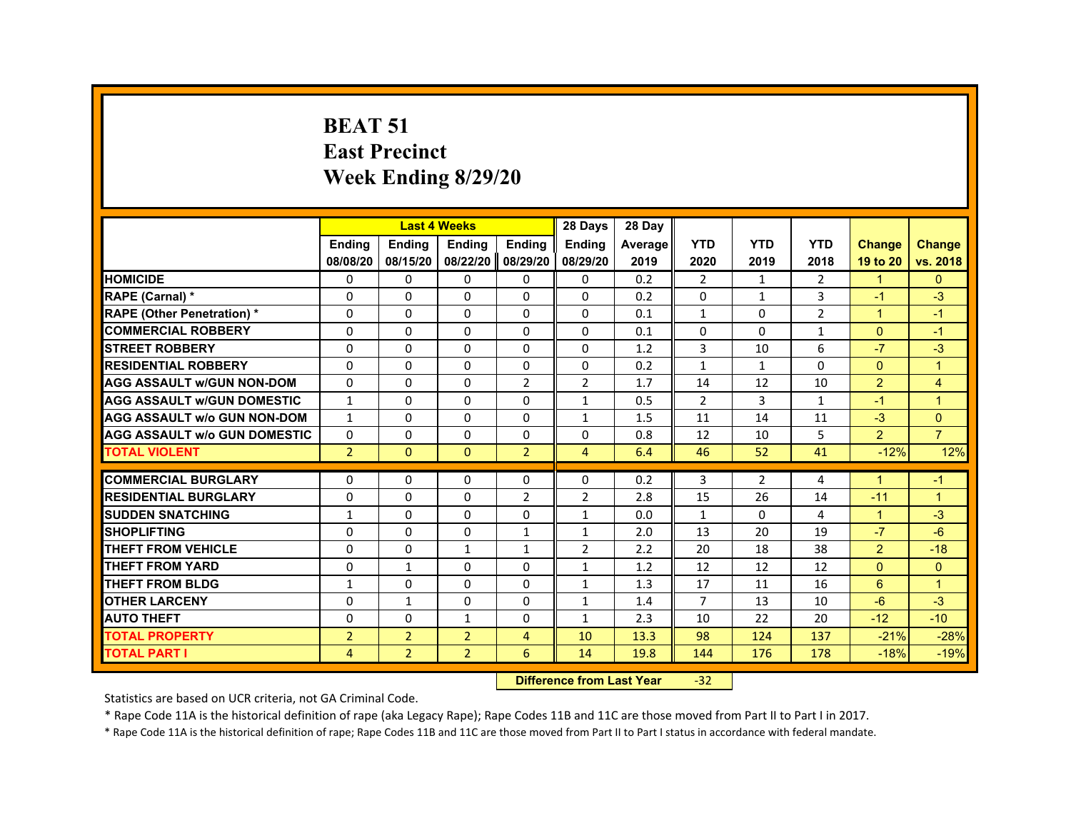# BEAT 51
## East Precinct
## Week Ending 8/29/20

| | Last 4 Weeks | | | | 28 Days | 28 Day | | | | | |
|---|---|---|---|---|---|---|---|---|---|---|---|
| | Ending 08/08/20 | Ending 08/15/20 | Ending 08/22/20 | Ending 08/29/20 | Ending 08/29/20 | Average 2019 | YTD 2020 | YTD 2019 | YTD 2018 | Change 19 to 20 | Change vs. 2018 |
| HOMICIDE | 0 | 0 | 0 | 0 | 0 | 0.2 | 2 | 1 | 2 | 1 | 0 |
| RAPE (Carnal) * | 0 | 0 | 0 | 0 | 0 | 0.2 | 0 | 1 | 3 | -1 | -3 |
| RAPE (Other Penetration) * | 0 | 0 | 0 | 0 | 0 | 0.1 | 1 | 0 | 2 | 1 | -1 |
| COMMERCIAL ROBBERY | 0 | 0 | 0 | 0 | 0 | 0.1 | 0 | 0 | 1 | 0 | -1 |
| STREET ROBBERY | 0 | 0 | 0 | 0 | 0 | 1.2 | 3 | 10 | 6 | -7 | -3 |
| RESIDENTIAL ROBBERY | 0 | 0 | 0 | 0 | 0 | 0.2 | 1 | 1 | 0 | 0 | 1 |
| AGG ASSAULT w/GUN NON-DOM | 0 | 0 | 0 | 2 | 2 | 1.7 | 14 | 12 | 10 | 2 | 4 |
| AGG ASSAULT w/GUN DOMESTIC | 1 | 0 | 0 | 0 | 1 | 0.5 | 2 | 3 | 1 | -1 | 1 |
| AGG ASSAULT w/o GUN NON-DOM | 1 | 0 | 0 | 0 | 1 | 1.5 | 11 | 14 | 11 | -3 | 0 |
| AGG ASSAULT w/o GUN DOMESTIC | 0 | 0 | 0 | 0 | 0 | 0.8 | 12 | 10 | 5 | 2 | 7 |
| TOTAL VIOLENT | 2 | 0 | 0 | 2 | 4 | 6.4 | 46 | 52 | 41 | -12% | 12% |
| COMMERCIAL BURGLARY | 0 | 0 | 0 | 0 | 0 | 0.2 | 3 | 2 | 4 | 1 | -1 |
| RESIDENTIAL BURGLARY | 0 | 0 | 0 | 2 | 2 | 2.8 | 15 | 26 | 14 | -11 | 1 |
| SUDDEN SNATCHING | 1 | 0 | 0 | 0 | 1 | 0.0 | 1 | 0 | 4 | 1 | -3 |
| SHOPLIFTING | 0 | 0 | 0 | 1 | 1 | 2.0 | 13 | 20 | 19 | -7 | -6 |
| THEFT FROM VEHICLE | 0 | 0 | 1 | 1 | 2 | 2.2 | 20 | 18 | 38 | 2 | -18 |
| THEFT FROM YARD | 0 | 1 | 0 | 0 | 1 | 1.2 | 12 | 12 | 12 | 0 | 0 |
| THEFT FROM BLDG | 1 | 0 | 0 | 0 | 1 | 1.3 | 17 | 11 | 16 | 6 | 1 |
| OTHER LARCENY | 0 | 1 | 0 | 0 | 1 | 1.4 | 7 | 13 | 10 | -6 | -3 |
| AUTO THEFT | 0 | 0 | 1 | 0 | 1 | 2.3 | 10 | 22 | 20 | -12 | -10 |
| TOTAL PROPERTY | 2 | 2 | 2 | 4 | 10 | 13.3 | 98 | 124 | 137 | -21% | -28% |
| TOTAL PART I | 4 | 2 | 2 | 6 | 14 | 19.8 | 144 | 176 | 178 | -18% | -19% |

**Difference from Last Year** -32

Statistics are based on UCR criteria, not GA Criminal Code.

* Rape Code 11A is the historical definition of rape (aka Legacy Rape); Rape Codes 11B and 11C are those moved from Part II to Part I in 2017.

* Rape Code 11A is the historical definition of rape; Rape Codes 11B and 11C are those moved from Part II to Part I status in accordance with federal mandate.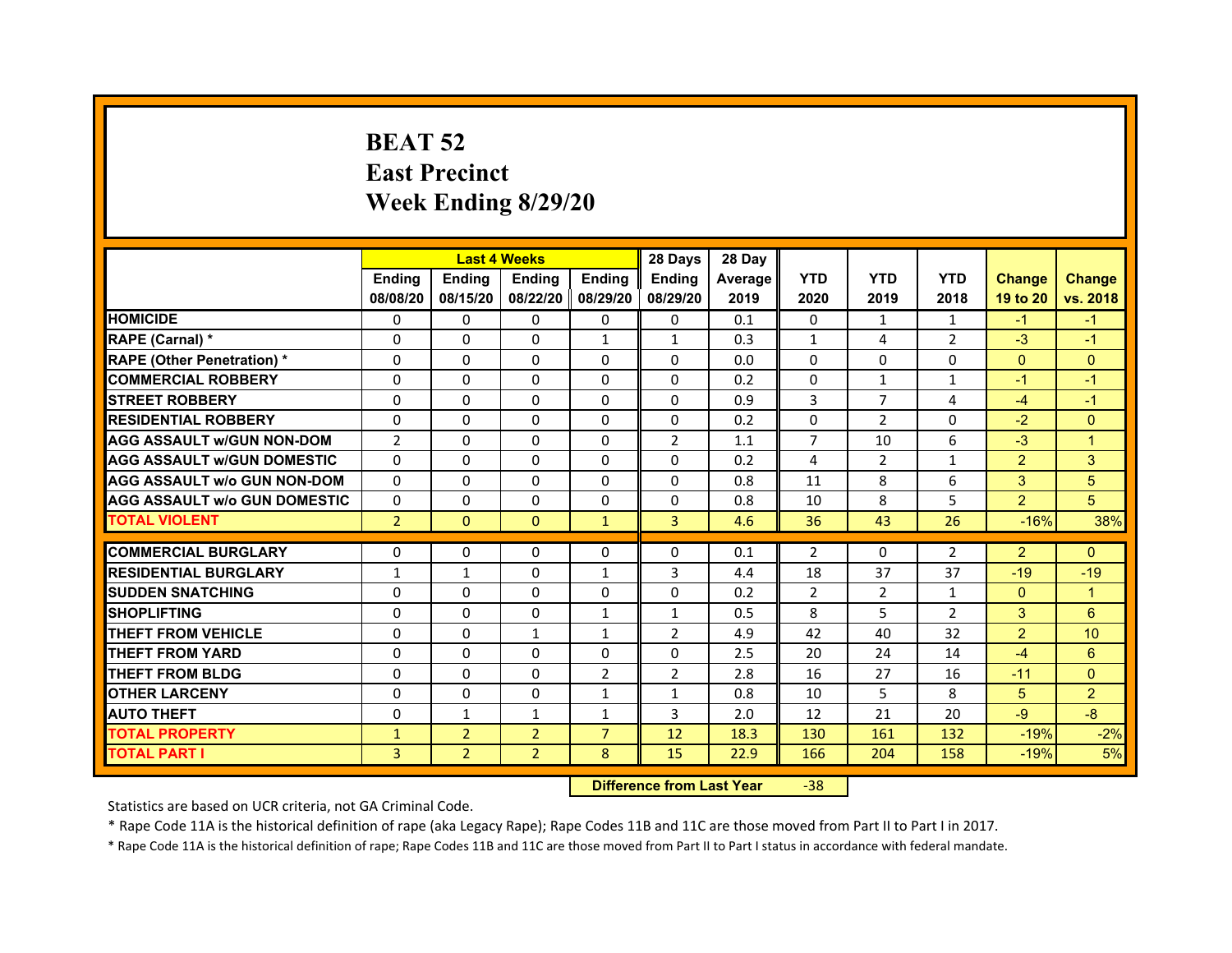# BEAT 52
# East Precinct
# Week Ending 8/29/20

| | Last 4 Weeks | | | | 28 Days | 28 Day | | | | | |
|---|---|---|---|---|---|---|---|---|---|---|---|
| | Ending 08/08/20 | Ending 08/15/20 | Ending 08/22/20 | Ending 08/29/20 | Ending 08/29/20 | Average 2019 | YTD 2020 | YTD 2019 | YTD 2018 | Change 19 to 20 | Change vs. 2018 |
| HOMICIDE | 0 | 0 | 0 | 0 | 0 | 0.1 | 0 | 1 | 1 | -1 | -1 |
| RAPE (Carnal) * | 0 | 0 | 0 | 1 | 1 | 0.3 | 1 | 4 | 2 | -3 | -1 |
| RAPE (Other Penetration) * | 0 | 0 | 0 | 0 | 0 | 0.0 | 0 | 0 | 0 | 0 | 0 |
| COMMERCIAL ROBBERY | 0 | 0 | 0 | 0 | 0 | 0.2 | 0 | 1 | 1 | -1 | -1 |
| STREET ROBBERY | 0 | 0 | 0 | 0 | 0 | 0.9 | 3 | 7 | 4 | -4 | -1 |
| RESIDENTIAL ROBBERY | 0 | 0 | 0 | 0 | 0 | 0.2 | 0 | 2 | 0 | -2 | 0 |
| AGG ASSAULT w/GUN NON-DOM | 2 | 0 | 0 | 0 | 2 | 1.1 | 7 | 10 | 6 | -3 | 1 |
| AGG ASSAULT w/GUN DOMESTIC | 0 | 0 | 0 | 0 | 0 | 0.2 | 4 | 2 | 1 | 2 | 3 |
| AGG ASSAULT w/o GUN NON-DOM | 0 | 0 | 0 | 0 | 0 | 0.8 | 11 | 8 | 6 | 3 | 5 |
| AGG ASSAULT w/o GUN DOMESTIC | 0 | 0 | 0 | 0 | 0 | 0.8 | 10 | 8 | 5 | 2 | 5 |
| TOTAL VIOLENT | 2 | 0 | 0 | 1 | 3 | 4.6 | 36 | 43 | 26 | -16% | 38% |
| COMMERCIAL BURGLARY | 0 | 0 | 0 | 0 | 0 | 0.1 | 2 | 0 | 2 | 2 | 0 |
| RESIDENTIAL BURGLARY | 1 | 1 | 0 | 1 | 3 | 4.4 | 18 | 37 | 37 | -19 | -19 |
| SUDDEN SNATCHING | 0 | 0 | 0 | 0 | 0 | 0.2 | 2 | 2 | 1 | 0 | 1 |
| SHOPLIFTING | 0 | 0 | 0 | 1 | 1 | 0.5 | 8 | 5 | 2 | 3 | 6 |
| THEFT FROM VEHICLE | 0 | 0 | 1 | 1 | 2 | 4.9 | 42 | 40 | 32 | 2 | 10 |
| THEFT FROM YARD | 0 | 0 | 0 | 0 | 0 | 2.5 | 20 | 24 | 14 | -4 | 6 |
| THEFT FROM BLDG | 0 | 0 | 0 | 2 | 2 | 2.8 | 16 | 27 | 16 | -11 | 0 |
| OTHER LARCENY | 0 | 0 | 0 | 1 | 1 | 0.8 | 10 | 5 | 8 | 5 | 2 |
| AUTO THEFT | 0 | 1 | 1 | 1 | 3 | 2.0 | 12 | 21 | 20 | -9 | -8 |
| TOTAL PROPERTY | 1 | 2 | 2 | 7 | 12 | 18.3 | 130 | 161 | 132 | -19% | -2% |
| TOTAL PART I | 3 | 2 | 2 | 8 | 15 | 22.9 | 166 | 204 | 158 | -19% | 5% |

**Difference from Last Year** -38

Statistics are based on UCR criteria, not GA Criminal Code.

* Rape Code 11A is the historical definition of rape (aka Legacy Rape); Rape Codes 11B and 11C are those moved from Part II to Part I in 2017.

* Rape Code 11A is the historical definition of rape; Rape Codes 11B and 11C are those moved from Part II to Part I status in accordance with federal mandate.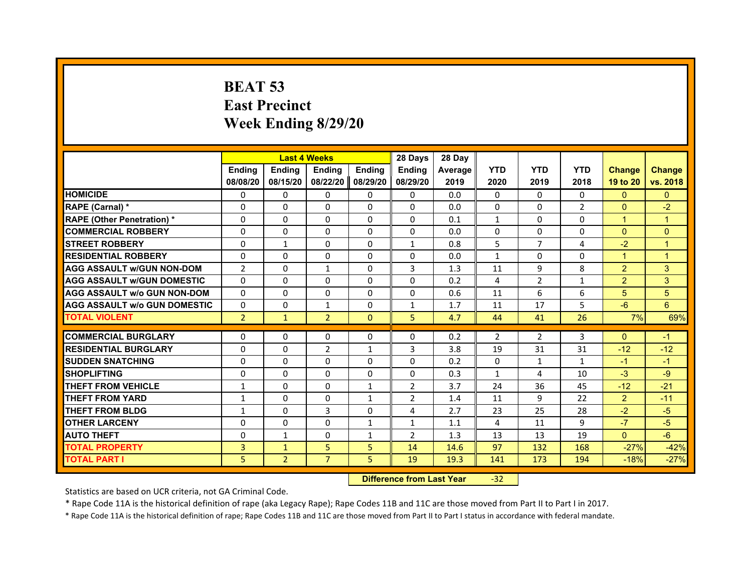# BEAT 53
## East Precinct
## Week Ending 8/29/20

| | Last 4 Weeks | | | | 28 Days | 28 Day | | | | | |
|---|---|---|---|---|---|---|---|---|---|---|---|
| | Ending 08/08/20 | Ending 08/15/20 | Ending 08/22/20 | Ending 08/29/20 | Ending 08/29/20 | Average 2019 | YTD 2020 | YTD 2019 | YTD 2018 | Change 19 to 20 | Change vs. 2018 |
| HOMICIDE | 0 | 0 | 0 | 0 | 0 | 0.0 | 0 | 0 | 0 | 0 | 0 |
| RAPE (Carnal) * | 0 | 0 | 0 | 0 | 0 | 0.0 | 0 | 0 | 2 | 0 | -2 |
| RAPE (Other Penetration) * | 0 | 0 | 0 | 0 | 0 | 0.1 | 1 | 0 | 0 | 1 | 1 |
| COMMERCIAL ROBBERY | 0 | 0 | 0 | 0 | 0 | 0.0 | 0 | 0 | 0 | 0 | 0 |
| STREET ROBBERY | 0 | 1 | 0 | 0 | 1 | 0.8 | 5 | 7 | 4 | -2 | 1 |
| RESIDENTIAL ROBBERY | 0 | 0 | 0 | 0 | 0 | 0.0 | 1 | 0 | 0 | 1 | 1 |
| AGG ASSAULT w/GUN NON-DOM | 2 | 0 | 1 | 0 | 3 | 1.3 | 11 | 9 | 8 | 2 | 3 |
| AGG ASSAULT w/GUN DOMESTIC | 0 | 0 | 0 | 0 | 0 | 0.2 | 4 | 2 | 1 | 2 | 3 |
| AGG ASSAULT w/o GUN NON-DOM | 0 | 0 | 0 | 0 | 0 | 0.6 | 11 | 6 | 6 | 5 | 5 |
| AGG ASSAULT w/o GUN DOMESTIC | 0 | 0 | 1 | 0 | 1 | 1.7 | 11 | 17 | 5 | -6 | 6 |
| TOTAL VIOLENT | 2 | 1 | 2 | 0 | 5 | 4.7 | 44 | 41 | 26 | 7% | 69% |
| COMMERCIAL BURGLARY | 0 | 0 | 0 | 0 | 0 | 0.2 | 2 | 2 | 3 | 0 | -1 |
| RESIDENTIAL BURGLARY | 0 | 0 | 2 | 1 | 3 | 3.8 | 19 | 31 | 31 | -12 | -12 |
| SUDDEN SNATCHING | 0 | 0 | 0 | 0 | 0 | 0.2 | 0 | 1 | 1 | -1 | -1 |
| SHOPLIFTING | 0 | 0 | 0 | 0 | 0 | 0.3 | 1 | 4 | 10 | -3 | -9 |
| THEFT FROM VEHICLE | 1 | 0 | 0 | 1 | 2 | 3.7 | 24 | 36 | 45 | -12 | -21 |
| THEFT FROM YARD | 1 | 0 | 0 | 1 | 2 | 1.4 | 11 | 9 | 22 | 2 | -11 |
| THEFT FROM BLDG | 1 | 0 | 3 | 0 | 4 | 2.7 | 23 | 25 | 28 | -2 | -5 |
| OTHER LARCENY | 0 | 0 | 0 | 1 | 1 | 1.1 | 4 | 11 | 9 | -7 | -5 |
| AUTO THEFT | 0 | 1 | 0 | 1 | 2 | 1.3 | 13 | 13 | 19 | 0 | -6 |
| TOTAL PROPERTY | 3 | 1 | 5 | 5 | 14 | 14.6 | 97 | 132 | 168 | -27% | -42% |
| TOTAL PART I | 5 | 2 | 7 | 5 | 19 | 19.3 | 141 | 173 | 194 | -18% | -27% |

**Difference from Last Year** -32

Statistics are based on UCR criteria, not GA Criminal Code.

* Rape Code 11A is the historical definition of rape (aka Legacy Rape); Rape Codes 11B and 11C are those moved from Part II to Part I in 2017.

* Rape Code 11A is the historical definition of rape; Rape Codes 11B and 11C are those moved from Part II to Part I status in accordance with federal mandate.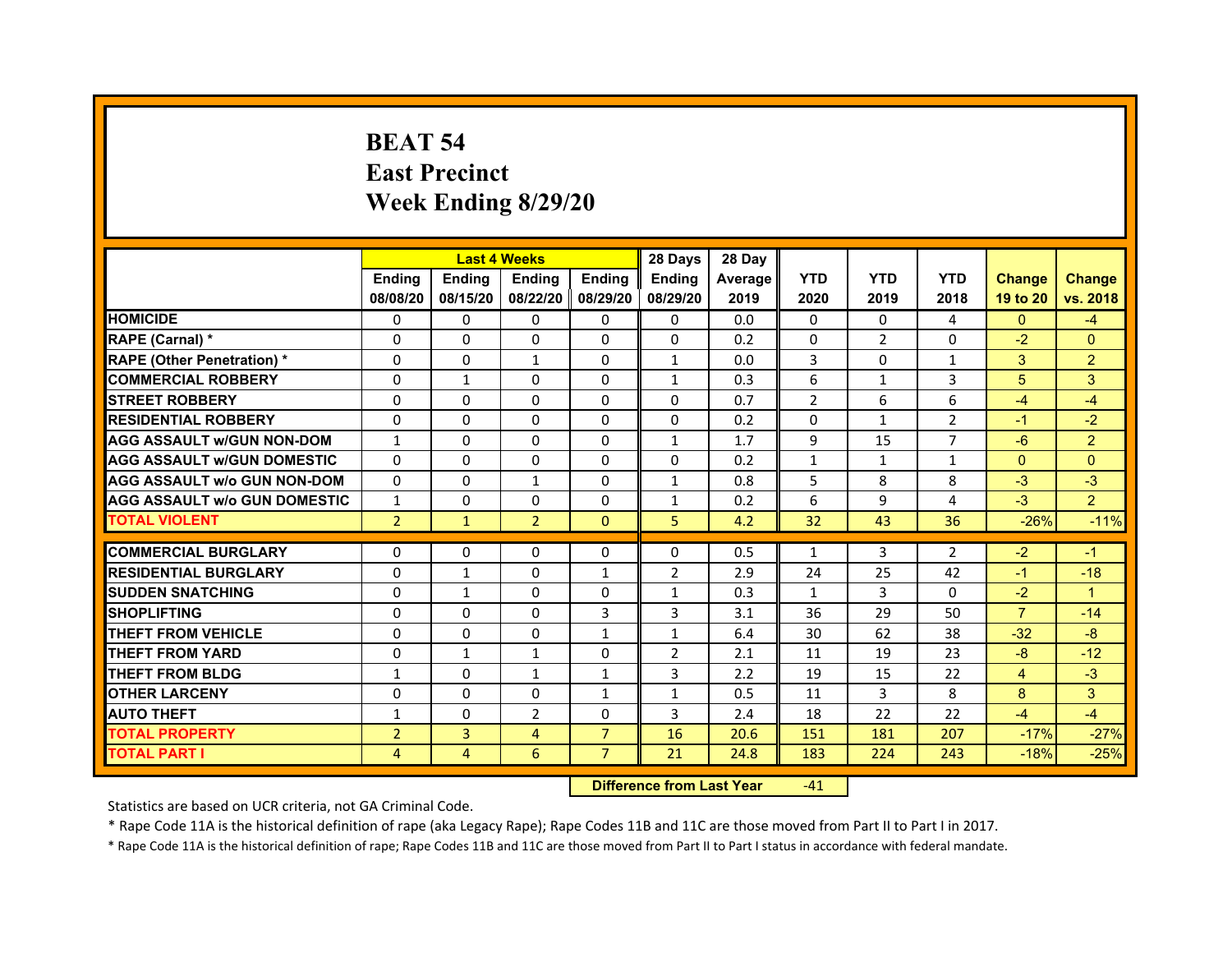# BEAT 54
# East Precinct
# Week Ending 8/29/20

| | Last 4 Weeks | | | | 28 Days | 28 Day | | | | | |
|---|---|---|---|---|---|---|---|---|---|---|---|
| | Ending 08/08/20 | Ending 08/15/20 | Ending 08/22/20 | Ending 08/29/20 | Ending 08/29/20 | Average 2019 | YTD 2020 | YTD 2019 | YTD 2018 | Change 19 to 20 | Change vs. 2018 |
| HOMICIDE | 0 | 0 | 0 | 0 | 0 | 0.0 | 0 | 0 | 4 | 0 | -4 |
| RAPE (Carnal) * | 0 | 0 | 0 | 0 | 0 | 0.2 | 0 | 2 | 0 | -2 | 0 |
| RAPE (Other Penetration) * | 0 | 0 | 1 | 0 | 1 | 0.0 | 3 | 0 | 1 | 3 | 2 |
| COMMERCIAL ROBBERY | 0 | 1 | 0 | 0 | 1 | 0.3 | 6 | 1 | 3 | 5 | 3 |
| STREET ROBBERY | 0 | 0 | 0 | 0 | 0 | 0.7 | 2 | 6 | 6 | -4 | -4 |
| RESIDENTIAL ROBBERY | 0 | 0 | 0 | 0 | 0 | 0.2 | 0 | 1 | 2 | -1 | -2 |
| AGG ASSAULT w/GUN NON-DOM | 1 | 0 | 0 | 0 | 1 | 1.7 | 9 | 15 | 7 | -6 | 2 |
| AGG ASSAULT w/GUN DOMESTIC | 0 | 0 | 0 | 0 | 0 | 0.2 | 1 | 1 | 1 | 0 | 0 |
| AGG ASSAULT w/o GUN NON-DOM | 0 | 0 | 1 | 0 | 1 | 0.8 | 5 | 8 | 8 | -3 | -3 |
| AGG ASSAULT w/o GUN DOMESTIC | 1 | 0 | 0 | 0 | 1 | 0.2 | 6 | 9 | 4 | -3 | 2 |
| TOTAL VIOLENT | 2 | 1 | 2 | 0 | 5 | 4.2 | 32 | 43 | 36 | -26% | -11% |
| COMMERCIAL BURGLARY | 0 | 0 | 0 | 0 | 0 | 0.5 | 1 | 3 | 2 | -2 | -1 |
| RESIDENTIAL BURGLARY | 0 | 1 | 0 | 1 | 2 | 2.9 | 24 | 25 | 42 | -1 | -18 |
| SUDDEN SNATCHING | 0 | 1 | 0 | 0 | 1 | 0.3 | 1 | 3 | 0 | -2 | 1 |
| SHOPLIFTING | 0 | 0 | 0 | 3 | 3 | 3.1 | 36 | 29 | 50 | 7 | -14 |
| THEFT FROM VEHICLE | 0 | 0 | 0 | 1 | 1 | 6.4 | 30 | 62 | 38 | -32 | -8 |
| THEFT FROM YARD | 0 | 1 | 1 | 0 | 2 | 2.1 | 11 | 19 | 23 | -8 | -12 |
| THEFT FROM BLDG | 1 | 0 | 1 | 1 | 3 | 2.2 | 19 | 15 | 22 | 4 | -3 |
| OTHER LARCENY | 0 | 0 | 0 | 1 | 1 | 0.5 | 11 | 3 | 8 | 8 | 3 |
| AUTO THEFT | 1 | 0 | 2 | 0 | 3 | 2.4 | 18 | 22 | 22 | -4 | -4 |
| TOTAL PROPERTY | 2 | 3 | 4 | 7 | 16 | 20.6 | 151 | 181 | 207 | -17% | -27% |
| TOTAL PART I | 4 | 4 | 6 | 7 | 21 | 24.8 | 183 | 224 | 243 | -18% | -25% |

**Difference from Last Year** -41

Statistics are based on UCR criteria, not GA Criminal Code.

* Rape Code 11A is the historical definition of rape (aka Legacy Rape); Rape Codes 11B and 11C are those moved from Part II to Part I in 2017.

* Rape Code 11A is the historical definition of rape; Rape Codes 11B and 11C are those moved from Part II to Part I status in accordance with federal mandate.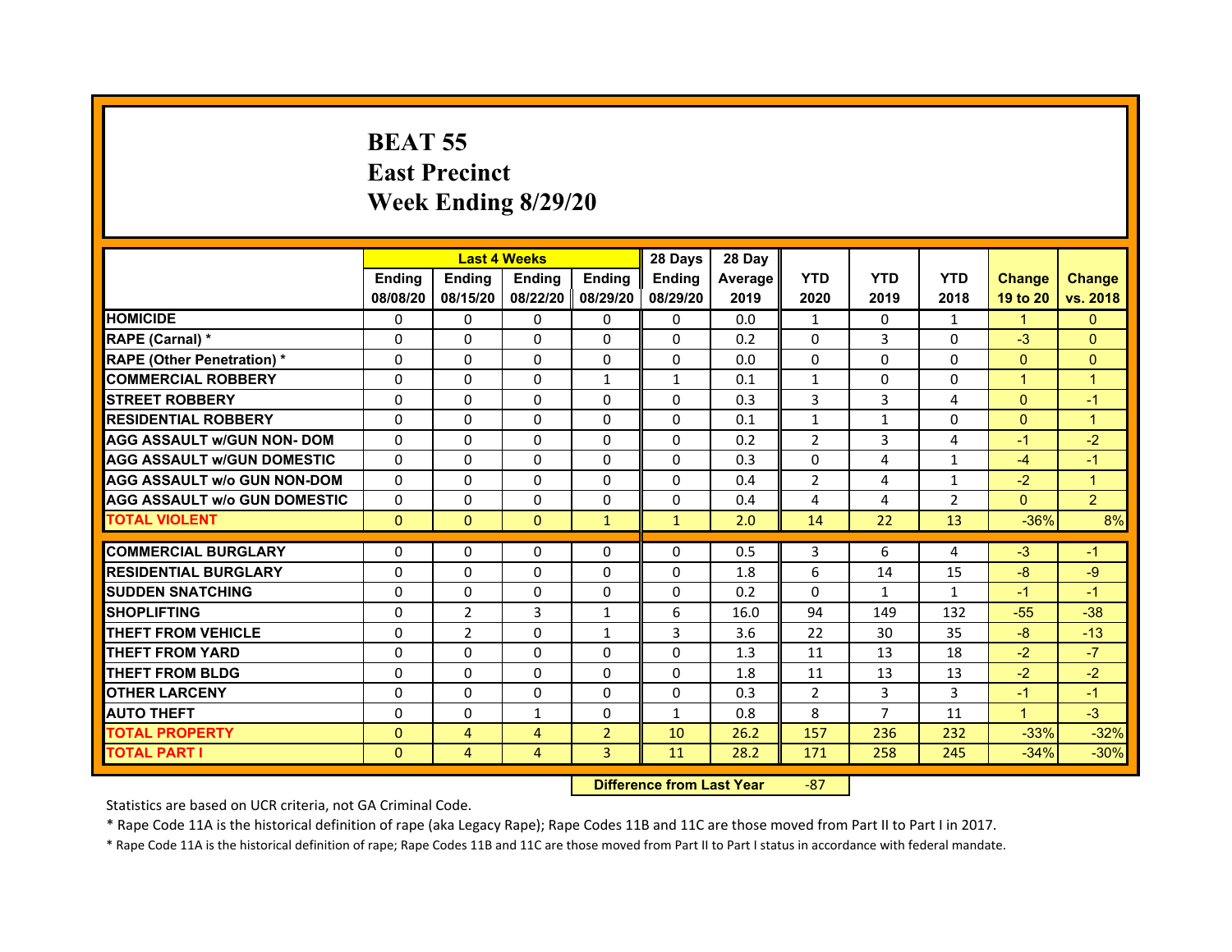# BEAT 55
## East Precinct
## Week Ending 8/29/20

| | Last 4 Weeks | | | | 28 Days | 28 Day | | | | | |
|---|---|---|---|---|---|---|---|---|---|---|---|
| | Ending 08/08/20 | Ending 08/15/20 | Ending 08/22/20 | Ending 08/29/20 | Ending 08/29/20 | Average 2019 | YTD 2020 | YTD 2019 | YTD 2018 | Change 19 to 20 | Change vs. 2018 |
| HOMICIDE | 0 | 0 | 0 | 0 | 0 | 0.0 | 1 | 0 | 1 | 1 | 0 |
| RAPE (Carnal) * | 0 | 0 | 0 | 0 | 0 | 0.2 | 0 | 3 | 0 | -3 | 0 |
| RAPE (Other Penetration) * | 0 | 0 | 0 | 0 | 0 | 0.0 | 0 | 0 | 0 | 0 | 0 |
| COMMERCIAL ROBBERY | 0 | 0 | 0 | 1 | 1 | 0.1 | 1 | 0 | 0 | 1 | 1 |
| STREET ROBBERY | 0 | 0 | 0 | 0 | 0 | 0.3 | 3 | 3 | 4 | 0 | -1 |
| RESIDENTIAL ROBBERY | 0 | 0 | 0 | 0 | 0 | 0.1 | 1 | 1 | 0 | 0 | 1 |
| AGG ASSAULT w/GUN NON- DOM | 0 | 0 | 0 | 0 | 0 | 0.2 | 2 | 3 | 4 | -1 | -2 |
| AGG ASSAULT w/GUN DOMESTIC | 0 | 0 | 0 | 0 | 0 | 0.3 | 0 | 4 | 1 | -4 | -1 |
| AGG ASSAULT w/o GUN NON-DOM | 0 | 0 | 0 | 0 | 0 | 0.4 | 2 | 4 | 1 | -2 | 1 |
| AGG ASSAULT w/o GUN DOMESTIC | 0 | 0 | 0 | 0 | 0 | 0.4 | 4 | 4 | 2 | 0 | 2 |
| TOTAL VIOLENT | 0 | 0 | 0 | 1 | 1 | 2.0 | 14 | 22 | 13 | -36% | 8% |
| COMMERCIAL BURGLARY | 0 | 0 | 0 | 0 | 0 | 0.5 | 3 | 6 | 4 | -3 | -1 |
| RESIDENTIAL BURGLARY | 0 | 0 | 0 | 0 | 0 | 1.8 | 6 | 14 | 15 | -8 | -9 |
| SUDDEN SNATCHING | 0 | 0 | 0 | 0 | 0 | 0.2 | 0 | 1 | 1 | -1 | -1 |
| SHOPLIFTING | 0 | 2 | 3 | 1 | 6 | 16.0 | 94 | 149 | 132 | -55 | -38 |
| THEFT FROM VEHICLE | 0 | 2 | 0 | 1 | 3 | 3.6 | 22 | 30 | 35 | -8 | -13 |
| THEFT FROM YARD | 0 | 0 | 0 | 0 | 0 | 1.3 | 11 | 13 | 18 | -2 | -7 |
| THEFT FROM BLDG | 0 | 0 | 0 | 0 | 0 | 1.8 | 11 | 13 | 13 | -2 | -2 |
| OTHER LARCENY | 0 | 0 | 0 | 0 | 0 | 0.3 | 2 | 3 | 3 | -1 | -1 |
| AUTO THEFT | 0 | 0 | 1 | 0 | 1 | 0.8 | 8 | 7 | 11 | 1 | -3 |
| TOTAL PROPERTY | 0 | 4 | 4 | 2 | 10 | 26.2 | 157 | 236 | 232 | -33% | -32% |
| TOTAL PART I | 0 | 4 | 4 | 3 | 11 | 28.2 | 171 | 258 | 245 | -34% | -30% |

**Difference from Last Year** -87

Statistics are based on UCR criteria, not GA Criminal Code.

* Rape Code 11A is the historical definition of rape (aka Legacy Rape); Rape Codes 11B and 11C are those moved from Part II to Part I in 2017.

* Rape Code 11A is the historical definition of rape; Rape Codes 11B and 11C are those moved from Part II to Part I status in accordance with federal mandate.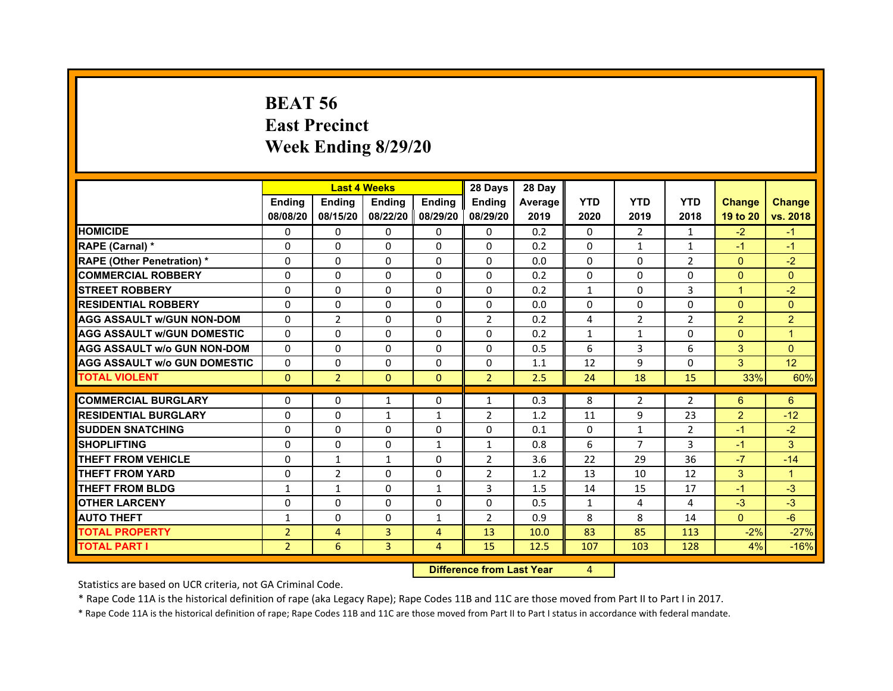# BEAT 56
# East Precinct
# Week Ending 8/29/20

| | Last 4 Weeks | | | | 28 Days | 28 Day | | | | | |
|---|---|---|---|---|---|---|---|---|---|---|---|
| | Ending 08/08/20 | Ending 08/15/20 | Ending 08/22/20 | Ending 08/29/20 | Ending 08/29/20 | Average 2019 | YTD 2020 | YTD 2019 | YTD 2018 | Change 19 to 20 | Change vs. 2018 |
| HOMICIDE | 0 | 0 | 0 | 0 | 0 | 0.2 | 0 | 2 | 1 | -2 | -1 |
| RAPE (Carnal) * | 0 | 0 | 0 | 0 | 0 | 0.2 | 0 | 1 | 1 | -1 | -1 |
| RAPE (Other Penetration) * | 0 | 0 | 0 | 0 | 0 | 0.0 | 0 | 0 | 2 | 0 | -2 |
| COMMERCIAL ROBBERY | 0 | 0 | 0 | 0 | 0 | 0.2 | 0 | 0 | 0 | 0 | 0 |
| STREET ROBBERY | 0 | 0 | 0 | 0 | 0 | 0.2 | 1 | 0 | 3 | 1 | -2 |
| RESIDENTIAL ROBBERY | 0 | 0 | 0 | 0 | 0 | 0.0 | 0 | 0 | 0 | 0 | 0 |
| AGG ASSAULT w/GUN NON-DOM | 0 | 2 | 0 | 0 | 2 | 0.2 | 4 | 2 | 2 | 2 | 2 |
| AGG ASSAULT w/GUN DOMESTIC | 0 | 0 | 0 | 0 | 0 | 0.2 | 1 | 1 | 0 | 0 | 1 |
| AGG ASSAULT w/o GUN NON-DOM | 0 | 0 | 0 | 0 | 0 | 0.5 | 6 | 3 | 6 | 3 | 0 |
| AGG ASSAULT w/o GUN DOMESTIC | 0 | 0 | 0 | 0 | 0 | 1.1 | 12 | 9 | 0 | 3 | 12 |
| TOTAL VIOLENT | 0 | 2 | 0 | 0 | 2 | 2.5 | 24 | 18 | 15 | 33% | 60% |
| COMMERCIAL BURGLARY | 0 | 0 | 1 | 0 | 1 | 0.3 | 8 | 2 | 2 | 6 | 6 |
| RESIDENTIAL BURGLARY | 0 | 0 | 1 | 1 | 2 | 1.2 | 11 | 9 | 23 | 2 | -12 |
| SUDDEN SNATCHING | 0 | 0 | 0 | 0 | 0 | 0.1 | 0 | 1 | 2 | -1 | -2 |
| SHOPLIFTING | 0 | 0 | 0 | 1 | 1 | 0.8 | 6 | 7 | 3 | -1 | 3 |
| THEFT FROM VEHICLE | 0 | 1 | 1 | 0 | 2 | 3.6 | 22 | 29 | 36 | -7 | -14 |
| THEFT FROM YARD | 0 | 2 | 0 | 0 | 2 | 1.2 | 13 | 10 | 12 | 3 | 1 |
| THEFT FROM BLDG | 1 | 1 | 0 | 1 | 3 | 1.5 | 14 | 15 | 17 | -1 | -3 |
| OTHER LARCENY | 0 | 0 | 0 | 0 | 0 | 0.5 | 1 | 4 | 4 | -3 | -3 |
| AUTO THEFT | 1 | 0 | 0 | 1 | 2 | 0.9 | 8 | 8 | 14 | 0 | -6 |
| TOTAL PROPERTY | 2 | 4 | 3 | 4 | 13 | 10.0 | 83 | 85 | 113 | -2% | -27% |
| TOTAL PART I | 2 | 6 | 3 | 4 | 15 | 12.5 | 107 | 103 | 128 | 4% | -16% |

**Difference from Last Year** 4

Statistics are based on UCR criteria, not GA Criminal Code.

* Rape Code 11A is the historical definition of rape (aka Legacy Rape); Rape Codes 11B and 11C are those moved from Part II to Part I in 2017.

* Rape Code 11A is the historical definition of rape; Rape Codes 11B and 11C are those moved from Part II to Part I status in accordance with federal mandate.